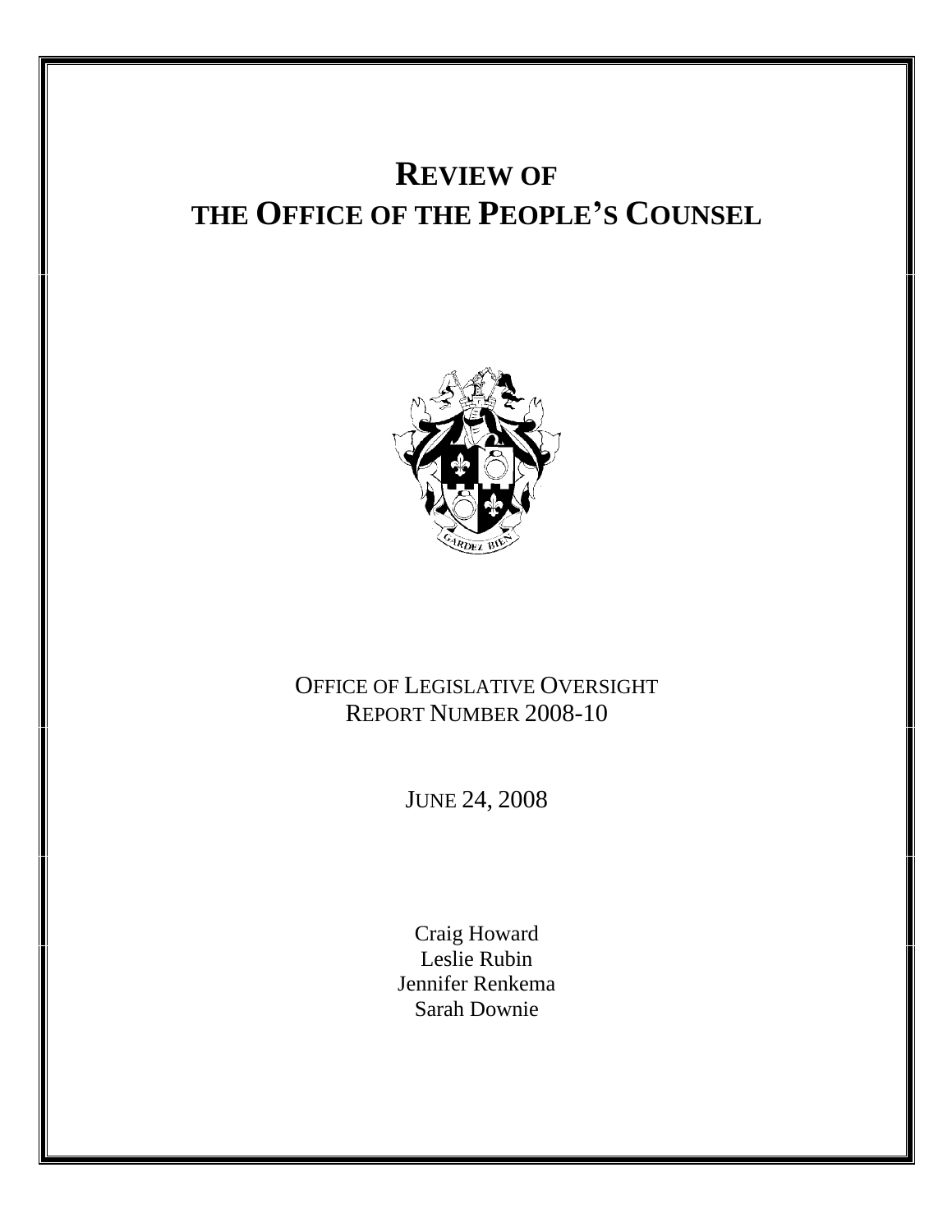# REVIEW OF THE OFFICE OF THE PEOPLE'S COUNSEL

OFFICE OF LEGISLATIVE OVERSIGHT
REPORT NUMBER 2008-10

JUNE 24, 2008

Craig Howard
Leslie Rubin
Jennifer Renkema
Sarah Downie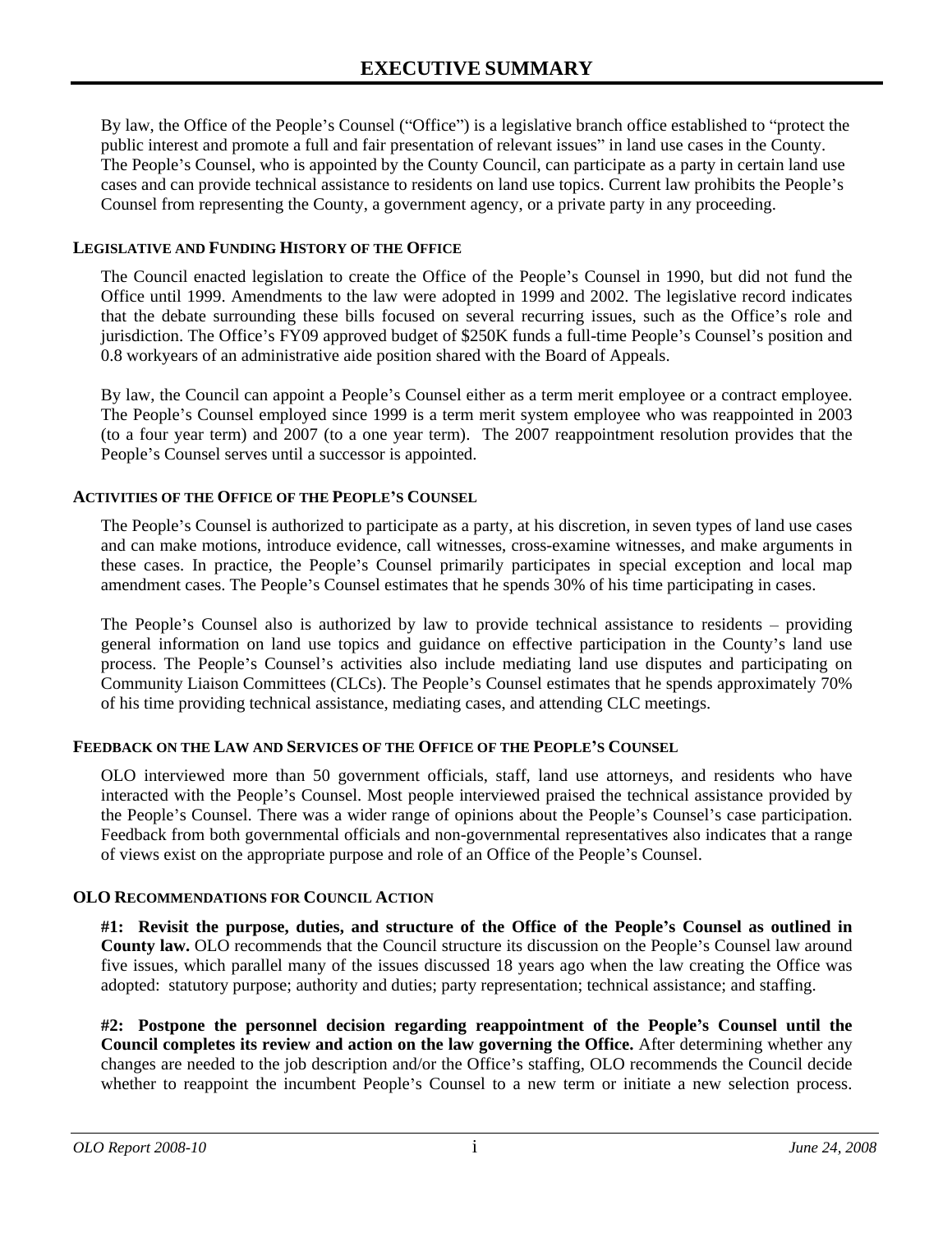# EXECUTIVE SUMMARY

By law, the Office of the People's Counsel ("Office") is a legislative branch office established to "protect the public interest and promote a full and fair presentation of relevant issues" in land use cases in the County. The People's Counsel, who is appointed by the County Council, can participate as a party in certain land use cases and can provide technical assistance to residents on land use topics. Current law prohibits the People's Counsel from representing the County, a government agency, or a private party in any proceeding.

### LEGISLATIVE AND FUNDING HISTORY OF THE OFFICE

The Council enacted legislation to create the Office of the People's Counsel in 1990, but did not fund the Office until 1999. Amendments to the law were adopted in 1999 and 2002. The legislative record indicates that the debate surrounding these bills focused on several recurring issues, such as the Office's role and jurisdiction. The Office's FY09 approved budget of $250K funds a full-time People's Counsel's position and 0.8 workyears of an administrative aide position shared with the Board of Appeals.

By law, the Council can appoint a People's Counsel either as a term merit employee or a contract employee. The People's Counsel employed since 1999 is a term merit system employee who was reappointed in 2003 (to a four year term) and 2007 (to a one year term). The 2007 reappointment resolution provides that the People's Counsel serves until a successor is appointed.

### ACTIVITIES OF THE OFFICE OF THE PEOPLE'S COUNSEL

The People's Counsel is authorized to participate as a party, at his discretion, in seven types of land use cases and can make motions, introduce evidence, call witnesses, cross-examine witnesses, and make arguments in these cases. In practice, the People's Counsel primarily participates in special exception and local map amendment cases. The People's Counsel estimates that he spends 30% of his time participating in cases.

The People's Counsel also is authorized by law to provide technical assistance to residents – providing general information on land use topics and guidance on effective participation in the County's land use process. The People's Counsel's activities also include mediating land use disputes and participating on Community Liaison Committees (CLCs). The People's Counsel estimates that he spends approximately 70% of his time providing technical assistance, mediating cases, and attending CLC meetings.

### FEEDBACK ON THE LAW AND SERVICES OF THE OFFICE OF THE PEOPLE'S COUNSEL

OLO interviewed more than 50 government officials, staff, land use attorneys, and residents who have interacted with the People's Counsel. Most people interviewed praised the technical assistance provided by the People's Counsel. There was a wider range of opinions about the People's Counsel's case participation. Feedback from both governmental officials and non-governmental representatives also indicates that a range of views exist on the appropriate purpose and role of an Office of the People's Counsel.

### OLO RECOMMENDATIONS FOR COUNCIL ACTION

**#1: Revisit the purpose, duties, and structure of the Office of the People's Counsel as outlined in County law.** OLO recommends that the Council structure its discussion on the People's Counsel law around five issues, which parallel many of the issues discussed 18 years ago when the law creating the Office was adopted: statutory purpose; authority and duties; party representation; technical assistance; and staffing.

**#2: Postpone the personnel decision regarding reappointment of the People's Counsel until the Council completes its review and action on the law governing the Office.** After determining whether any changes are needed to the job description and/or the Office's staffing, OLO recommends the Council decide whether to reappoint the incumbent People's Counsel to a new term or initiate a new selection process.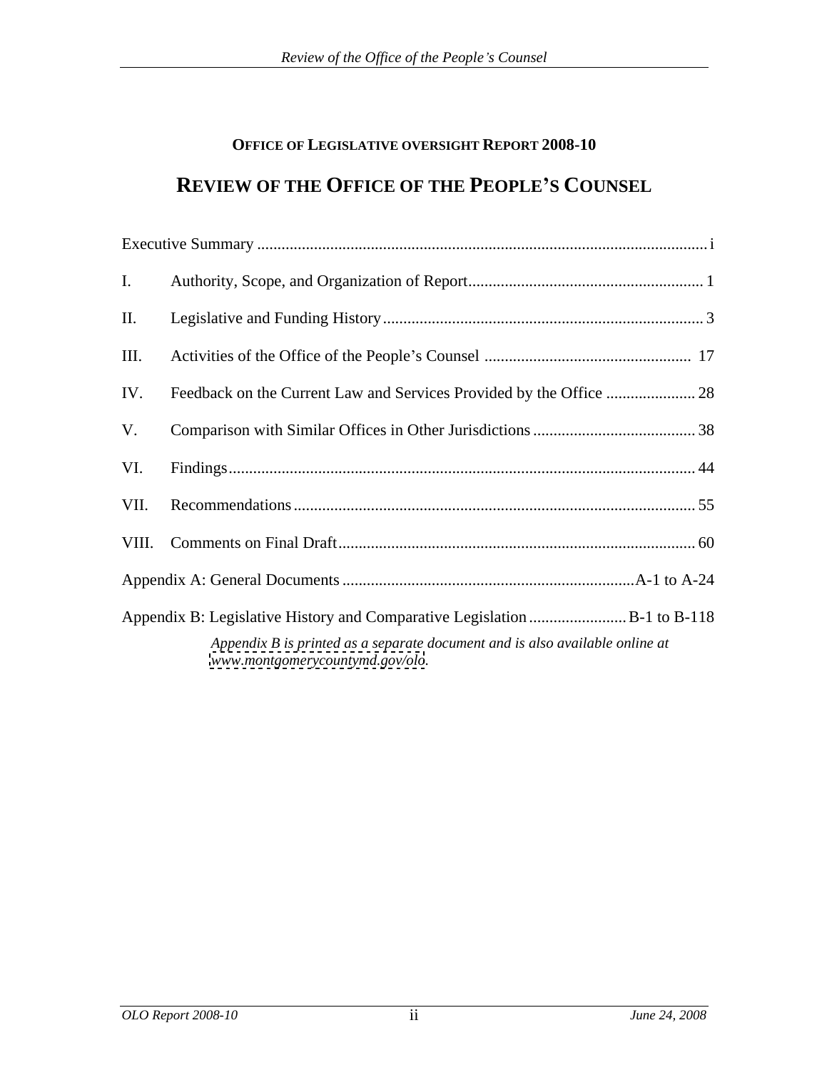**OFFICE OF LEGISLATIVE OVERSIGHT REPORT 2008-10**

# REVIEW OF THE OFFICE OF THE PEOPLE'S COUNSEL

| | | |
|---|---|---|
| Executive Summary | | i |
| I. | Authority, Scope, and Organization of Report | 1 |
| II. | Legislative and Funding History | 3 |
| III. | Activities of the Office of the People's Counsel | 17 |
| IV. | Feedback on the Current Law and Services Provided by the Office | 28 |
| V. | Comparison with Similar Offices in Other Jurisdictions | 38 |
| VI. | Findings | 44 |
| VII. | Recommendations | 55 |
| VIII. | Comments on Final Draft | 60 |
| Appendix A: General Documents | | A-1 to A-24 |
| Appendix B: Legislative History and Comparative Legislation | | B-1 to B-118 |

*Appendix B is printed as a separate document and is also available online at www.montgomerycountymd.gov/olo.*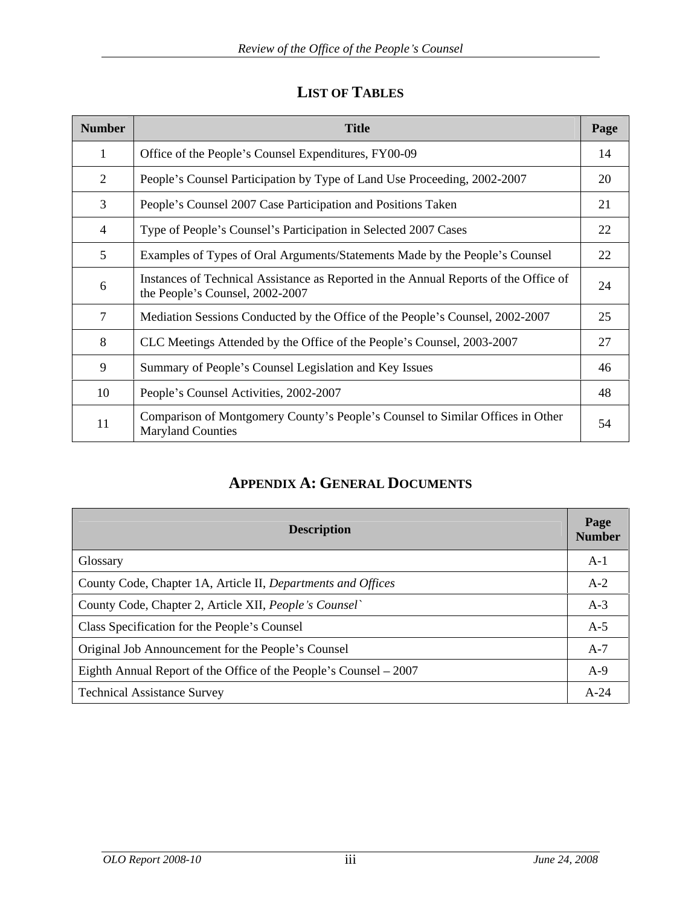## LIST OF TABLES

| Number | Title | Page |
|---|---|---|
| 1 | Office of the People's Counsel Expenditures, FY00-09 | 14 |
| 2 | People's Counsel Participation by Type of Land Use Proceeding, 2002-2007 | 20 |
| 3 | People's Counsel 2007 Case Participation and Positions Taken | 21 |
| 4 | Type of People's Counsel's Participation in Selected 2007 Cases | 22 |
| 5 | Examples of Types of Oral Arguments/Statements Made by the People's Counsel | 22 |
| 6 | Instances of Technical Assistance as Reported in the Annual Reports of the Office of the People's Counsel, 2002-2007 | 24 |
| 7 | Mediation Sessions Conducted by the Office of the People's Counsel, 2002-2007 | 25 |
| 8 | CLC Meetings Attended by the Office of the People's Counsel, 2003-2007 | 27 |
| 9 | Summary of People's Counsel Legislation and Key Issues | 46 |
| 10 | People's Counsel Activities, 2002-2007 | 48 |
| 11 | Comparison of Montgomery County's People's Counsel to Similar Offices in Other Maryland Counties | 54 |

## APPENDIX A: GENERAL DOCUMENTS

| Description | Page Number |
|---|---|
| Glossary | A-1 |
| County Code, Chapter 1A, Article II, *Departments and Offices* | A-2 |
| County Code, Chapter 2, Article XII, *People's Counsel`* | A-3 |
| Class Specification for the People's Counsel | A-5 |
| Original Job Announcement for the People's Counsel | A-7 |
| Eighth Annual Report of the Office of the People's Counsel – 2007 | A-9 |
| Technical Assistance Survey | A-24 |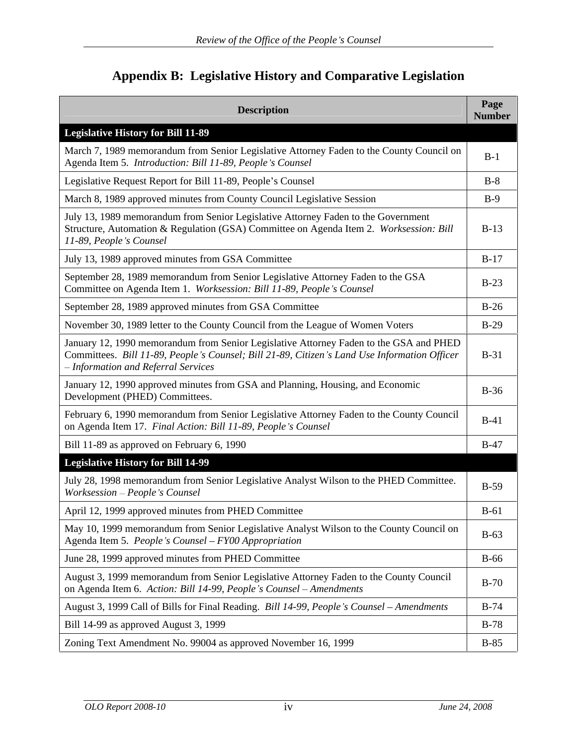# Appendix B: Legislative History and Comparative Legislation

| Description | Page Number |
|---|---|
| **Legislative History for Bill 11-89** | |
| March 7, 1989 memorandum from Senior Legislative Attorney Faden to the County Council on Agenda Item 5. *Introduction: Bill 11-89, People's Counsel* | B-1 |
| Legislative Request Report for Bill 11-89, People's Counsel | B-8 |
| March 8, 1989 approved minutes from County Council Legislative Session | B-9 |
| July 13, 1989 memorandum from Senior Legislative Attorney Faden to the Government Structure, Automation & Regulation (GSA) Committee on Agenda Item 2. *Worksession: Bill 11-89, People's Counsel* | B-13 |
| July 13, 1989 approved minutes from GSA Committee | B-17 |
| September 28, 1989 memorandum from Senior Legislative Attorney Faden to the GSA Committee on Agenda Item 1. *Worksession: Bill 11-89, People's Counsel* | B-23 |
| September 28, 1989 approved minutes from GSA Committee | B-26 |
| November 30, 1989 letter to the County Council from the League of Women Voters | B-29 |
| January 12, 1990 memorandum from Senior Legislative Attorney Faden to the GSA and PHED Committees. *Bill 11-89, People's Counsel; Bill 21-89, Citizen's Land Use Information Officer – Information and Referral Services* | B-31 |
| January 12, 1990 approved minutes from GSA and Planning, Housing, and Economic Development (PHED) Committees. | B-36 |
| February 6, 1990 memorandum from Senior Legislative Attorney Faden to the County Council on Agenda Item 17. *Final Action: Bill 11-89, People's Counsel* | B-41 |
| Bill 11-89 as approved on February 6, 1990 | B-47 |
| **Legislative History for Bill 14-99** | |
| July 28, 1998 memorandum from Senior Legislative Analyst Wilson to the PHED Committee. *Worksession – People's Counsel* | B-59 |
| April 12, 1999 approved minutes from PHED Committee | B-61 |
| May 10, 1999 memorandum from Senior Legislative Analyst Wilson to the County Council on Agenda Item 5. *People's Counsel – FY00 Appropriation* | B-63 |
| June 28, 1999 approved minutes from PHED Committee | B-66 |
| August 3, 1999 memorandum from Senior Legislative Attorney Faden to the County Council on Agenda Item 6. *Action: Bill 14-99, People's Counsel – Amendments* | B-70 |
| August 3, 1999 Call of Bills for Final Reading. *Bill 14-99, People's Counsel – Amendments* | B-74 |
| Bill 14-99 as approved August 3, 1999 | B-78 |
| Zoning Text Amendment No. 99004 as approved November 16, 1999 | B-85 |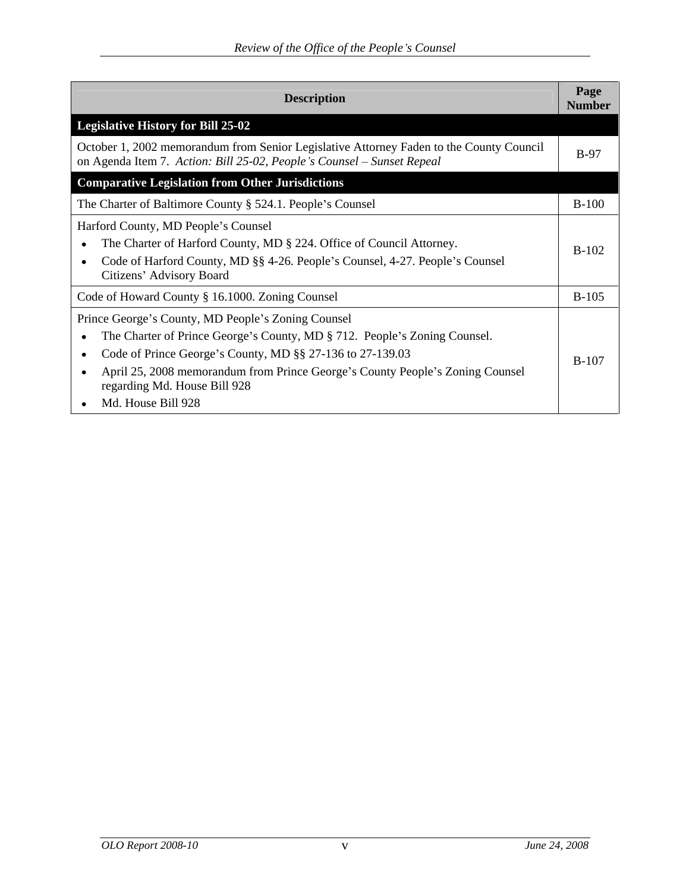| Description | Page Number |
|---|---|
| **Legislative History for Bill 25-02** | |
| October 1, 2002 memorandum from Senior Legislative Attorney Faden to the County Council on Agenda Item 7. *Action: Bill 25-02, People's Counsel – Sunset Repeal* | B-97 |
| **Comparative Legislation from Other Jurisdictions** | |
| The Charter of Baltimore County § 524.1. People's Counsel | B-100 |
| Harford County, MD People's Counsel<br>• The Charter of Harford County, MD § 224. Office of Council Attorney.<br>• Code of Harford County, MD §§ 4-26. People's Counsel, 4-27. People's Counsel Citizens' Advisory Board | B-102 |
| Code of Howard County § 16.1000. Zoning Counsel | B-105 |
| Prince George's County, MD People's Zoning Counsel<br>• The Charter of Prince George's County, MD § 712. People's Zoning Counsel.<br>• Code of Prince George's County, MD §§ 27-136 to 27-139.03<br>• April 25, 2008 memorandum from Prince George's County People's Zoning Counsel regarding Md. House Bill 928<br>• Md. House Bill 928 | B-107 |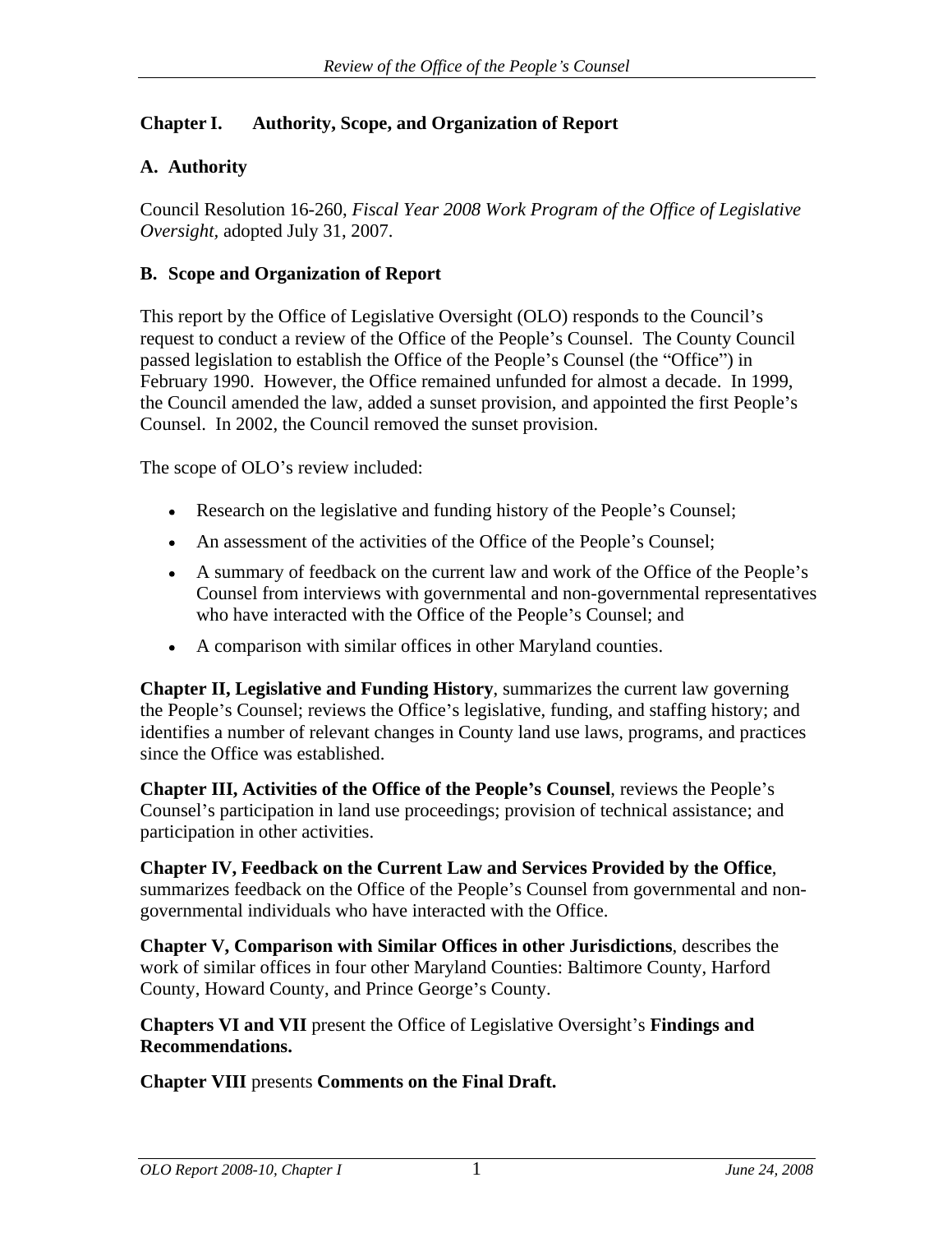## Chapter I. Authority, Scope, and Organization of Report

### A. Authority

Council Resolution 16-260, *Fiscal Year 2008 Work Program of the Office of Legislative Oversight*, adopted July 31, 2007.

### B. Scope and Organization of Report

This report by the Office of Legislative Oversight (OLO) responds to the Council's request to conduct a review of the Office of the People's Counsel. The County Council passed legislation to establish the Office of the People's Counsel (the "Office") in February 1990. However, the Office remained unfunded for almost a decade. In 1999, the Council amended the law, added a sunset provision, and appointed the first People's Counsel. In 2002, the Council removed the sunset provision.

The scope of OLO's review included:

- Research on the legislative and funding history of the People's Counsel;
- An assessment of the activities of the Office of the People's Counsel;
- A summary of feedback on the current law and work of the Office of the People's Counsel from interviews with governmental and non-governmental representatives who have interacted with the Office of the People's Counsel; and
- A comparison with similar offices in other Maryland counties.

**Chapter II, Legislative and Funding History**, summarizes the current law governing the People's Counsel; reviews the Office's legislative, funding, and staffing history; and identifies a number of relevant changes in County land use laws, programs, and practices since the Office was established.

**Chapter III, Activities of the Office of the People's Counsel**, reviews the People's Counsel's participation in land use proceedings; provision of technical assistance; and participation in other activities.

**Chapter IV, Feedback on the Current Law and Services Provided by the Office**, summarizes feedback on the Office of the People's Counsel from governmental and non-governmental individuals who have interacted with the Office.

**Chapter V, Comparison with Similar Offices in other Jurisdictions**, describes the work of similar offices in four other Maryland Counties: Baltimore County, Harford County, Howard County, and Prince George's County.

**Chapters VI and VII** present the Office of Legislative Oversight's **Findings and Recommendations.**

**Chapter VIII** presents **Comments on the Final Draft.**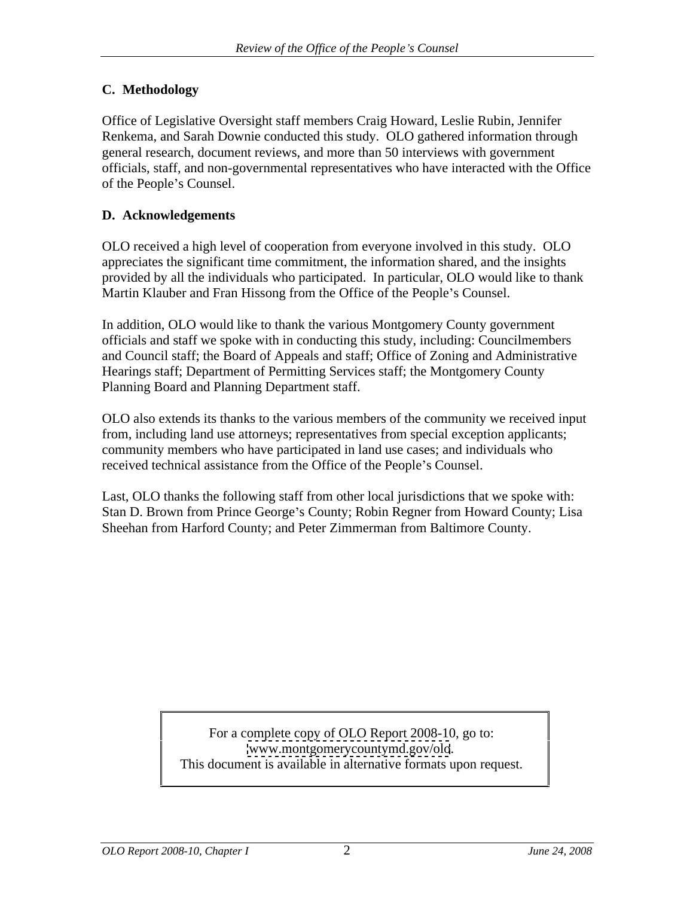## C. Methodology

Office of Legislative Oversight staff members Craig Howard, Leslie Rubin, Jennifer Renkema, and Sarah Downie conducted this study. OLO gathered information through general research, document reviews, and more than 50 interviews with government officials, staff, and non-governmental representatives who have interacted with the Office of the People's Counsel.

## D. Acknowledgements

OLO received a high level of cooperation from everyone involved in this study. OLO appreciates the significant time commitment, the information shared, and the insights provided by all the individuals who participated. In particular, OLO would like to thank Martin Klauber and Fran Hissong from the Office of the People's Counsel.

In addition, OLO would like to thank the various Montgomery County government officials and staff we spoke with in conducting this study, including: Councilmembers and Council staff; the Board of Appeals and staff; Office of Zoning and Administrative Hearings staff; Department of Permitting Services staff; the Montgomery County Planning Board and Planning Department staff.

OLO also extends its thanks to the various members of the community we received input from, including land use attorneys; representatives from special exception applicants; community members who have participated in land use cases; and individuals who received technical assistance from the Office of the People's Counsel.

Last, OLO thanks the following staff from other local jurisdictions that we spoke with: Stan D. Brown from Prince George's County; Robin Regner from Howard County; Lisa Sheehan from Harford County; and Peter Zimmerman from Baltimore County.

For a complete copy of OLO Report 2008-10, go to:
www.montgomerycountymd.gov/olo.
This document is available in alternative formats upon request.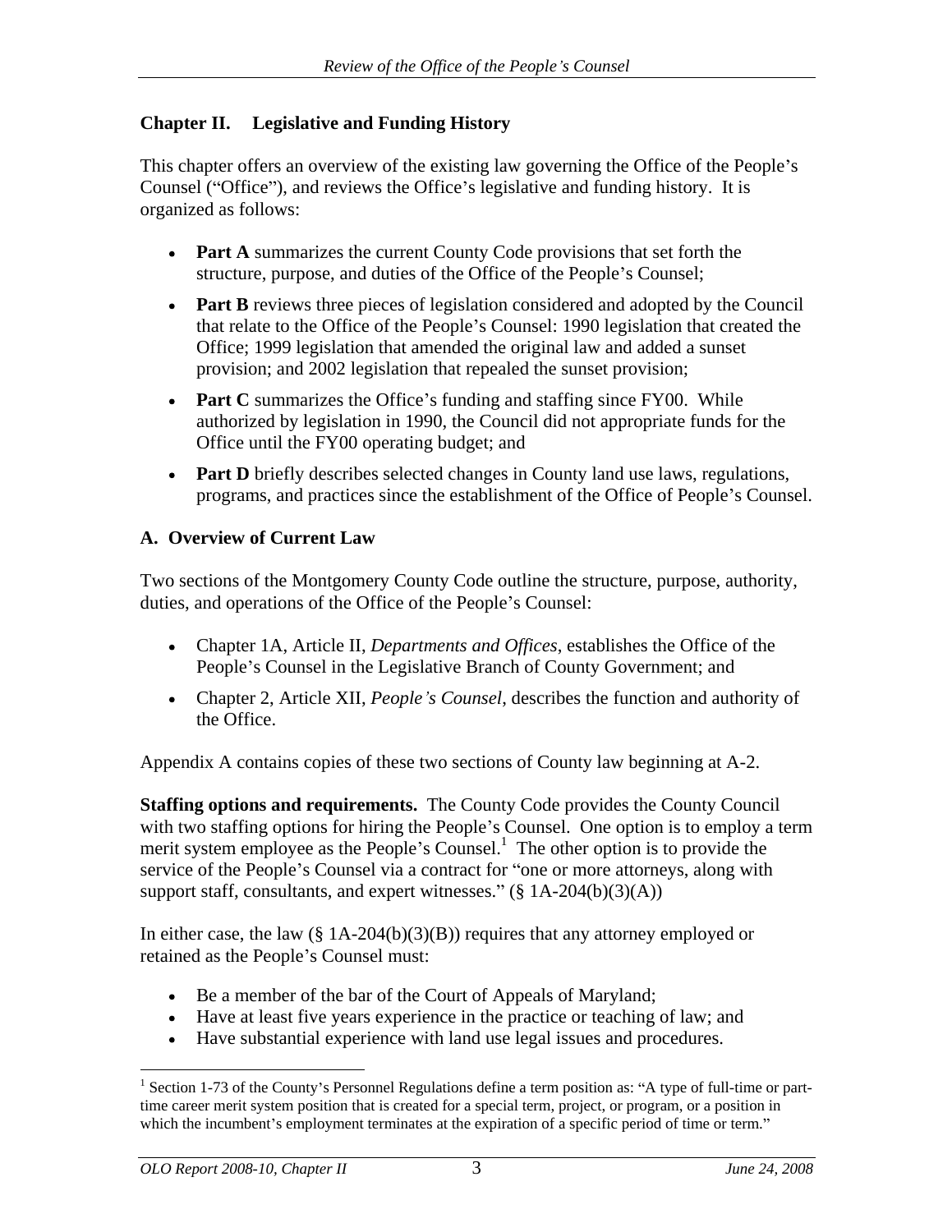## Chapter II. Legislative and Funding History

This chapter offers an overview of the existing law governing the Office of the People's Counsel ("Office"), and reviews the Office's legislative and funding history. It is organized as follows:

- **Part A** summarizes the current County Code provisions that set forth the structure, purpose, and duties of the Office of the People's Counsel;
- **Part B** reviews three pieces of legislation considered and adopted by the Council that relate to the Office of the People's Counsel: 1990 legislation that created the Office; 1999 legislation that amended the original law and added a sunset provision; and 2002 legislation that repealed the sunset provision;
- **Part C** summarizes the Office's funding and staffing since FY00. While authorized by legislation in 1990, the Council did not appropriate funds for the Office until the FY00 operating budget; and
- **Part D** briefly describes selected changes in County land use laws, regulations, programs, and practices since the establishment of the Office of People's Counsel.

### A. Overview of Current Law

Two sections of the Montgomery County Code outline the structure, purpose, authority, duties, and operations of the Office of the People's Counsel:

- Chapter 1A, Article II, *Departments and Offices*, establishes the Office of the People's Counsel in the Legislative Branch of County Government; and
- Chapter 2, Article XII, *People's Counsel*, describes the function and authority of the Office.

Appendix A contains copies of these two sections of County law beginning at A-2.

**Staffing options and requirements.** The County Code provides the County Council with two staffing options for hiring the People's Counsel. One option is to employ a term merit system employee as the People's Counsel.[1] The other option is to provide the service of the People's Counsel via a contract for "one or more attorneys, along with support staff, consultants, and expert witnesses." (§ 1A-204(b)(3)(A))

In either case, the law (§ 1A-204(b)(3)(B)) requires that any attorney employed or retained as the People's Counsel must:

- Be a member of the bar of the Court of Appeals of Maryland;
- Have at least five years experience in the practice or teaching of law; and
- Have substantial experience with land use legal issues and procedures.

[1] Section 1-73 of the County's Personnel Regulations define a term position as: "A type of full-time or part-time career merit system position that is created for a special term, project, or program, or a position in which the incumbent's employment terminates at the expiration of a specific period of time or term."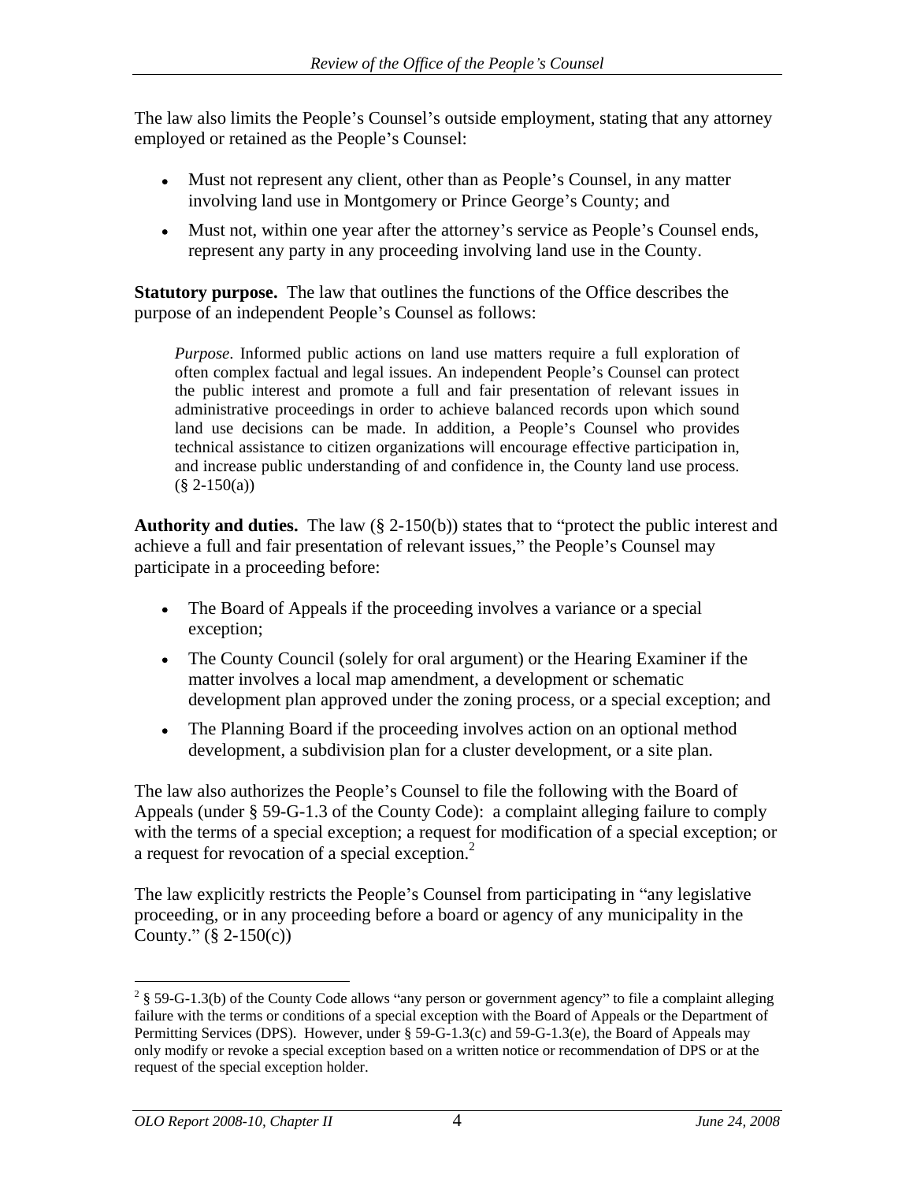The law also limits the People's Counsel's outside employment, stating that any attorney employed or retained as the People's Counsel:

- Must not represent any client, other than as People's Counsel, in any matter involving land use in Montgomery or Prince George's County; and
- Must not, within one year after the attorney's service as People's Counsel ends, represent any party in any proceeding involving land use in the County.

**Statutory purpose.** The law that outlines the functions of the Office describes the purpose of an independent People's Counsel as follows:

> *Purpose*. Informed public actions on land use matters require a full exploration of often complex factual and legal issues. An independent People's Counsel can protect the public interest and promote a full and fair presentation of relevant issues in administrative proceedings in order to achieve balanced records upon which sound land use decisions can be made. In addition, a People's Counsel who provides technical assistance to citizen organizations will encourage effective participation in, and increase public understanding of and confidence in, the County land use process. (§ 2-150(a))

**Authority and duties.** The law (§ 2-150(b)) states that to "protect the public interest and achieve a full and fair presentation of relevant issues," the People's Counsel may participate in a proceeding before:

- The Board of Appeals if the proceeding involves a variance or a special exception;
- The County Council (solely for oral argument) or the Hearing Examiner if the matter involves a local map amendment, a development or schematic development plan approved under the zoning process, or a special exception; and
- The Planning Board if the proceeding involves action on an optional method development, a subdivision plan for a cluster development, or a site plan.

The law also authorizes the People's Counsel to file the following with the Board of Appeals (under § 59-G-1.3 of the County Code): a complaint alleging failure to comply with the terms of a special exception; a request for modification of a special exception; or a request for revocation of a special exception.[2]

The law explicitly restricts the People's Counsel from participating in "any legislative proceeding, or in any proceeding before a board or agency of any municipality in the County." (§ 2-150(c))

[2] § 59-G-1.3(b) of the County Code allows "any person or government agency" to file a complaint alleging failure with the terms or conditions of a special exception with the Board of Appeals or the Department of Permitting Services (DPS). However, under § 59-G-1.3(c) and 59-G-1.3(e), the Board of Appeals may only modify or revoke a special exception based on a written notice or recommendation of DPS or at the request of the special exception holder.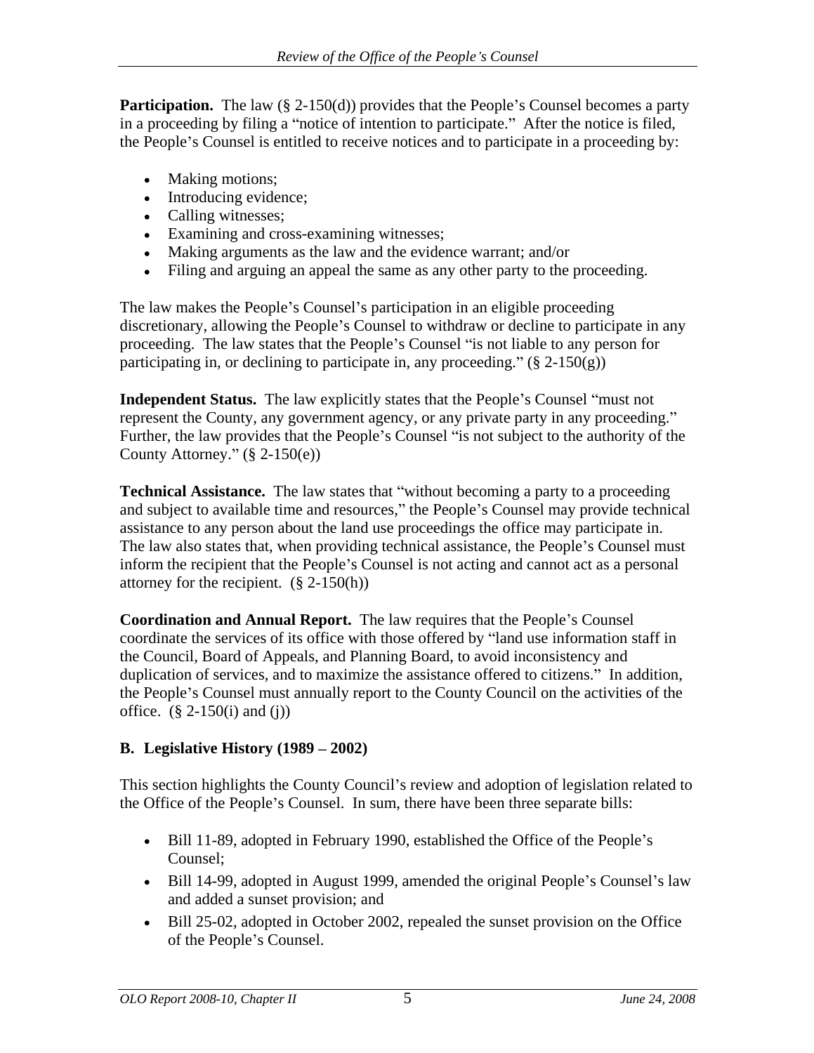**Participation.** The law (§ 2-150(d)) provides that the People's Counsel becomes a party in a proceeding by filing a "notice of intention to participate." After the notice is filed, the People's Counsel is entitled to receive notices and to participate in a proceeding by:

- Making motions;
- Introducing evidence;
- Calling witnesses;
- Examining and cross-examining witnesses;
- Making arguments as the law and the evidence warrant; and/or
- Filing and arguing an appeal the same as any other party to the proceeding.

The law makes the People's Counsel's participation in an eligible proceeding discretionary, allowing the People's Counsel to withdraw or decline to participate in any proceeding. The law states that the People's Counsel "is not liable to any person for participating in, or declining to participate in, any proceeding." (§ 2-150(g))

**Independent Status.** The law explicitly states that the People's Counsel "must not represent the County, any government agency, or any private party in any proceeding." Further, the law provides that the People's Counsel "is not subject to the authority of the County Attorney." (§ 2-150(e))

**Technical Assistance.** The law states that "without becoming a party to a proceeding and subject to available time and resources," the People's Counsel may provide technical assistance to any person about the land use proceedings the office may participate in. The law also states that, when providing technical assistance, the People's Counsel must inform the recipient that the People's Counsel is not acting and cannot act as a personal attorney for the recipient. (§ 2-150(h))

**Coordination and Annual Report.** The law requires that the People's Counsel coordinate the services of its office with those offered by "land use information staff in the Council, Board of Appeals, and Planning Board, to avoid inconsistency and duplication of services, and to maximize the assistance offered to citizens." In addition, the People's Counsel must annually report to the County Council on the activities of the office. (§ 2-150(i) and (j))

## B. Legislative History (1989 – 2002)

This section highlights the County Council's review and adoption of legislation related to the Office of the People's Counsel. In sum, there have been three separate bills:

- Bill 11-89, adopted in February 1990, established the Office of the People's Counsel;
- Bill 14-99, adopted in August 1999, amended the original People's Counsel's law and added a sunset provision; and
- Bill 25-02, adopted in October 2002, repealed the sunset provision on the Office of the People's Counsel.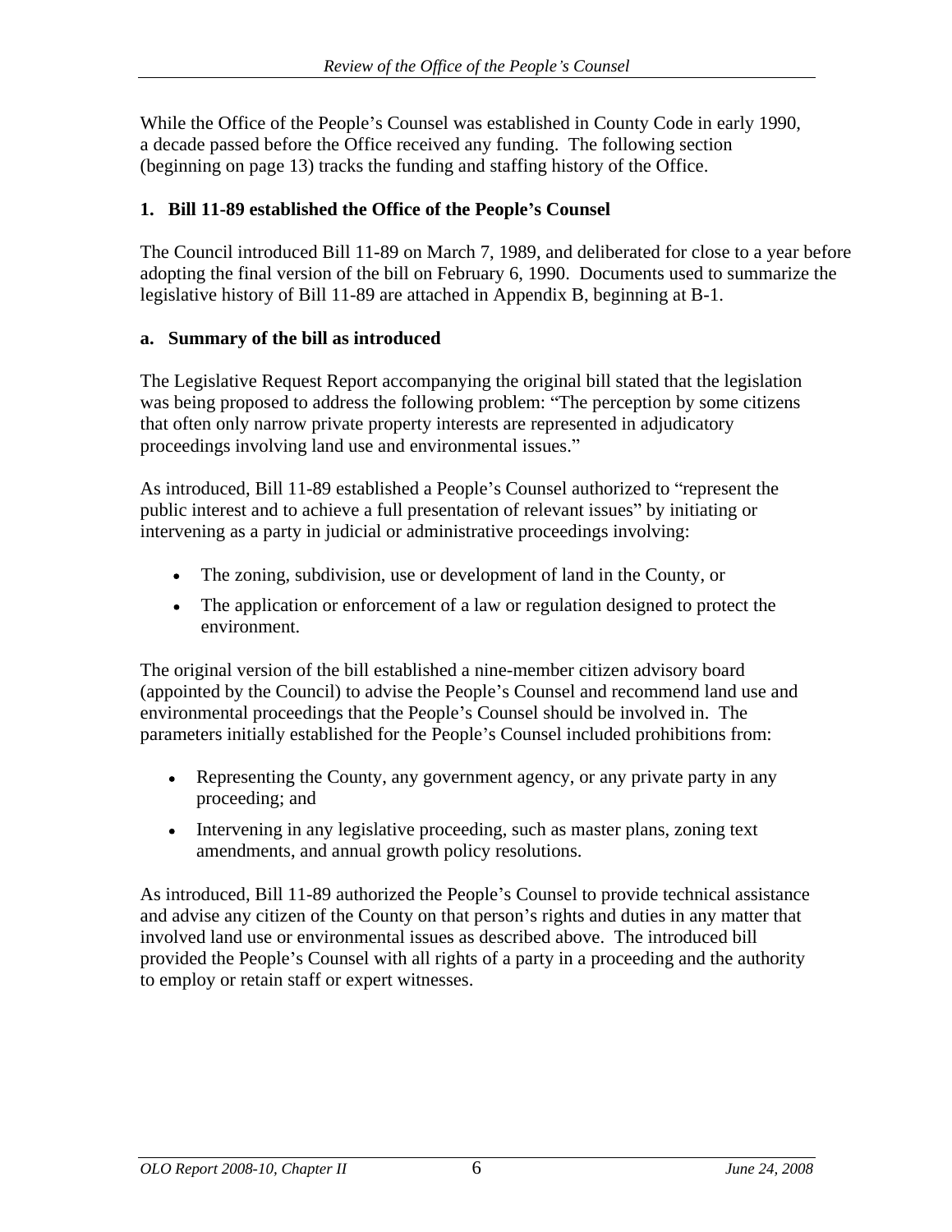While the Office of the People's Counsel was established in County Code in early 1990, a decade passed before the Office received any funding. The following section (beginning on page 13) tracks the funding and staffing history of the Office.

### 1. Bill 11-89 established the Office of the People's Counsel

The Council introduced Bill 11-89 on March 7, 1989, and deliberated for close to a year before adopting the final version of the bill on February 6, 1990. Documents used to summarize the legislative history of Bill 11-89 are attached in Appendix B, beginning at B-1.

#### a. Summary of the bill as introduced

The Legislative Request Report accompanying the original bill stated that the legislation was being proposed to address the following problem: "The perception by some citizens that often only narrow private property interests are represented in adjudicatory proceedings involving land use and environmental issues."

As introduced, Bill 11-89 established a People's Counsel authorized to "represent the public interest and to achieve a full presentation of relevant issues" by initiating or intervening as a party in judicial or administrative proceedings involving:

- The zoning, subdivision, use or development of land in the County, or
- The application or enforcement of a law or regulation designed to protect the environment.

The original version of the bill established a nine-member citizen advisory board (appointed by the Council) to advise the People's Counsel and recommend land use and environmental proceedings that the People's Counsel should be involved in. The parameters initially established for the People's Counsel included prohibitions from:

- Representing the County, any government agency, or any private party in any proceeding; and
- Intervening in any legislative proceeding, such as master plans, zoning text amendments, and annual growth policy resolutions.

As introduced, Bill 11-89 authorized the People's Counsel to provide technical assistance and advise any citizen of the County on that person's rights and duties in any matter that involved land use or environmental issues as described above. The introduced bill provided the People's Counsel with all rights of a party in a proceeding and the authority to employ or retain staff or expert witnesses.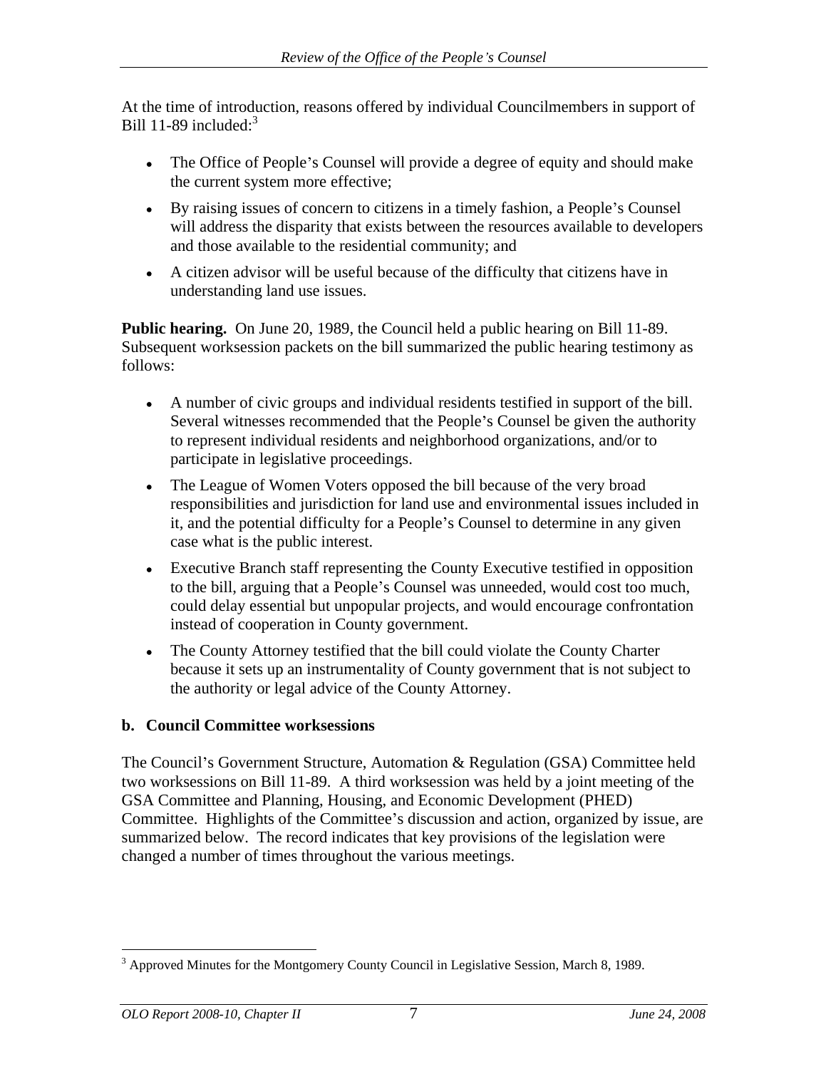At the time of introduction, reasons offered by individual Councilmembers in support of Bill 11-89 included:[3]

- The Office of People's Counsel will provide a degree of equity and should make the current system more effective;
- By raising issues of concern to citizens in a timely fashion, a People's Counsel will address the disparity that exists between the resources available to developers and those available to the residential community; and
- A citizen advisor will be useful because of the difficulty that citizens have in understanding land use issues.

**Public hearing.** On June 20, 1989, the Council held a public hearing on Bill 11-89. Subsequent worksession packets on the bill summarized the public hearing testimony as follows:

- A number of civic groups and individual residents testified in support of the bill. Several witnesses recommended that the People's Counsel be given the authority to represent individual residents and neighborhood organizations, and/or to participate in legislative proceedings.
- The League of Women Voters opposed the bill because of the very broad responsibilities and jurisdiction for land use and environmental issues included in it, and the potential difficulty for a People's Counsel to determine in any given case what is the public interest.
- Executive Branch staff representing the County Executive testified in opposition to the bill, arguing that a People's Counsel was unneeded, would cost too much, could delay essential but unpopular projects, and would encourage confrontation instead of cooperation in County government.
- The County Attorney testified that the bill could violate the County Charter because it sets up an instrumentality of County government that is not subject to the authority or legal advice of the County Attorney.

### b. Council Committee worksessions

The Council's Government Structure, Automation & Regulation (GSA) Committee held two worksessions on Bill 11-89. A third worksession was held by a joint meeting of the GSA Committee and Planning, Housing, and Economic Development (PHED) Committee. Highlights of the Committee's discussion and action, organized by issue, are summarized below. The record indicates that key provisions of the legislation were changed a number of times throughout the various meetings.

[3] Approved Minutes for the Montgomery County Council in Legislative Session, March 8, 1989.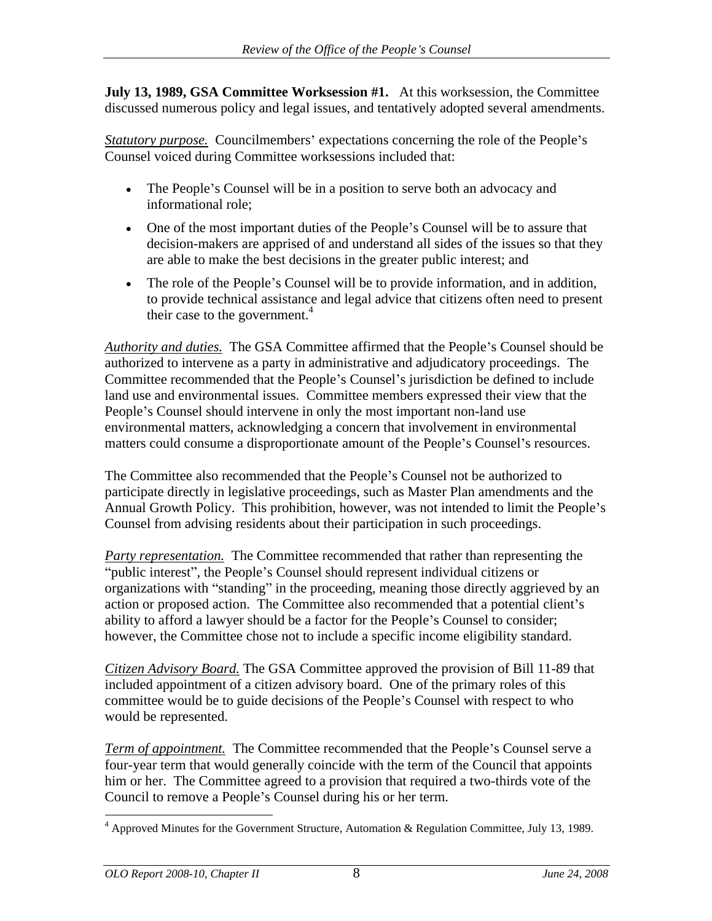**July 13, 1989, GSA Committee Worksession #1.** At this worksession, the Committee discussed numerous policy and legal issues, and tentatively adopted several amendments.

*Statutory purpose.* Councilmembers' expectations concerning the role of the People's Counsel voiced during Committee worksessions included that:

- The People's Counsel will be in a position to serve both an advocacy and informational role;
- One of the most important duties of the People's Counsel will be to assure that decision-makers are apprised of and understand all sides of the issues so that they are able to make the best decisions in the greater public interest; and
- The role of the People's Counsel will be to provide information, and in addition, to provide technical assistance and legal advice that citizens often need to present their case to the government.[4]

*Authority and duties.* The GSA Committee affirmed that the People's Counsel should be authorized to intervene as a party in administrative and adjudicatory proceedings. The Committee recommended that the People's Counsel's jurisdiction be defined to include land use and environmental issues. Committee members expressed their view that the People's Counsel should intervene in only the most important non-land use environmental matters, acknowledging a concern that involvement in environmental matters could consume a disproportionate amount of the People's Counsel's resources.

The Committee also recommended that the People's Counsel not be authorized to participate directly in legislative proceedings, such as Master Plan amendments and the Annual Growth Policy. This prohibition, however, was not intended to limit the People's Counsel from advising residents about their participation in such proceedings.

*Party representation.* The Committee recommended that rather than representing the "public interest", the People's Counsel should represent individual citizens or organizations with "standing" in the proceeding, meaning those directly aggrieved by an action or proposed action. The Committee also recommended that a potential client's ability to afford a lawyer should be a factor for the People's Counsel to consider; however, the Committee chose not to include a specific income eligibility standard.

*Citizen Advisory Board.* The GSA Committee approved the provision of Bill 11-89 that included appointment of a citizen advisory board. One of the primary roles of this committee would be to guide decisions of the People's Counsel with respect to who would be represented.

*Term of appointment.* The Committee recommended that the People's Counsel serve a four-year term that would generally coincide with the term of the Council that appoints him or her. The Committee agreed to a provision that required a two-thirds vote of the Council to remove a People's Counsel during his or her term.

[4] Approved Minutes for the Government Structure, Automation & Regulation Committee, July 13, 1989.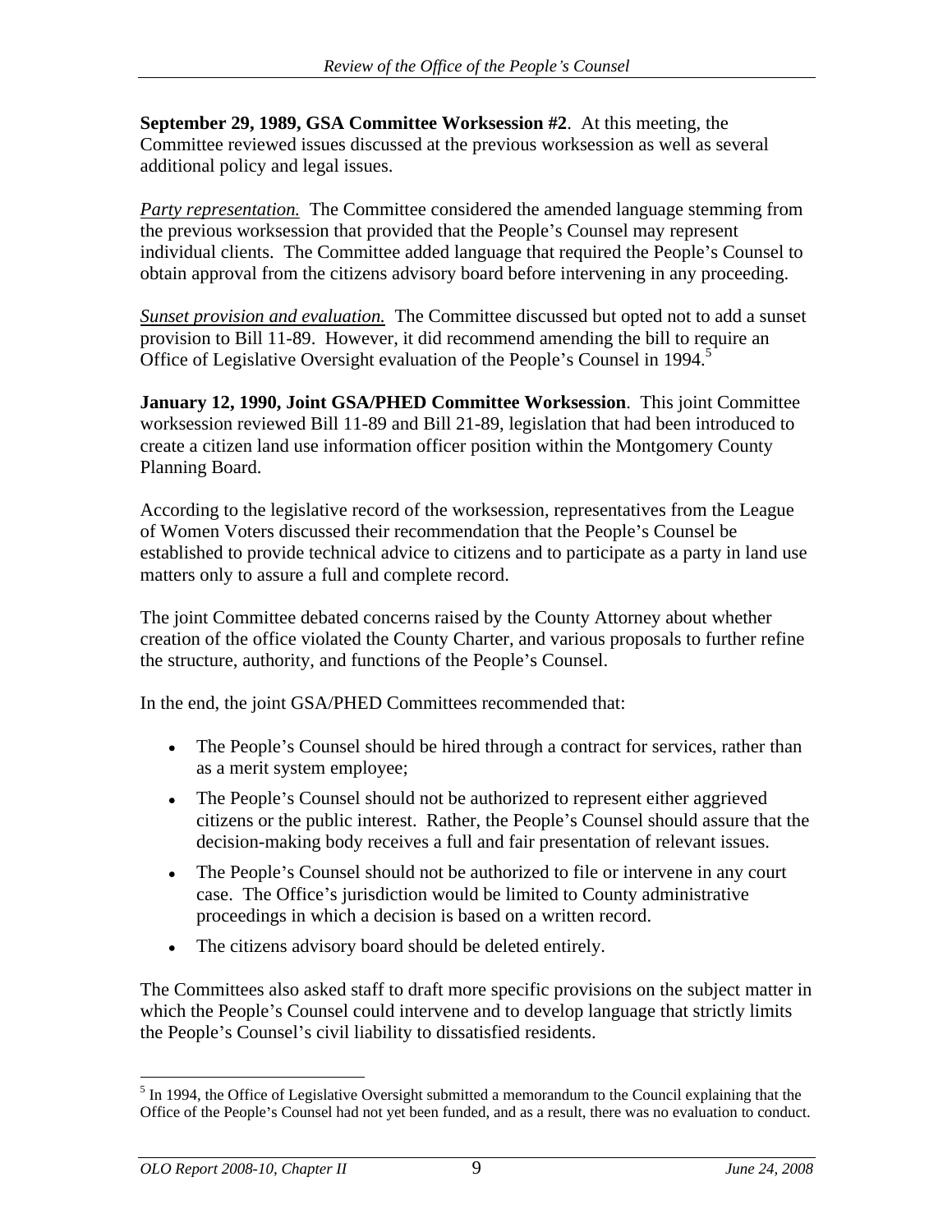**September 29, 1989, GSA Committee Worksession #2**. At this meeting, the Committee reviewed issues discussed at the previous worksession as well as several additional policy and legal issues.

*Party representation.* The Committee considered the amended language stemming from the previous worksession that provided that the People's Counsel may represent individual clients. The Committee added language that required the People's Counsel to obtain approval from the citizens advisory board before intervening in any proceeding.

*Sunset provision and evaluation.* The Committee discussed but opted not to add a sunset provision to Bill 11-89. However, it did recommend amending the bill to require an Office of Legislative Oversight evaluation of the People's Counsel in 1994.[5]

**January 12, 1990, Joint GSA/PHED Committee Worksession**. This joint Committee worksession reviewed Bill 11-89 and Bill 21-89, legislation that had been introduced to create a citizen land use information officer position within the Montgomery County Planning Board.

According to the legislative record of the worksession, representatives from the League of Women Voters discussed their recommendation that the People's Counsel be established to provide technical advice to citizens and to participate as a party in land use matters only to assure a full and complete record.

The joint Committee debated concerns raised by the County Attorney about whether creation of the office violated the County Charter, and various proposals to further refine the structure, authority, and functions of the People's Counsel.

In the end, the joint GSA/PHED Committees recommended that:

- The People's Counsel should be hired through a contract for services, rather than as a merit system employee;
- The People's Counsel should not be authorized to represent either aggrieved citizens or the public interest. Rather, the People's Counsel should assure that the decision-making body receives a full and fair presentation of relevant issues.
- The People's Counsel should not be authorized to file or intervene in any court case. The Office's jurisdiction would be limited to County administrative proceedings in which a decision is based on a written record.
- The citizens advisory board should be deleted entirely.

The Committees also asked staff to draft more specific provisions on the subject matter in which the People's Counsel could intervene and to develop language that strictly limits the People's Counsel's civil liability to dissatisfied residents.

[5] In 1994, the Office of Legislative Oversight submitted a memorandum to the Council explaining that the Office of the People's Counsel had not yet been funded, and as a result, there was no evaluation to conduct.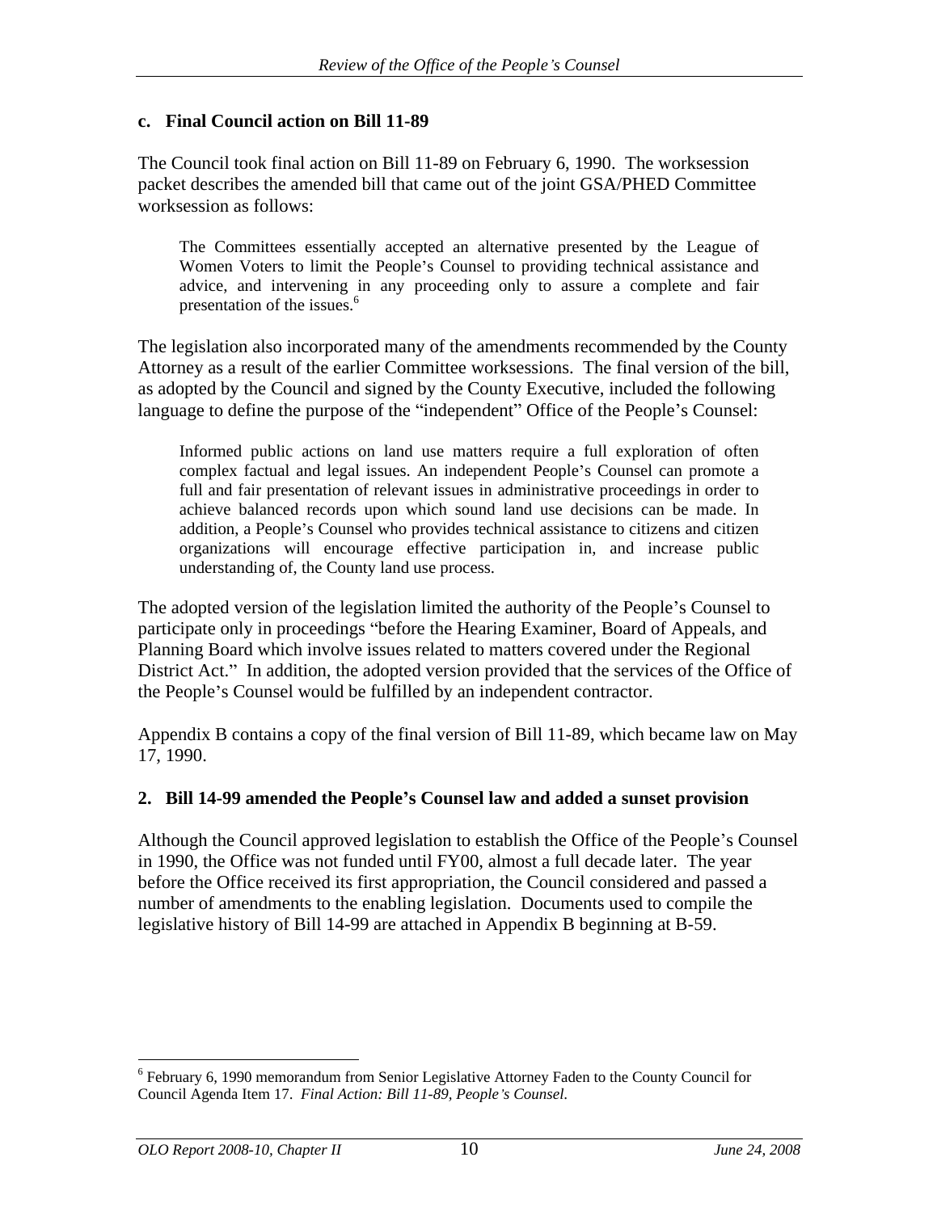### c. Final Council action on Bill 11-89

The Council took final action on Bill 11-89 on February 6, 1990. The worksession packet describes the amended bill that came out of the joint GSA/PHED Committee worksession as follows:

> The Committees essentially accepted an alternative presented by the League of Women Voters to limit the People's Counsel to providing technical assistance and advice, and intervening in any proceeding only to assure a complete and fair presentation of the issues.[6]

The legislation also incorporated many of the amendments recommended by the County Attorney as a result of the earlier Committee worksessions. The final version of the bill, as adopted by the Council and signed by the County Executive, included the following language to define the purpose of the "independent" Office of the People's Counsel:

> Informed public actions on land use matters require a full exploration of often complex factual and legal issues. An independent People's Counsel can promote a full and fair presentation of relevant issues in administrative proceedings in order to achieve balanced records upon which sound land use decisions can be made. In addition, a People's Counsel who provides technical assistance to citizens and citizen organizations will encourage effective participation in, and increase public understanding of, the County land use process.

The adopted version of the legislation limited the authority of the People's Counsel to participate only in proceedings "before the Hearing Examiner, Board of Appeals, and Planning Board which involve issues related to matters covered under the Regional District Act." In addition, the adopted version provided that the services of the Office of the People's Counsel would be fulfilled by an independent contractor.

Appendix B contains a copy of the final version of Bill 11-89, which became law on May 17, 1990.

## 2. Bill 14-99 amended the People's Counsel law and added a sunset provision

Although the Council approved legislation to establish the Office of the People's Counsel in 1990, the Office was not funded until FY00, almost a full decade later. The year before the Office received its first appropriation, the Council considered and passed a number of amendments to the enabling legislation. Documents used to compile the legislative history of Bill 14-99 are attached in Appendix B beginning at B-59.

---

[6] February 6, 1990 memorandum from Senior Legislative Attorney Faden to the County Council for Council Agenda Item 17. *Final Action: Bill 11-89, People's Counsel.*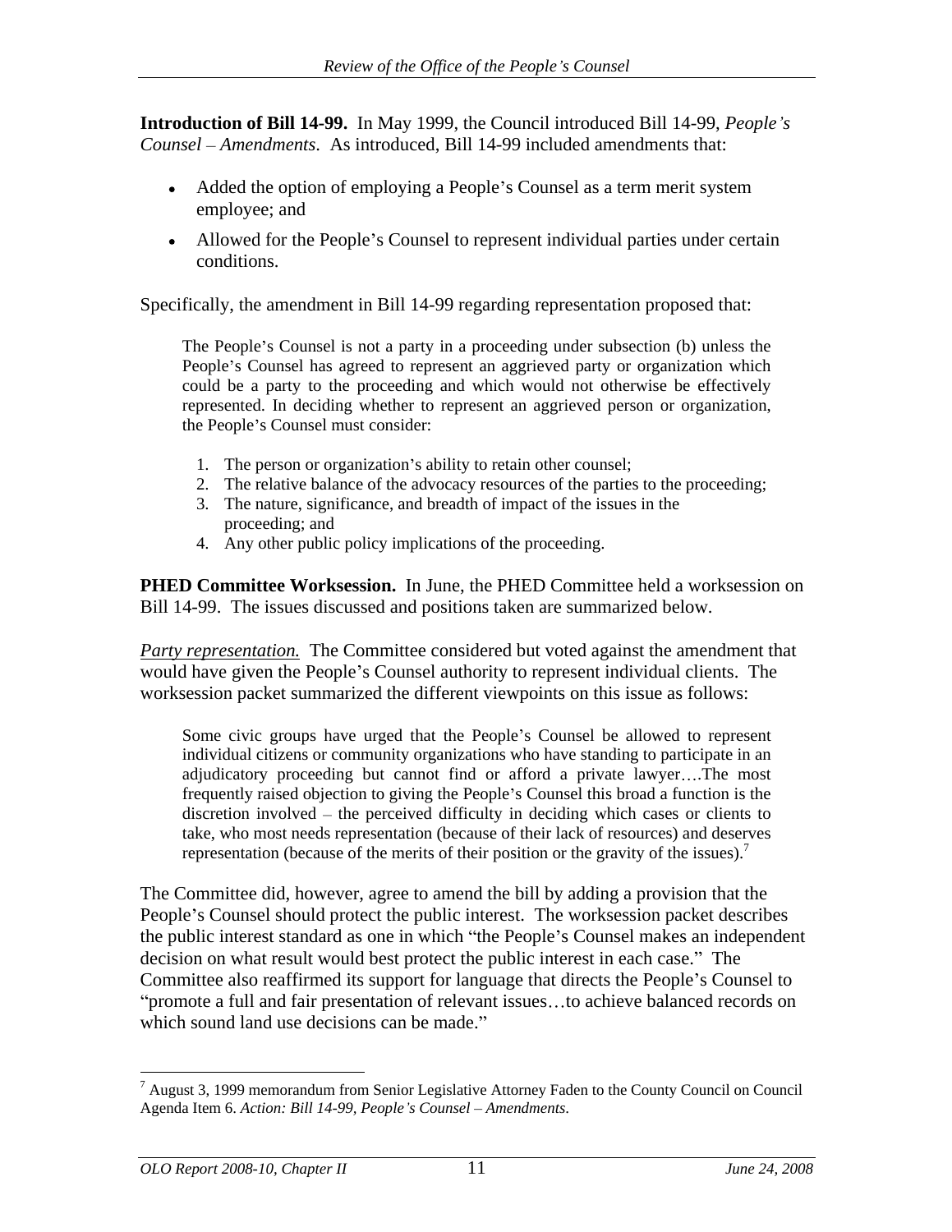**Introduction of Bill 14-99.** In May 1999, the Council introduced Bill 14-99, *People's Counsel – Amendments*. As introduced, Bill 14-99 included amendments that:

- Added the option of employing a People's Counsel as a term merit system employee; and
- Allowed for the People's Counsel to represent individual parties under certain conditions.

Specifically, the amendment in Bill 14-99 regarding representation proposed that:

> The People's Counsel is not a party in a proceeding under subsection (b) unless the People's Counsel has agreed to represent an aggrieved party or organization which could be a party to the proceeding and which would not otherwise be effectively represented. In deciding whether to represent an aggrieved person or organization, the People's Counsel must consider:
>
> 1. The person or organization's ability to retain other counsel;
> 2. The relative balance of the advocacy resources of the parties to the proceeding;
> 3. The nature, significance, and breadth of impact of the issues in the proceeding; and
> 4. Any other public policy implications of the proceeding.

**PHED Committee Worksession.** In June, the PHED Committee held a worksession on Bill 14-99. The issues discussed and positions taken are summarized below.

***Party representation.*** The Committee considered but voted against the amendment that would have given the People's Counsel authority to represent individual clients. The worksession packet summarized the different viewpoints on this issue as follows:

> Some civic groups have urged that the People's Counsel be allowed to represent individual citizens or community organizations who have standing to participate in an adjudicatory proceeding but cannot find or afford a private lawyer….The most frequently raised objection to giving the People's Counsel this broad a function is the discretion involved – the perceived difficulty in deciding which cases or clients to take, who most needs representation (because of their lack of resources) and deserves representation (because of the merits of their position or the gravity of the issues).[7]

The Committee did, however, agree to amend the bill by adding a provision that the People's Counsel should protect the public interest. The worksession packet describes the public interest standard as one in which "the People's Counsel makes an independent decision on what result would best protect the public interest in each case." The Committee also reaffirmed its support for language that directs the People's Counsel to "promote a full and fair presentation of relevant issues…to achieve balanced records on which sound land use decisions can be made."

[7] August 3, 1999 memorandum from Senior Legislative Attorney Faden to the County Council on Council Agenda Item 6. *Action: Bill 14-99, People's Counsel – Amendments.*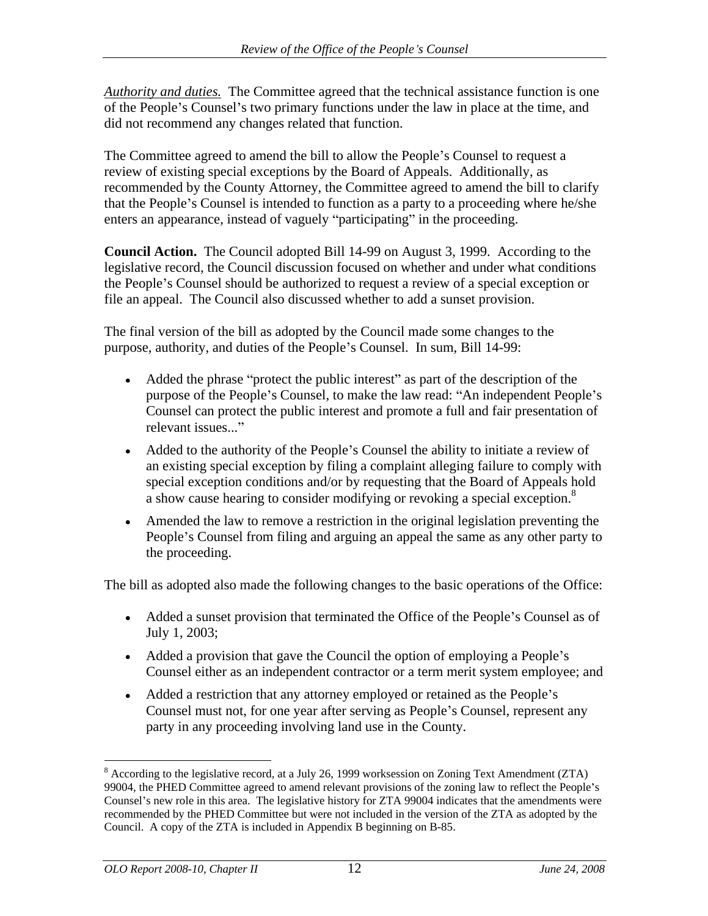*Authority and duties.* The Committee agreed that the technical assistance function is one of the People's Counsel's two primary functions under the law in place at the time, and did not recommend any changes related that function.

The Committee agreed to amend the bill to allow the People's Counsel to request a review of existing special exceptions by the Board of Appeals. Additionally, as recommended by the County Attorney, the Committee agreed to amend the bill to clarify that the People's Counsel is intended to function as a party to a proceeding where he/she enters an appearance, instead of vaguely "participating" in the proceeding.

**Council Action.** The Council adopted Bill 14-99 on August 3, 1999. According to the legislative record, the Council discussion focused on whether and under what conditions the People's Counsel should be authorized to request a review of a special exception or file an appeal. The Council also discussed whether to add a sunset provision.

The final version of the bill as adopted by the Council made some changes to the purpose, authority, and duties of the People's Counsel. In sum, Bill 14-99:

- Added the phrase "protect the public interest" as part of the description of the purpose of the People's Counsel, to make the law read: "An independent People's Counsel can protect the public interest and promote a full and fair presentation of relevant issues..."
- Added to the authority of the People's Counsel the ability to initiate a review of an existing special exception by filing a complaint alleging failure to comply with special exception conditions and/or by requesting that the Board of Appeals hold a show cause hearing to consider modifying or revoking a special exception.[8]
- Amended the law to remove a restriction in the original legislation preventing the People's Counsel from filing and arguing an appeal the same as any other party to the proceeding.

The bill as adopted also made the following changes to the basic operations of the Office:

- Added a sunset provision that terminated the Office of the People's Counsel as of July 1, 2003;
- Added a provision that gave the Council the option of employing a People's Counsel either as an independent contractor or a term merit system employee; and
- Added a restriction that any attorney employed or retained as the People's Counsel must not, for one year after serving as People's Counsel, represent any party in any proceeding involving land use in the County.

[8] According to the legislative record, at a July 26, 1999 worksession on Zoning Text Amendment (ZTA) 99004, the PHED Committee agreed to amend relevant provisions of the zoning law to reflect the People's Counsel's new role in this area. The legislative history for ZTA 99004 indicates that the amendments were recommended by the PHED Committee but were not included in the version of the ZTA as adopted by the Council. A copy of the ZTA is included in Appendix B beginning on B-85.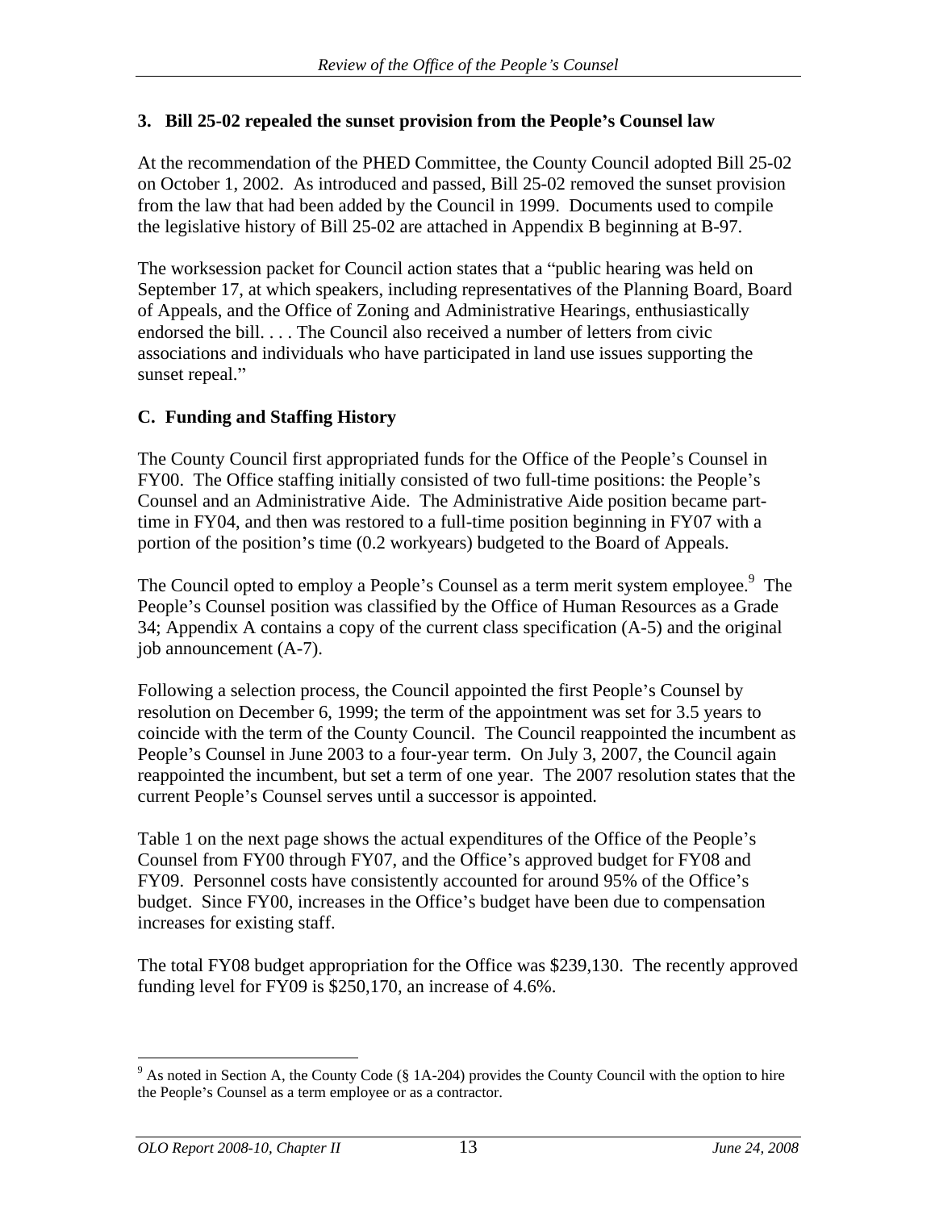### 3. Bill 25-02 repealed the sunset provision from the People's Counsel law

At the recommendation of the PHED Committee, the County Council adopted Bill 25-02 on October 1, 2002. As introduced and passed, Bill 25-02 removed the sunset provision from the law that had been added by the Council in 1999. Documents used to compile the legislative history of Bill 25-02 are attached in Appendix B beginning at B-97.

The worksession packet for Council action states that a "public hearing was held on September 17, at which speakers, including representatives of the Planning Board, Board of Appeals, and the Office of Zoning and Administrative Hearings, enthusiastically endorsed the bill. . . . The Council also received a number of letters from civic associations and individuals who have participated in land use issues supporting the sunset repeal."

## C. Funding and Staffing History

The County Council first appropriated funds for the Office of the People's Counsel in FY00. The Office staffing initially consisted of two full-time positions: the People's Counsel and an Administrative Aide. The Administrative Aide position became part-time in FY04, and then was restored to a full-time position beginning in FY07 with a portion of the position's time (0.2 workyears) budgeted to the Board of Appeals.

The Council opted to employ a People's Counsel as a term merit system employee.[9] The People's Counsel position was classified by the Office of Human Resources as a Grade 34; Appendix A contains a copy of the current class specification (A-5) and the original job announcement (A-7).

Following a selection process, the Council appointed the first People's Counsel by resolution on December 6, 1999; the term of the appointment was set for 3.5 years to coincide with the term of the County Council. The Council reappointed the incumbent as People's Counsel in June 2003 to a four-year term. On July 3, 2007, the Council again reappointed the incumbent, but set a term of one year. The 2007 resolution states that the current People's Counsel serves until a successor is appointed.

Table 1 on the next page shows the actual expenditures of the Office of the People's Counsel from FY00 through FY07, and the Office's approved budget for FY08 and FY09. Personnel costs have consistently accounted for around 95% of the Office's budget. Since FY00, increases in the Office's budget have been due to compensation increases for existing staff.

The total FY08 budget appropriation for the Office was $239,130. The recently approved funding level for FY09 is $250,170, an increase of 4.6%.

---

[9] As noted in Section A, the County Code (§ 1A-204) provides the County Council with the option to hire the People's Counsel as a term employee or as a contractor.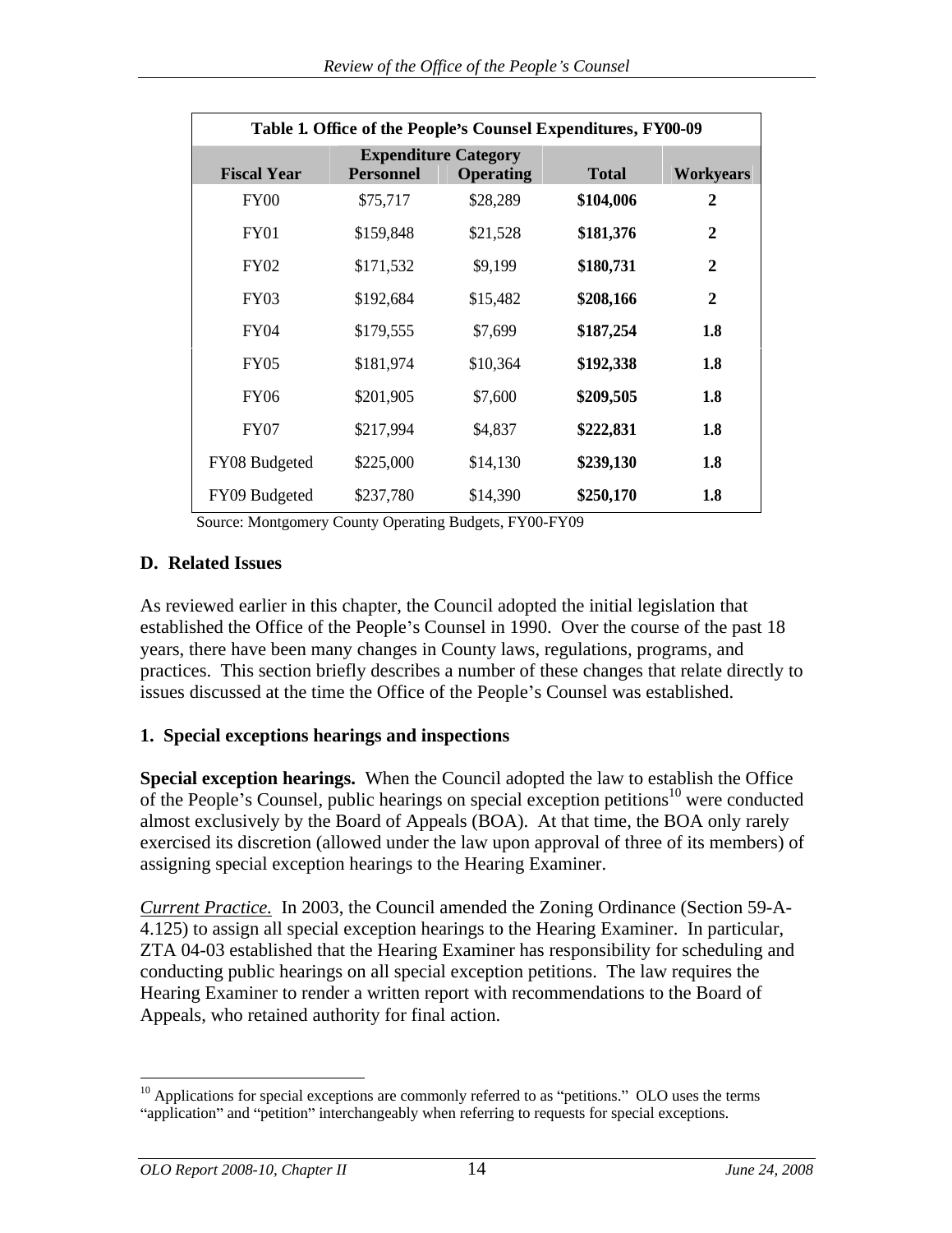**Table 1. Office of the People's Counsel Expenditures, FY00-09**

| Fiscal Year | Expenditure Category | | Total | Workyears |
|---|---|---|---|---|
| | Personnel | Operating | | |
| FY00 | $75,717 | $28,289 | **$104,006** | **2** |
| FY01 | $159,848 | $21,528 | **$181,376** | **2** |
| FY02 | $171,532 | $9,199 | **$180,731** | **2** |
| FY03 | $192,684 | $15,482 | **$208,166** | **2** |
| FY04 | $179,555 | $7,699 | **$187,254** | **1.8** |
| FY05 | $181,974 | $10,364 | **$192,338** | **1.8** |
| FY06 | $201,905 | $7,600 | **$209,505** | **1.8** |
| FY07 | $217,994 | $4,837 | **$222,831** | **1.8** |
| FY08 Budgeted | $225,000 | $14,130 | **$239,130** | **1.8** |
| FY09 Budgeted | $237,780 | $14,390 | **$250,170** | **1.8** |

Source: Montgomery County Operating Budgets, FY00-FY09

## D. Related Issues

As reviewed earlier in this chapter, the Council adopted the initial legislation that established the Office of the People's Counsel in 1990. Over the course of the past 18 years, there have been many changes in County laws, regulations, programs, and practices. This section briefly describes a number of these changes that relate directly to issues discussed at the time the Office of the People's Counsel was established.

### 1. Special exceptions hearings and inspections

**Special exception hearings.** When the Council adopted the law to establish the Office of the People's Counsel, public hearings on special exception petitions[10] were conducted almost exclusively by the Board of Appeals (BOA). At that time, the BOA only rarely exercised its discretion (allowed under the law upon approval of three of its members) of assigning special exception hearings to the Hearing Examiner.

*Current Practice.* In 2003, the Council amended the Zoning Ordinance (Section 59-A-4.125) to assign all special exception hearings to the Hearing Examiner. In particular, ZTA 04-03 established that the Hearing Examiner has responsibility for scheduling and conducting public hearings on all special exception petitions. The law requires the Hearing Examiner to render a written report with recommendations to the Board of Appeals, who retained authority for final action.

[10] Applications for special exceptions are commonly referred to as "petitions." OLO uses the terms "application" and "petition" interchangeably when referring to requests for special exceptions.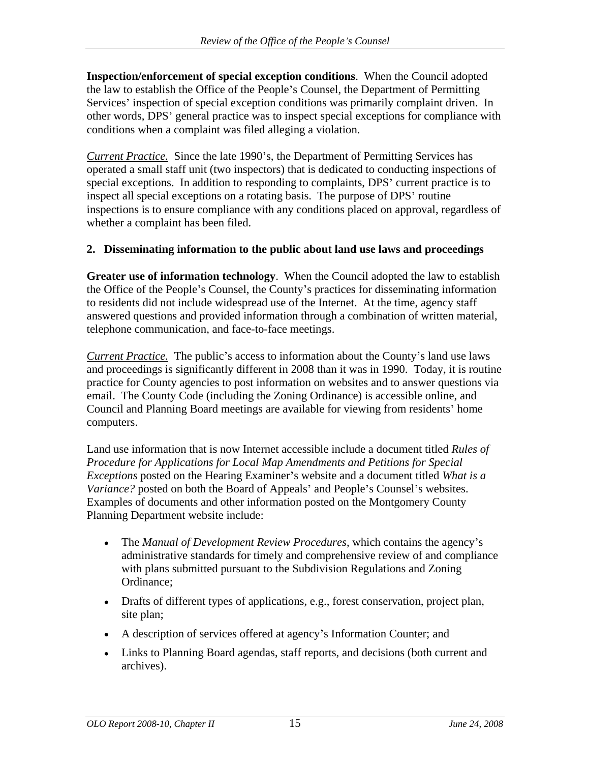**Inspection/enforcement of special exception conditions**. When the Council adopted the law to establish the Office of the People's Counsel, the Department of Permitting Services' inspection of special exception conditions was primarily complaint driven. In other words, DPS' general practice was to inspect special exceptions for compliance with conditions when a complaint was filed alleging a violation.

*Current Practice.* Since the late 1990's, the Department of Permitting Services has operated a small staff unit (two inspectors) that is dedicated to conducting inspections of special exceptions. In addition to responding to complaints, DPS' current practice is to inspect all special exceptions on a rotating basis. The purpose of DPS' routine inspections is to ensure compliance with any conditions placed on approval, regardless of whether a complaint has been filed.

### 2. Disseminating information to the public about land use laws and proceedings

**Greater use of information technology**. When the Council adopted the law to establish the Office of the People's Counsel, the County's practices for disseminating information to residents did not include widespread use of the Internet. At the time, agency staff answered questions and provided information through a combination of written material, telephone communication, and face-to-face meetings.

*Current Practice.* The public's access to information about the County's land use laws and proceedings is significantly different in 2008 than it was in 1990. Today, it is routine practice for County agencies to post information on websites and to answer questions via email. The County Code (including the Zoning Ordinance) is accessible online, and Council and Planning Board meetings are available for viewing from residents' home computers.

Land use information that is now Internet accessible include a document titled *Rules of Procedure for Applications for Local Map Amendments and Petitions for Special Exceptions* posted on the Hearing Examiner's website and a document titled *What is a Variance?* posted on both the Board of Appeals' and People's Counsel's websites. Examples of documents and other information posted on the Montgomery County Planning Department website include:

- The *Manual of Development Review Procedures*, which contains the agency's administrative standards for timely and comprehensive review of and compliance with plans submitted pursuant to the Subdivision Regulations and Zoning Ordinance;
- Drafts of different types of applications, e.g., forest conservation, project plan, site plan;
- A description of services offered at agency's Information Counter; and
- Links to Planning Board agendas, staff reports, and decisions (both current and archives).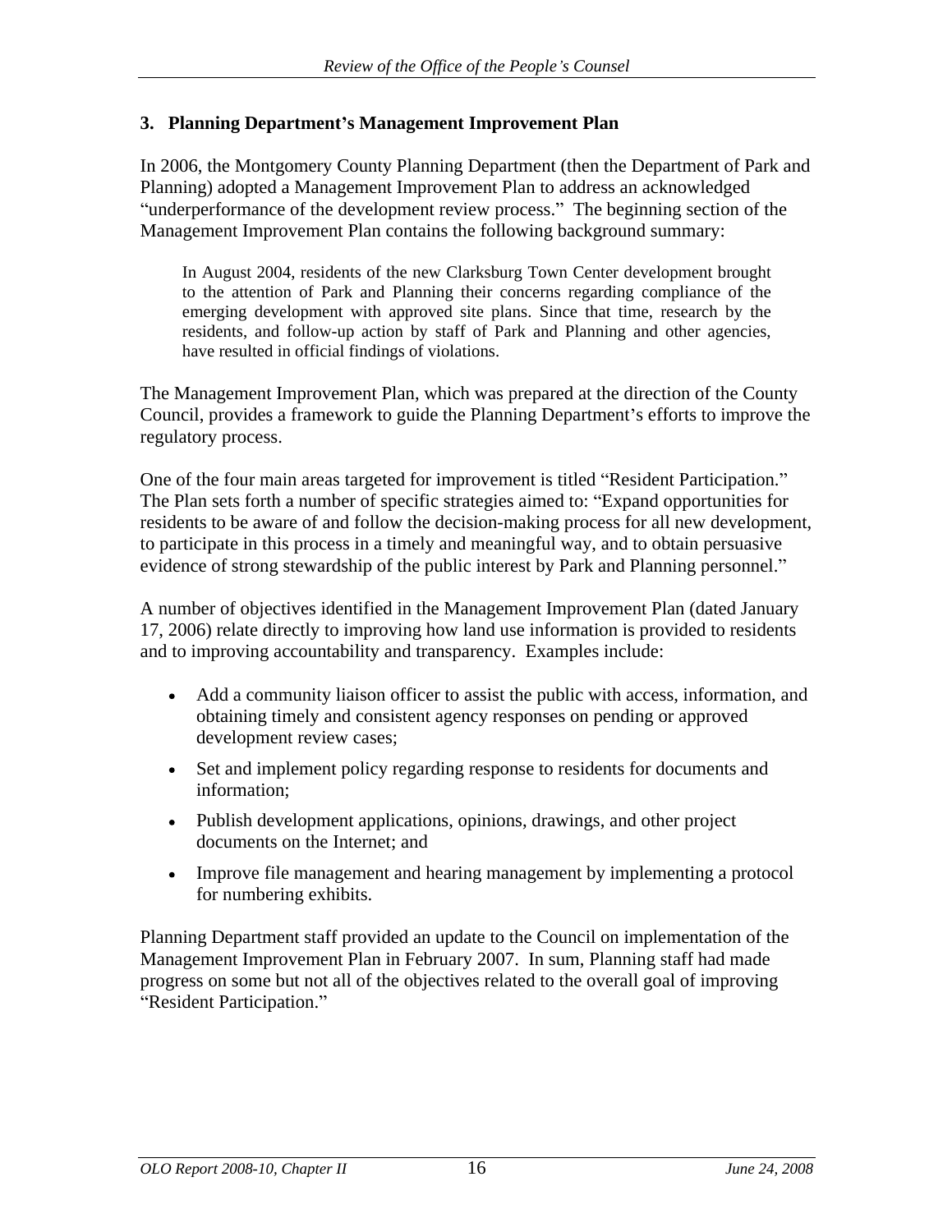### 3. Planning Department's Management Improvement Plan

In 2006, the Montgomery County Planning Department (then the Department of Park and Planning) adopted a Management Improvement Plan to address an acknowledged "underperformance of the development review process." The beginning section of the Management Improvement Plan contains the following background summary:

> In August 2004, residents of the new Clarksburg Town Center development brought to the attention of Park and Planning their concerns regarding compliance of the emerging development with approved site plans. Since that time, research by the residents, and follow-up action by staff of Park and Planning and other agencies, have resulted in official findings of violations.

The Management Improvement Plan, which was prepared at the direction of the County Council, provides a framework to guide the Planning Department's efforts to improve the regulatory process.

One of the four main areas targeted for improvement is titled "Resident Participation." The Plan sets forth a number of specific strategies aimed to: "Expand opportunities for residents to be aware of and follow the decision-making process for all new development, to participate in this process in a timely and meaningful way, and to obtain persuasive evidence of strong stewardship of the public interest by Park and Planning personnel."

A number of objectives identified in the Management Improvement Plan (dated January 17, 2006) relate directly to improving how land use information is provided to residents and to improving accountability and transparency. Examples include:

- Add a community liaison officer to assist the public with access, information, and obtaining timely and consistent agency responses on pending or approved development review cases;
- Set and implement policy regarding response to residents for documents and information;
- Publish development applications, opinions, drawings, and other project documents on the Internet; and
- Improve file management and hearing management by implementing a protocol for numbering exhibits.

Planning Department staff provided an update to the Council on implementation of the Management Improvement Plan in February 2007. In sum, Planning staff had made progress on some but not all of the objectives related to the overall goal of improving "Resident Participation."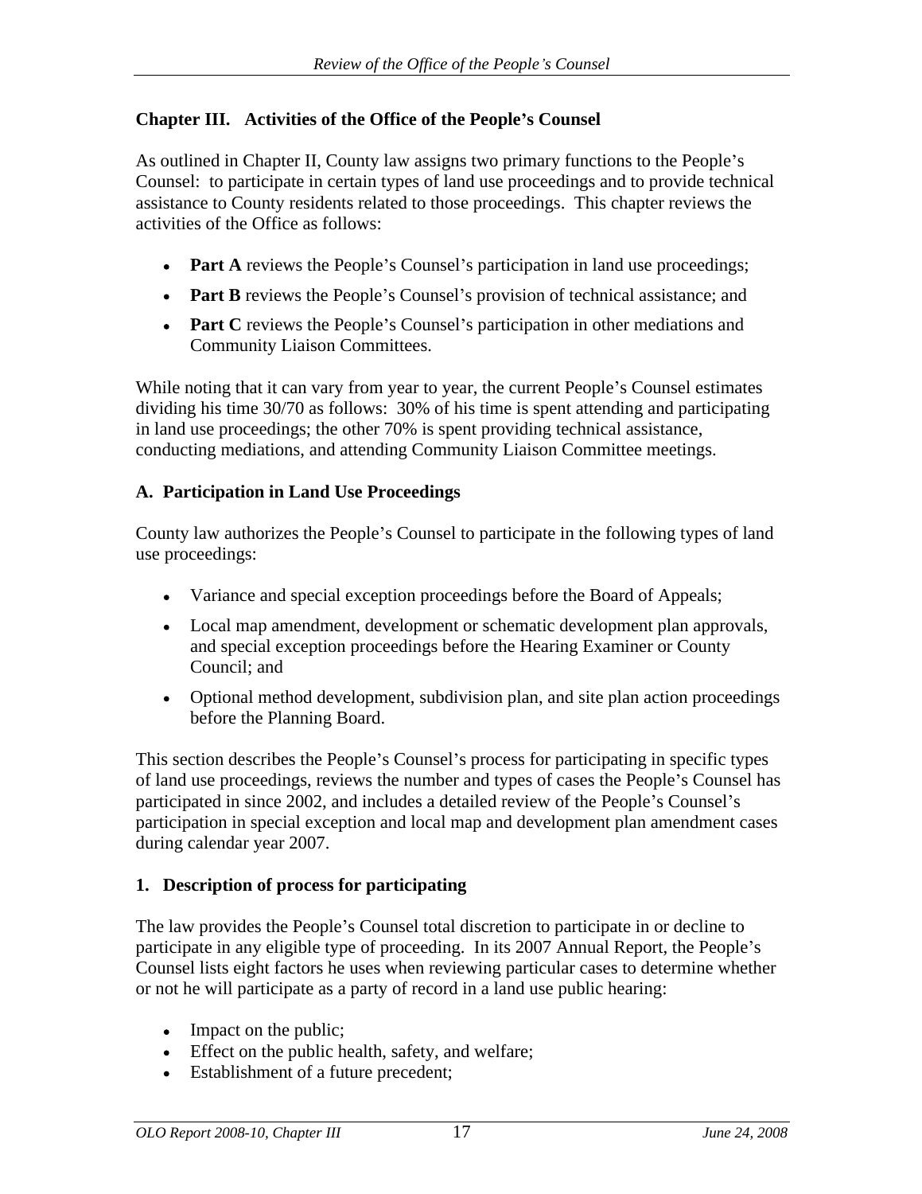## Chapter III. Activities of the Office of the People's Counsel

As outlined in Chapter II, County law assigns two primary functions to the People's Counsel: to participate in certain types of land use proceedings and to provide technical assistance to County residents related to those proceedings. This chapter reviews the activities of the Office as follows:

- **Part A** reviews the People's Counsel's participation in land use proceedings;
- **Part B** reviews the People's Counsel's provision of technical assistance; and
- **Part C** reviews the People's Counsel's participation in other mediations and Community Liaison Committees.

While noting that it can vary from year to year, the current People's Counsel estimates dividing his time 30/70 as follows: 30% of his time is spent attending and participating in land use proceedings; the other 70% is spent providing technical assistance, conducting mediations, and attending Community Liaison Committee meetings.

### A. Participation in Land Use Proceedings

County law authorizes the People's Counsel to participate in the following types of land use proceedings:

- Variance and special exception proceedings before the Board of Appeals;
- Local map amendment, development or schematic development plan approvals, and special exception proceedings before the Hearing Examiner or County Council; and
- Optional method development, subdivision plan, and site plan action proceedings before the Planning Board.

This section describes the People's Counsel's process for participating in specific types of land use proceedings, reviews the number and types of cases the People's Counsel has participated in since 2002, and includes a detailed review of the People's Counsel's participation in special exception and local map and development plan amendment cases during calendar year 2007.

#### 1. Description of process for participating

The law provides the People's Counsel total discretion to participate in or decline to participate in any eligible type of proceeding. In its 2007 Annual Report, the People's Counsel lists eight factors he uses when reviewing particular cases to determine whether or not he will participate as a party of record in a land use public hearing:

- Impact on the public;
- Effect on the public health, safety, and welfare;
- Establishment of a future precedent;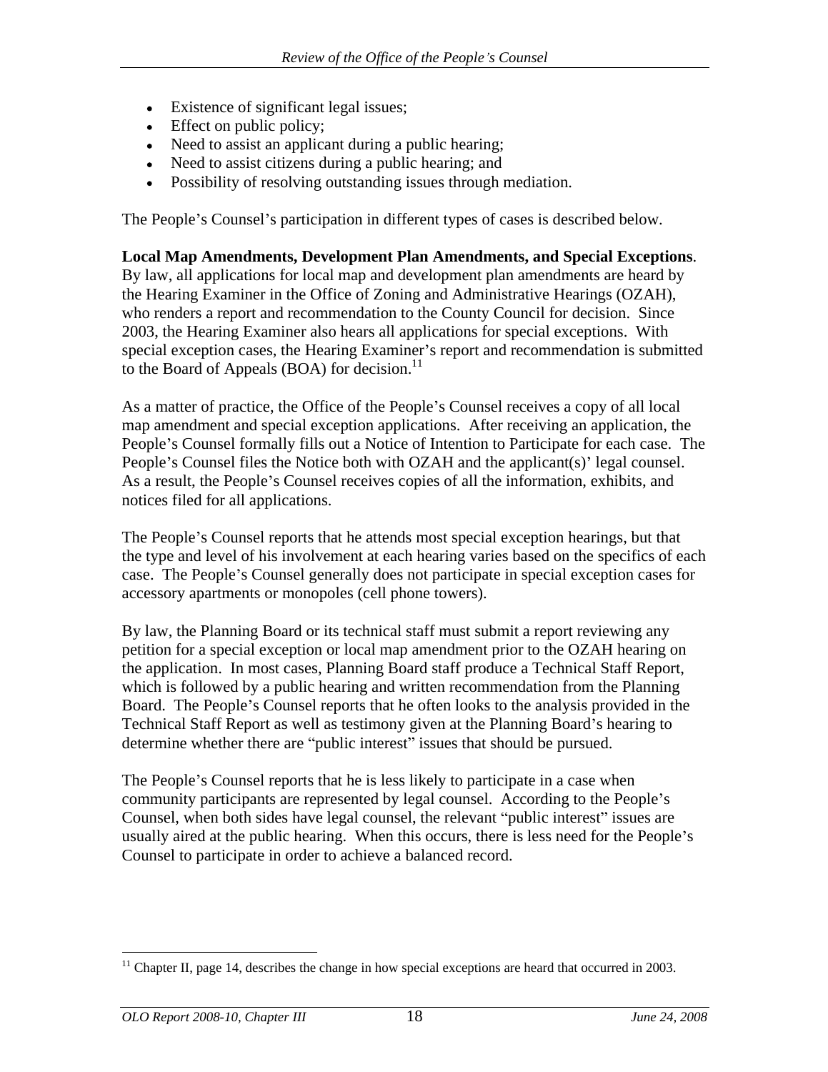- Existence of significant legal issues;
- Effect on public policy;
- Need to assist an applicant during a public hearing;
- Need to assist citizens during a public hearing; and
- Possibility of resolving outstanding issues through mediation.

The People's Counsel's participation in different types of cases is described below.

**Local Map Amendments, Development Plan Amendments, and Special Exceptions**. By law, all applications for local map and development plan amendments are heard by the Hearing Examiner in the Office of Zoning and Administrative Hearings (OZAH), who renders a report and recommendation to the County Council for decision. Since 2003, the Hearing Examiner also hears all applications for special exceptions. With special exception cases, the Hearing Examiner's report and recommendation is submitted to the Board of Appeals (BOA) for decision.[11]

As a matter of practice, the Office of the People's Counsel receives a copy of all local map amendment and special exception applications. After receiving an application, the People's Counsel formally fills out a Notice of Intention to Participate for each case. The People's Counsel files the Notice both with OZAH and the applicant(s)' legal counsel. As a result, the People's Counsel receives copies of all the information, exhibits, and notices filed for all applications.

The People's Counsel reports that he attends most special exception hearings, but that the type and level of his involvement at each hearing varies based on the specifics of each case. The People's Counsel generally does not participate in special exception cases for accessory apartments or monopoles (cell phone towers).

By law, the Planning Board or its technical staff must submit a report reviewing any petition for a special exception or local map amendment prior to the OZAH hearing on the application. In most cases, Planning Board staff produce a Technical Staff Report, which is followed by a public hearing and written recommendation from the Planning Board. The People's Counsel reports that he often looks to the analysis provided in the Technical Staff Report as well as testimony given at the Planning Board's hearing to determine whether there are "public interest" issues that should be pursued.

The People's Counsel reports that he is less likely to participate in a case when community participants are represented by legal counsel. According to the People's Counsel, when both sides have legal counsel, the relevant "public interest" issues are usually aired at the public hearing. When this occurs, there is less need for the People's Counsel to participate in order to achieve a balanced record.

[11] Chapter II, page 14, describes the change in how special exceptions are heard that occurred in 2003.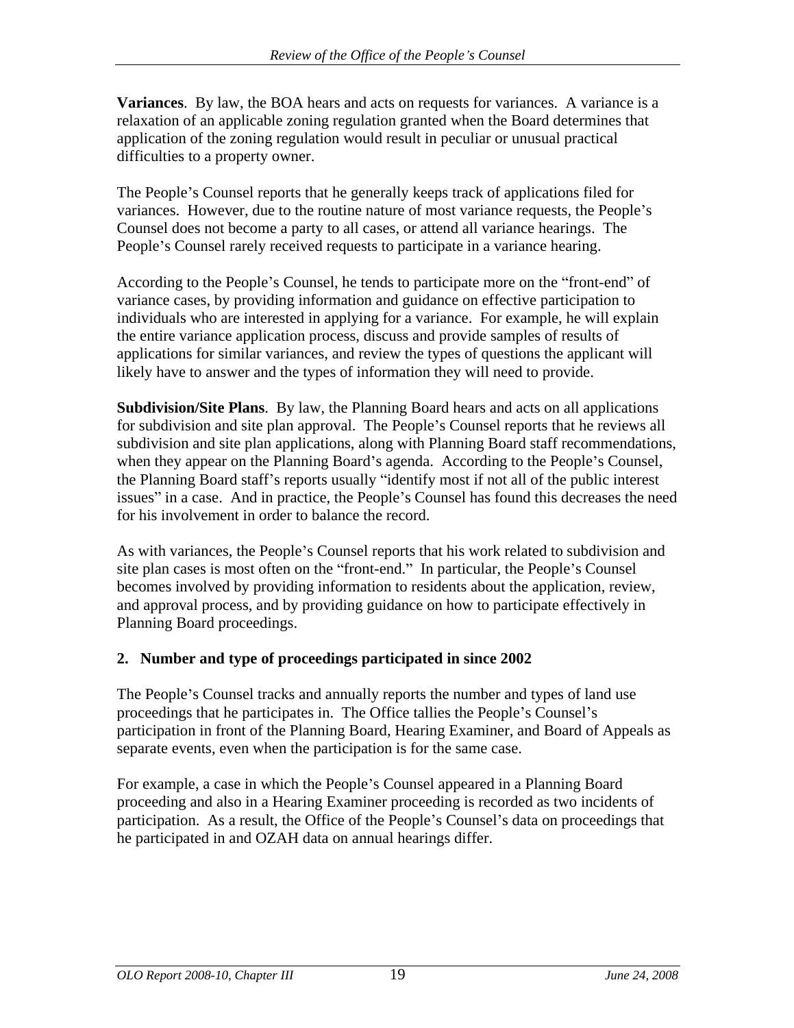**Variances**. By law, the BOA hears and acts on requests for variances. A variance is a relaxation of an applicable zoning regulation granted when the Board determines that application of the zoning regulation would result in peculiar or unusual practical difficulties to a property owner.

The People's Counsel reports that he generally keeps track of applications filed for variances. However, due to the routine nature of most variance requests, the People's Counsel does not become a party to all cases, or attend all variance hearings. The People's Counsel rarely received requests to participate in a variance hearing.

According to the People's Counsel, he tends to participate more on the "front-end" of variance cases, by providing information and guidance on effective participation to individuals who are interested in applying for a variance. For example, he will explain the entire variance application process, discuss and provide samples of results of applications for similar variances, and review the types of questions the applicant will likely have to answer and the types of information they will need to provide.

**Subdivision/Site Plans**. By law, the Planning Board hears and acts on all applications for subdivision and site plan approval. The People's Counsel reports that he reviews all subdivision and site plan applications, along with Planning Board staff recommendations, when they appear on the Planning Board's agenda. According to the People's Counsel, the Planning Board staff's reports usually "identify most if not all of the public interest issues" in a case. And in practice, the People's Counsel has found this decreases the need for his involvement in order to balance the record.

As with variances, the People's Counsel reports that his work related to subdivision and site plan cases is most often on the "front-end." In particular, the People's Counsel becomes involved by providing information to residents about the application, review, and approval process, and by providing guidance on how to participate effectively in Planning Board proceedings.

### 2. Number and type of proceedings participated in since 2002

The People's Counsel tracks and annually reports the number and types of land use proceedings that he participates in. The Office tallies the People's Counsel's participation in front of the Planning Board, Hearing Examiner, and Board of Appeals as separate events, even when the participation is for the same case.

For example, a case in which the People's Counsel appeared in a Planning Board proceeding and also in a Hearing Examiner proceeding is recorded as two incidents of participation. As a result, the Office of the People's Counsel's data on proceedings that he participated in and OZAH data on annual hearings differ.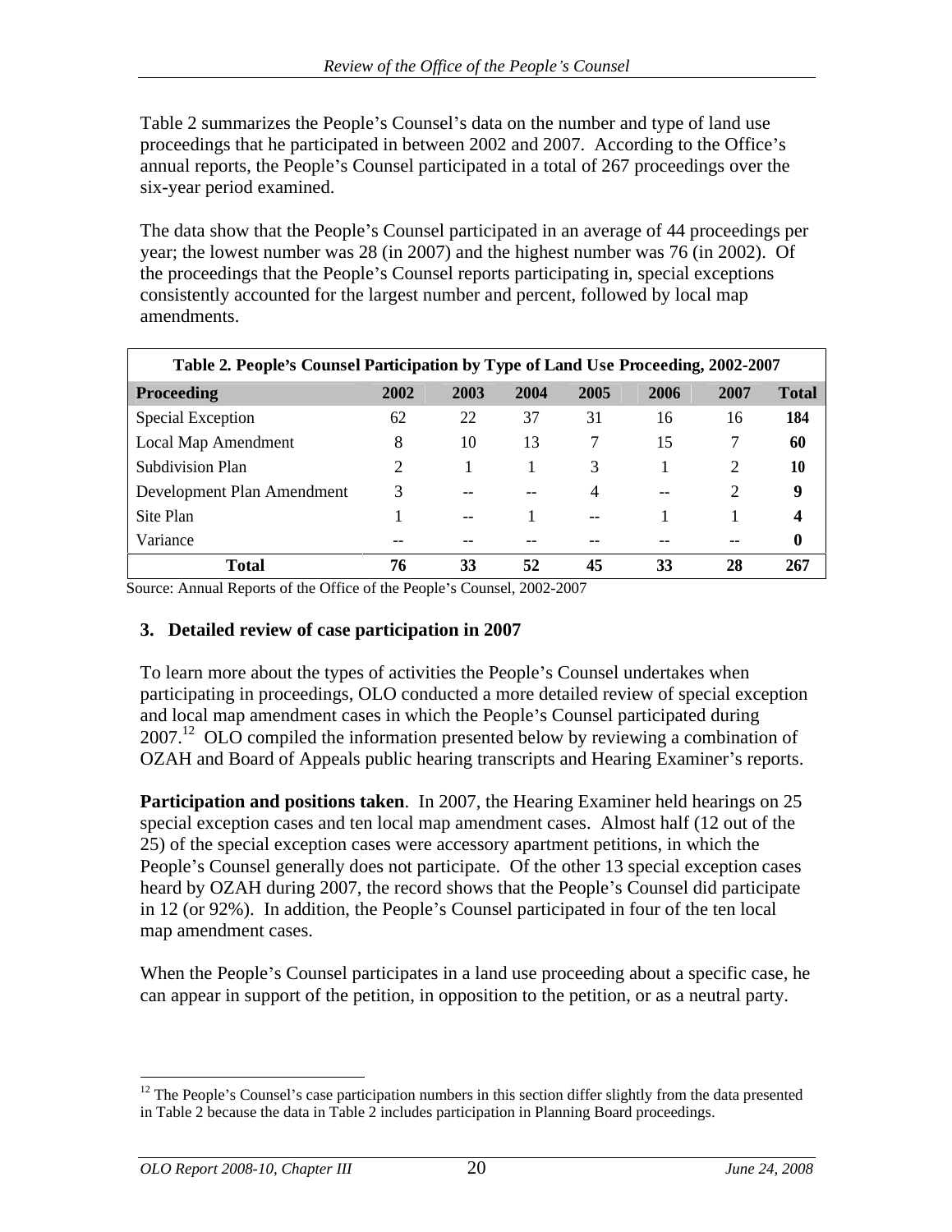Table 2 summarizes the People's Counsel's data on the number and type of land use proceedings that he participated in between 2002 and 2007. According to the Office's annual reports, the People's Counsel participated in a total of 267 proceedings over the six-year period examined.

The data show that the People's Counsel participated in an average of 44 proceedings per year; the lowest number was 28 (in 2007) and the highest number was 76 (in 2002). Of the proceedings that the People's Counsel reports participating in, special exceptions consistently accounted for the largest number and percent, followed by local map amendments.

**Table 2. People's Counsel Participation by Type of Land Use Proceeding, 2002-2007**

| Proceeding | 2002 | 2003 | 2004 | 2005 | 2006 | 2007 | Total |
|---|---|---|---|---|---|---|---|
| Special Exception | 62 | 22 | 37 | 31 | 16 | 16 | **184** |
| Local Map Amendment | 8 | 10 | 13 | 7 | 15 | 7 | **60** |
| Subdivision Plan | 2 | 1 | 1 | 3 | 1 | 2 | **10** |
| Development Plan Amendment | 3 | -- | -- | 4 | -- | 2 | **9** |
| Site Plan | 1 | -- | 1 | -- | 1 | 1 | **4** |
| Variance | -- | -- | -- | -- | -- | -- | **0** |
| **Total** | **76** | **33** | **52** | **45** | **33** | **28** | **267** |

Source: Annual Reports of the Office of the People's Counsel, 2002-2007

### 3. Detailed review of case participation in 2007

To learn more about the types of activities the People's Counsel undertakes when participating in proceedings, OLO conducted a more detailed review of special exception and local map amendment cases in which the People's Counsel participated during 2007.[12] OLO compiled the information presented below by reviewing a combination of OZAH and Board of Appeals public hearing transcripts and Hearing Examiner's reports.

**Participation and positions taken**. In 2007, the Hearing Examiner held hearings on 25 special exception cases and ten local map amendment cases. Almost half (12 out of the 25) of the special exception cases were accessory apartment petitions, in which the People's Counsel generally does not participate. Of the other 13 special exception cases heard by OZAH during 2007, the record shows that the People's Counsel did participate in 12 (or 92%). In addition, the People's Counsel participated in four of the ten local map amendment cases.

When the People's Counsel participates in a land use proceeding about a specific case, he can appear in support of the petition, in opposition to the petition, or as a neutral party.

---

[12] The People's Counsel's case participation numbers in this section differ slightly from the data presented in Table 2 because the data in Table 2 includes participation in Planning Board proceedings.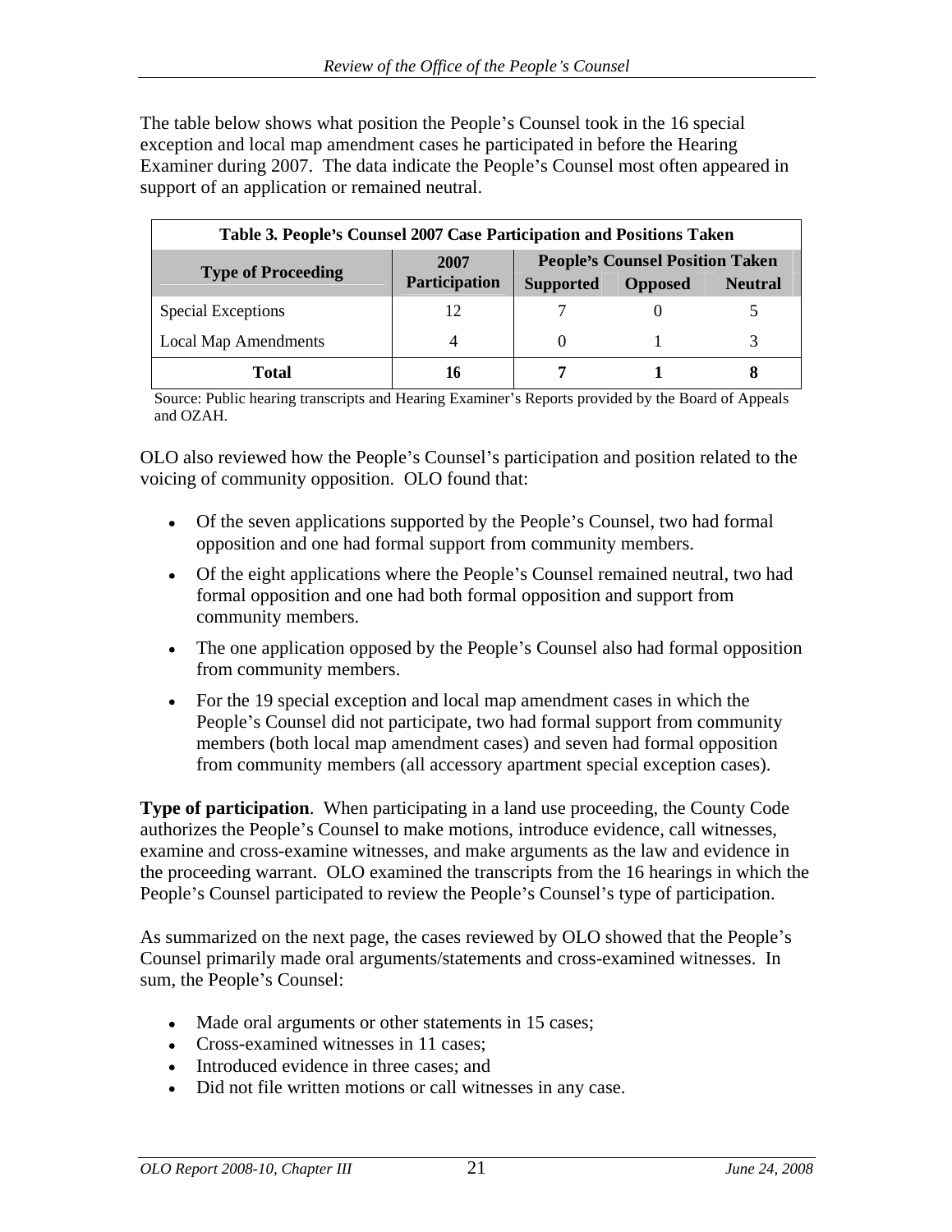The table below shows what position the People's Counsel took in the 16 special exception and local map amendment cases he participated in before the Hearing Examiner during 2007. The data indicate the People's Counsel most often appeared in support of an application or remained neutral.

**Table 3. People's Counsel 2007 Case Participation and Positions Taken**

| Type of Proceeding | 2007 Participation | People's Counsel Position Taken | | |
|---|---|---|---|---|
| | | Supported | Opposed | Neutral |
| Special Exceptions | 12 | 7 | 0 | 5 |
| Local Map Amendments | 4 | 0 | 1 | 3 |
| **Total** | **16** | **7** | **1** | **8** |

Source: Public hearing transcripts and Hearing Examiner's Reports provided by the Board of Appeals and OZAH.

OLO also reviewed how the People's Counsel's participation and position related to the voicing of community opposition. OLO found that:

- Of the seven applications supported by the People's Counsel, two had formal opposition and one had formal support from community members.
- Of the eight applications where the People's Counsel remained neutral, two had formal opposition and one had both formal opposition and support from community members.
- The one application opposed by the People's Counsel also had formal opposition from community members.
- For the 19 special exception and local map amendment cases in which the People's Counsel did not participate, two had formal support from community members (both local map amendment cases) and seven had formal opposition from community members (all accessory apartment special exception cases).

**Type of participation**. When participating in a land use proceeding, the County Code authorizes the People's Counsel to make motions, introduce evidence, call witnesses, examine and cross-examine witnesses, and make arguments as the law and evidence in the proceeding warrant. OLO examined the transcripts from the 16 hearings in which the People's Counsel participated to review the People's Counsel's type of participation.

As summarized on the next page, the cases reviewed by OLO showed that the People's Counsel primarily made oral arguments/statements and cross-examined witnesses. In sum, the People's Counsel:

- Made oral arguments or other statements in 15 cases;
- Cross-examined witnesses in 11 cases;
- Introduced evidence in three cases; and
- Did not file written motions or call witnesses in any case.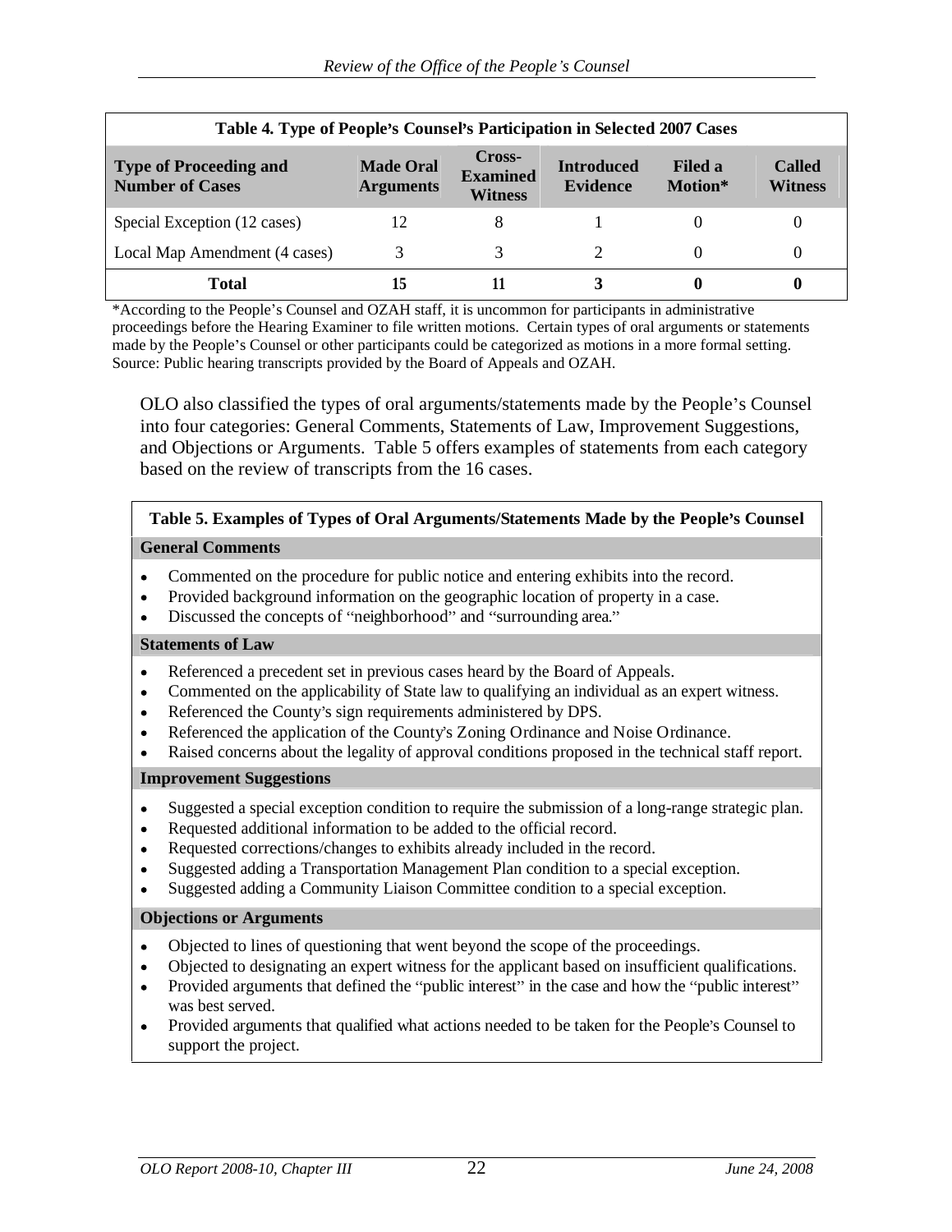**Table 4. Type of People's Counsel's Participation in Selected 2007 Cases**

| Type of Proceeding and Number of Cases | Made Oral Arguments | Cross-Examined Witness | Introduced Evidence | Filed a Motion* | Called Witness |
|---|---|---|---|---|---|
| Special Exception (12 cases) | 12 | 8 | 1 | 0 | 0 |
| Local Map Amendment (4 cases) | 3 | 3 | 2 | 0 | 0 |
| **Total** | **15** | **11** | **3** | **0** | **0** |

*According to the People's Counsel and OZAH staff, it is uncommon for participants in administrative proceedings before the Hearing Examiner to file written motions. Certain types of oral arguments or statements made by the People's Counsel or other participants could be categorized as motions in a more formal setting.
Source: Public hearing transcripts provided by the Board of Appeals and OZAH.

OLO also classified the types of oral arguments/statements made by the People's Counsel into four categories: General Comments, Statements of Law, Improvement Suggestions, and Objections or Arguments. Table 5 offers examples of statements from each category based on the review of transcripts from the 16 cases.

**Table 5. Examples of Types of Oral Arguments/Statements Made by the People's Counsel**

**General Comments**

- Commented on the procedure for public notice and entering exhibits into the record.
- Provided background information on the geographic location of property in a case.
- Discussed the concepts of "neighborhood" and "surrounding area."

**Statements of Law**

- Referenced a precedent set in previous cases heard by the Board of Appeals.
- Commented on the applicability of State law to qualifying an individual as an expert witness.
- Referenced the County's sign requirements administered by DPS.
- Referenced the application of the County's Zoning Ordinance and Noise Ordinance.
- Raised concerns about the legality of approval conditions proposed in the technical staff report.

**Improvement Suggestions**

- Suggested a special exception condition to require the submission of a long-range strategic plan.
- Requested additional information to be added to the official record.
- Requested corrections/changes to exhibits already included in the record.
- Suggested adding a Transportation Management Plan condition to a special exception.
- Suggested adding a Community Liaison Committee condition to a special exception.

**Objections or Arguments**

- Objected to lines of questioning that went beyond the scope of the proceedings.
- Objected to designating an expert witness for the applicant based on insufficient qualifications.
- Provided arguments that defined the "public interest" in the case and how the "public interest" was best served.
- Provided arguments that qualified what actions needed to be taken for the People's Counsel to support the project.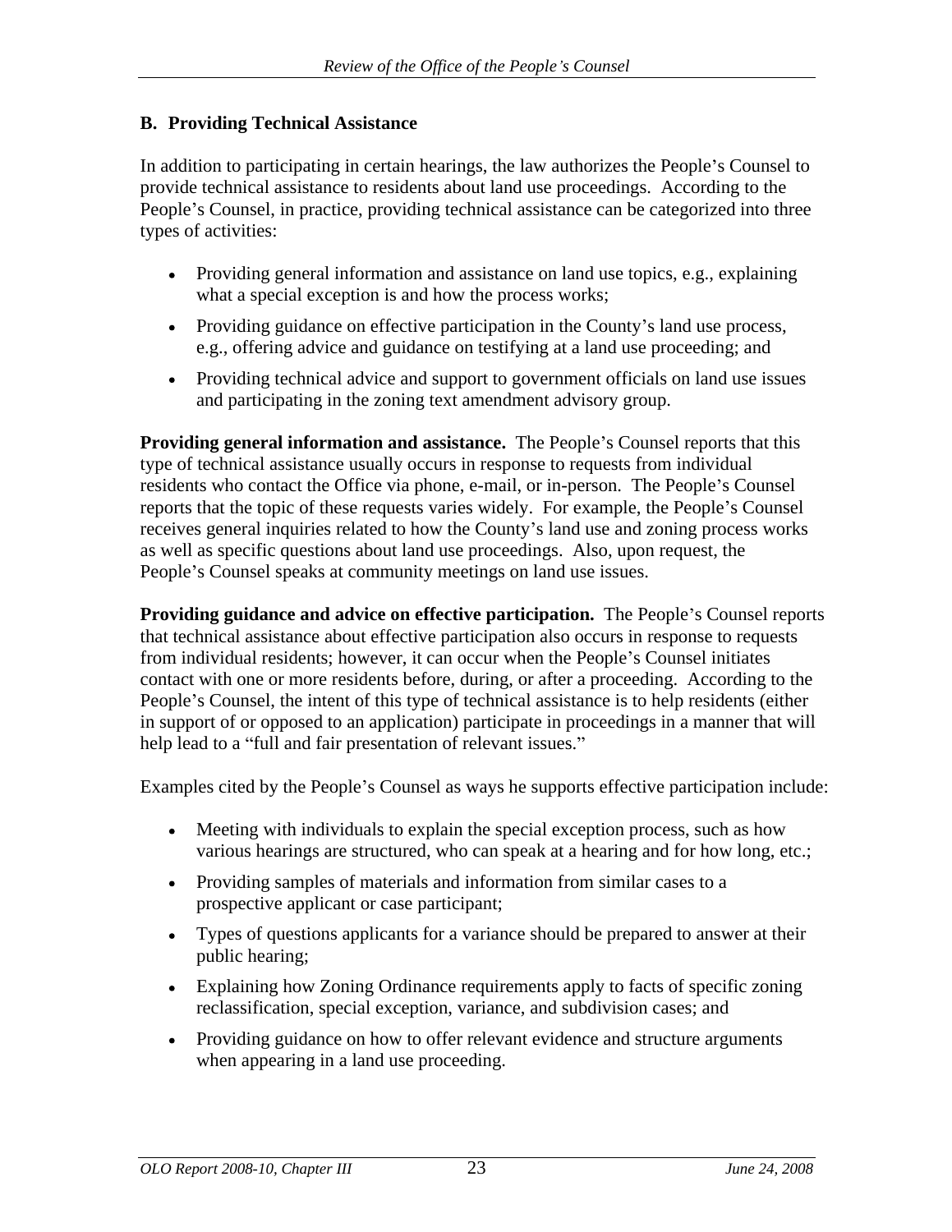### B. Providing Technical Assistance

In addition to participating in certain hearings, the law authorizes the People's Counsel to provide technical assistance to residents about land use proceedings. According to the People's Counsel, in practice, providing technical assistance can be categorized into three types of activities:

- Providing general information and assistance on land use topics, e.g., explaining what a special exception is and how the process works;
- Providing guidance on effective participation in the County's land use process, e.g., offering advice and guidance on testifying at a land use proceeding; and
- Providing technical advice and support to government officials on land use issues and participating in the zoning text amendment advisory group.

**Providing general information and assistance.** The People's Counsel reports that this type of technical assistance usually occurs in response to requests from individual residents who contact the Office via phone, e-mail, or in-person. The People's Counsel reports that the topic of these requests varies widely. For example, the People's Counsel receives general inquiries related to how the County's land use and zoning process works as well as specific questions about land use proceedings. Also, upon request, the People's Counsel speaks at community meetings on land use issues.

**Providing guidance and advice on effective participation.** The People's Counsel reports that technical assistance about effective participation also occurs in response to requests from individual residents; however, it can occur when the People's Counsel initiates contact with one or more residents before, during, or after a proceeding. According to the People's Counsel, the intent of this type of technical assistance is to help residents (either in support of or opposed to an application) participate in proceedings in a manner that will help lead to a "full and fair presentation of relevant issues."

Examples cited by the People's Counsel as ways he supports effective participation include:

- Meeting with individuals to explain the special exception process, such as how various hearings are structured, who can speak at a hearing and for how long, etc.;
- Providing samples of materials and information from similar cases to a prospective applicant or case participant;
- Types of questions applicants for a variance should be prepared to answer at their public hearing;
- Explaining how Zoning Ordinance requirements apply to facts of specific zoning reclassification, special exception, variance, and subdivision cases; and
- Providing guidance on how to offer relevant evidence and structure arguments when appearing in a land use proceeding.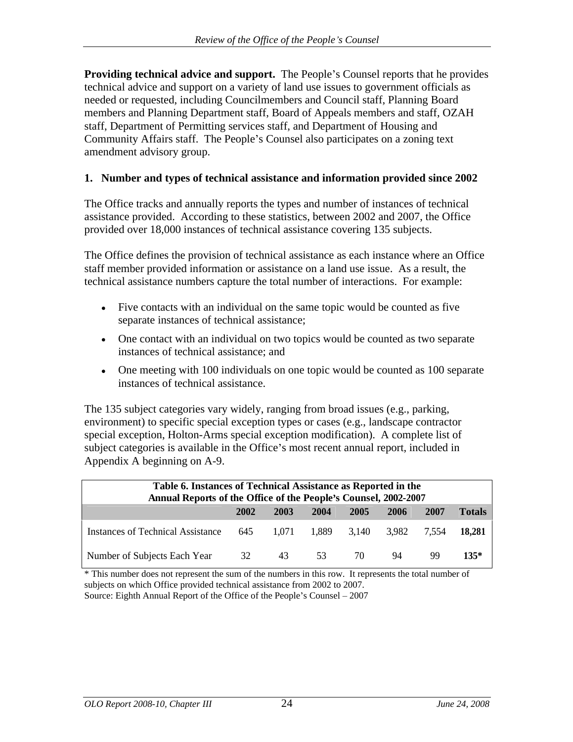**Providing technical advice and support.** The People's Counsel reports that he provides technical advice and support on a variety of land use issues to government officials as needed or requested, including Councilmembers and Council staff, Planning Board members and Planning Department staff, Board of Appeals members and staff, OZAH staff, Department of Permitting services staff, and Department of Housing and Community Affairs staff. The People's Counsel also participates on a zoning text amendment advisory group.

### 1. Number and types of technical assistance and information provided since 2002

The Office tracks and annually reports the types and number of instances of technical assistance provided. According to these statistics, between 2002 and 2007, the Office provided over 18,000 instances of technical assistance covering 135 subjects.

The Office defines the provision of technical assistance as each instance where an Office staff member provided information or assistance on a land use issue. As a result, the technical assistance numbers capture the total number of interactions. For example:

- Five contacts with an individual on the same topic would be counted as five separate instances of technical assistance;
- One contact with an individual on two topics would be counted as two separate instances of technical assistance; and
- One meeting with 100 individuals on one topic would be counted as 100 separate instances of technical assistance.

The 135 subject categories vary widely, ranging from broad issues (e.g., parking, environment) to specific special exception types or cases (e.g., landscape contractor special exception, Holton-Arms special exception modification). A complete list of subject categories is available in the Office's most recent annual report, included in Appendix A beginning on A-9.

**Table 6. Instances of Technical Assistance as Reported in the Annual Reports of the Office of the People's Counsel, 2002-2007**

| | 2002 | 2003 | 2004 | 2005 | 2006 | 2007 | Totals |
|---|---|---|---|---|---|---|---|
| Instances of Technical Assistance | 645 | 1,071 | 1,889 | 3,140 | 3,982 | 7,554 | **18,281** |
| Number of Subjects Each Year | 32 | 43 | 53 | 70 | 94 | 99 | **135*** |

* This number does not represent the sum of the numbers in this row. It represents the total number of subjects on which Office provided technical assistance from 2002 to 2007.
Source: Eighth Annual Report of the Office of the People's Counsel – 2007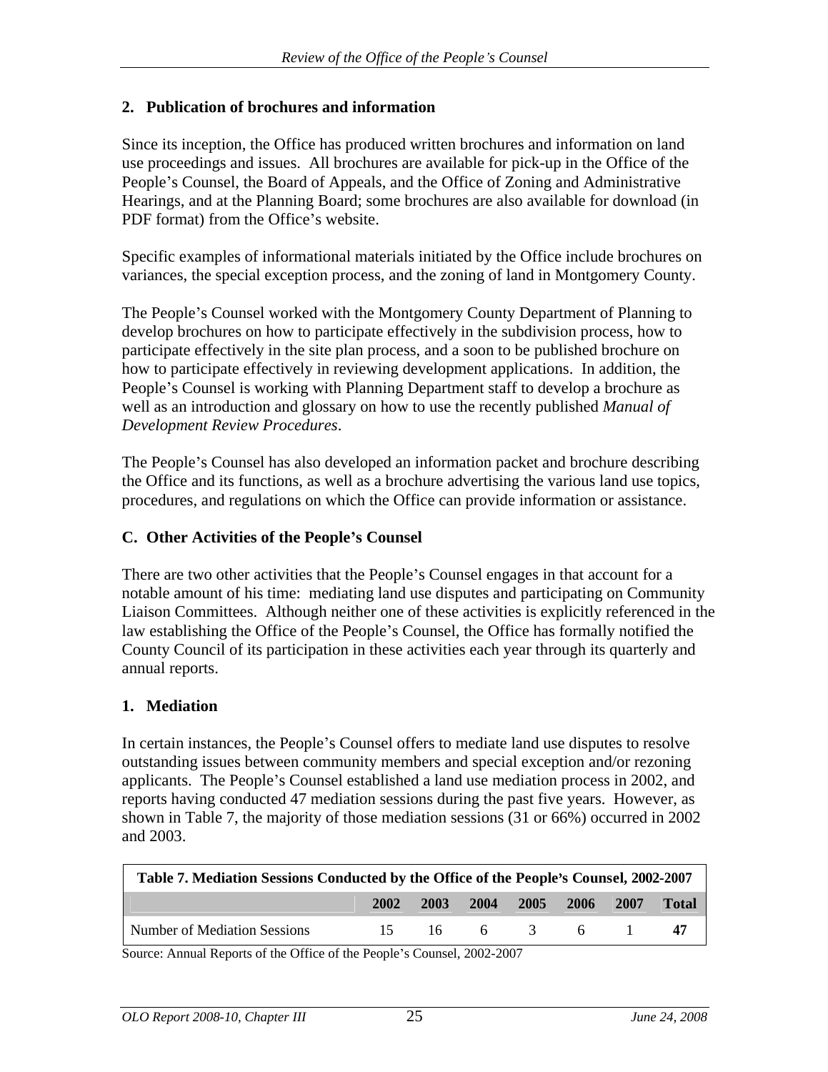### 2. Publication of brochures and information

Since its inception, the Office has produced written brochures and information on land use proceedings and issues. All brochures are available for pick-up in the Office of the People's Counsel, the Board of Appeals, and the Office of Zoning and Administrative Hearings, and at the Planning Board; some brochures are also available for download (in PDF format) from the Office's website.

Specific examples of informational materials initiated by the Office include brochures on variances, the special exception process, and the zoning of land in Montgomery County.

The People's Counsel worked with the Montgomery County Department of Planning to develop brochures on how to participate effectively in the subdivision process, how to participate effectively in the site plan process, and a soon to be published brochure on how to participate effectively in reviewing development applications. In addition, the People's Counsel is working with Planning Department staff to develop a brochure as well as an introduction and glossary on how to use the recently published *Manual of Development Review Procedures*.

The People's Counsel has also developed an information packet and brochure describing the Office and its functions, as well as a brochure advertising the various land use topics, procedures, and regulations on which the Office can provide information or assistance.

## C. Other Activities of the People's Counsel

There are two other activities that the People's Counsel engages in that account for a notable amount of his time: mediating land use disputes and participating on Community Liaison Committees. Although neither one of these activities is explicitly referenced in the law establishing the Office of the People's Counsel, the Office has formally notified the County Council of its participation in these activities each year through its quarterly and annual reports.

### 1. Mediation

In certain instances, the People's Counsel offers to mediate land use disputes to resolve outstanding issues between community members and special exception and/or rezoning applicants. The People's Counsel established a land use mediation process in 2002, and reports having conducted 47 mediation sessions during the past five years. However, as shown in Table 7, the majority of those mediation sessions (31 or 66%) occurred in 2002 and 2003.

**Table 7. Mediation Sessions Conducted by the Office of the People's Counsel, 2002-2007**

| | 2002 | 2003 | 2004 | 2005 | 2006 | 2007 | Total |
|---|---|---|---|---|---|---|---|
| Number of Mediation Sessions | 15 | 16 | 6 | 3 | 6 | 1 | **47** |

Source: Annual Reports of the Office of the People's Counsel, 2002-2007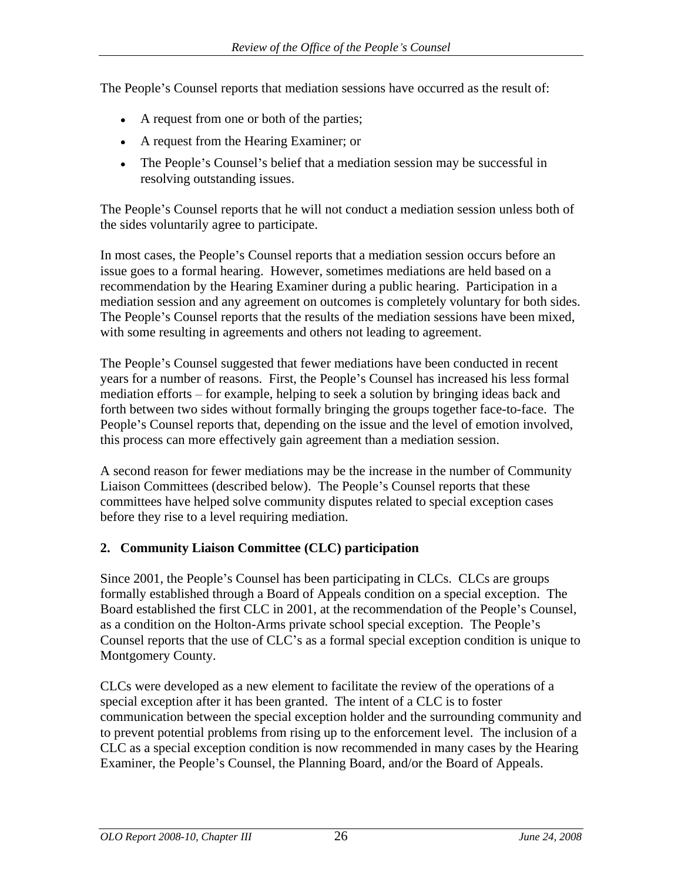The People's Counsel reports that mediation sessions have occurred as the result of:

- A request from one or both of the parties;
- A request from the Hearing Examiner; or
- The People's Counsel's belief that a mediation session may be successful in resolving outstanding issues.

The People's Counsel reports that he will not conduct a mediation session unless both of the sides voluntarily agree to participate.

In most cases, the People's Counsel reports that a mediation session occurs before an issue goes to a formal hearing. However, sometimes mediations are held based on a recommendation by the Hearing Examiner during a public hearing. Participation in a mediation session and any agreement on outcomes is completely voluntary for both sides. The People's Counsel reports that the results of the mediation sessions have been mixed, with some resulting in agreements and others not leading to agreement.

The People's Counsel suggested that fewer mediations have been conducted in recent years for a number of reasons. First, the People's Counsel has increased his less formal mediation efforts – for example, helping to seek a solution by bringing ideas back and forth between two sides without formally bringing the groups together face-to-face. The People's Counsel reports that, depending on the issue and the level of emotion involved, this process can more effectively gain agreement than a mediation session.

A second reason for fewer mediations may be the increase in the number of Community Liaison Committees (described below). The People's Counsel reports that these committees have helped solve community disputes related to special exception cases before they rise to a level requiring mediation.

### 2. Community Liaison Committee (CLC) participation

Since 2001, the People's Counsel has been participating in CLCs. CLCs are groups formally established through a Board of Appeals condition on a special exception. The Board established the first CLC in 2001, at the recommendation of the People's Counsel, as a condition on the Holton-Arms private school special exception. The People's Counsel reports that the use of CLC's as a formal special exception condition is unique to Montgomery County.

CLCs were developed as a new element to facilitate the review of the operations of a special exception after it has been granted. The intent of a CLC is to foster communication between the special exception holder and the surrounding community and to prevent potential problems from rising up to the enforcement level. The inclusion of a CLC as a special exception condition is now recommended in many cases by the Hearing Examiner, the People's Counsel, the Planning Board, and/or the Board of Appeals.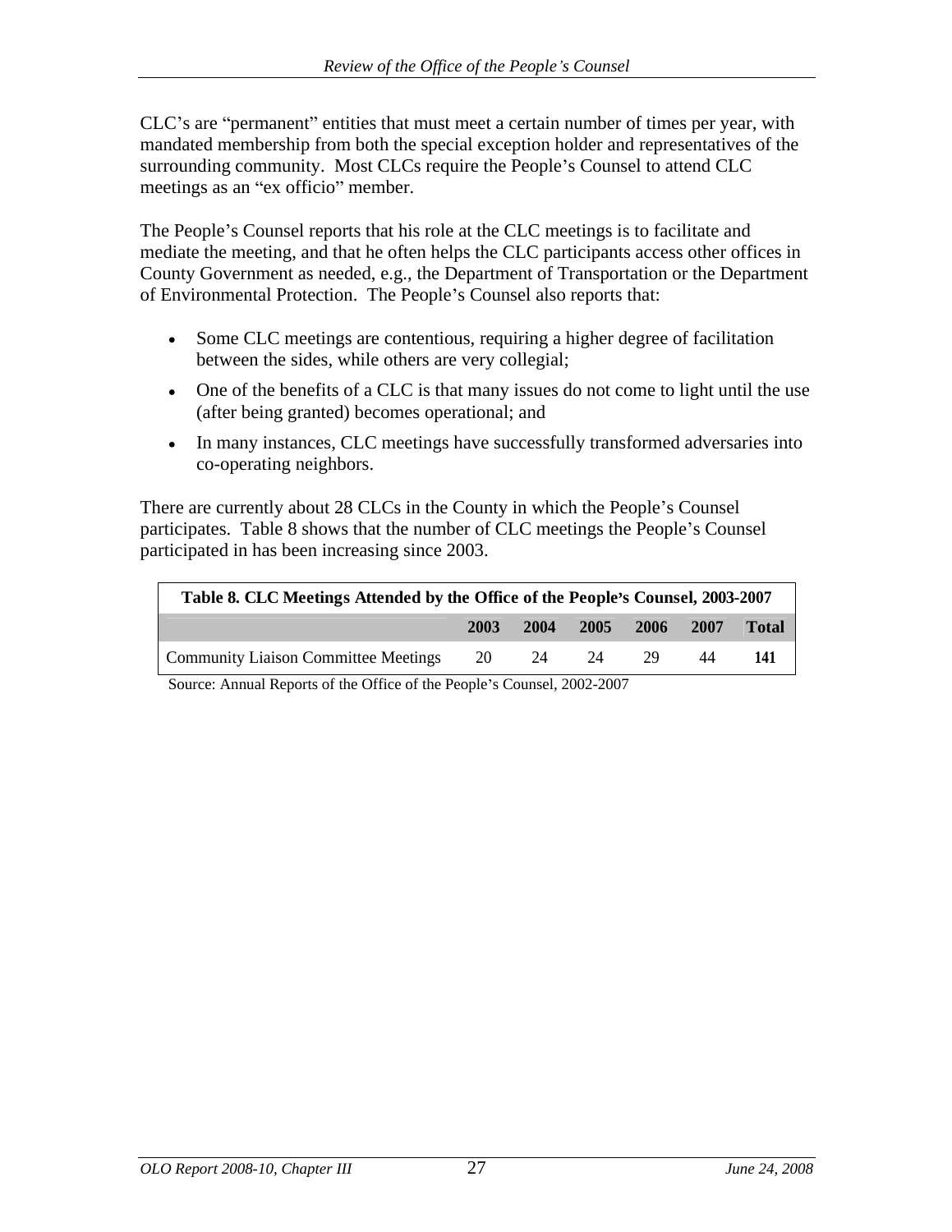CLC's are "permanent" entities that must meet a certain number of times per year, with mandated membership from both the special exception holder and representatives of the surrounding community. Most CLCs require the People's Counsel to attend CLC meetings as an "ex officio" member.

The People's Counsel reports that his role at the CLC meetings is to facilitate and mediate the meeting, and that he often helps the CLC participants access other offices in County Government as needed, e.g., the Department of Transportation or the Department of Environmental Protection. The People's Counsel also reports that:

- Some CLC meetings are contentious, requiring a higher degree of facilitation between the sides, while others are very collegial;
- One of the benefits of a CLC is that many issues do not come to light until the use (after being granted) becomes operational; and
- In many instances, CLC meetings have successfully transformed adversaries into co-operating neighbors.

There are currently about 28 CLCs in the County in which the People's Counsel participates. Table 8 shows that the number of CLC meetings the People's Counsel participated in has been increasing since 2003.

**Table 8. CLC Meetings Attended by the Office of the People's Counsel, 2003-2007**

| | 2003 | 2004 | 2005 | 2006 | 2007 | Total |
|---|---|---|---|---|---|---|
| Community Liaison Committee Meetings | 20 | 24 | 24 | 29 | 44 | **141** |

Source: Annual Reports of the Office of the People's Counsel, 2002-2007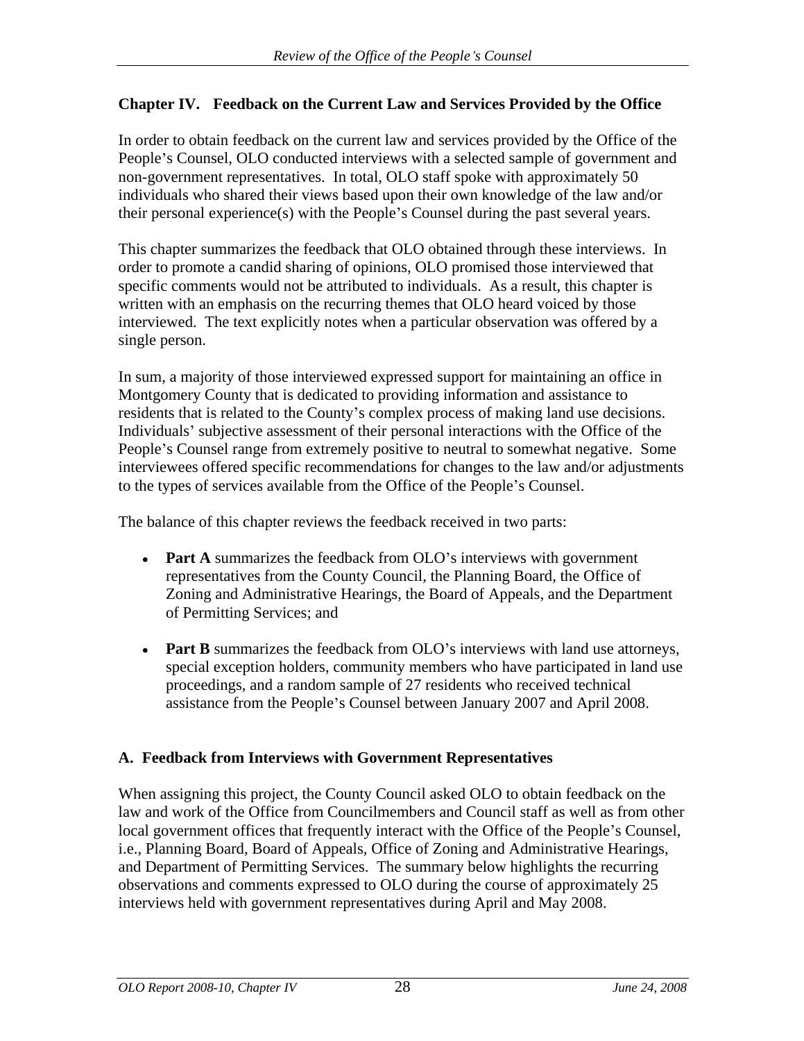## Chapter IV. Feedback on the Current Law and Services Provided by the Office

In order to obtain feedback on the current law and services provided by the Office of the People's Counsel, OLO conducted interviews with a selected sample of government and non-government representatives. In total, OLO staff spoke with approximately 50 individuals who shared their views based upon their own knowledge of the law and/or their personal experience(s) with the People's Counsel during the past several years.

This chapter summarizes the feedback that OLO obtained through these interviews. In order to promote a candid sharing of opinions, OLO promised those interviewed that specific comments would not be attributed to individuals. As a result, this chapter is written with an emphasis on the recurring themes that OLO heard voiced by those interviewed. The text explicitly notes when a particular observation was offered by a single person.

In sum, a majority of those interviewed expressed support for maintaining an office in Montgomery County that is dedicated to providing information and assistance to residents that is related to the County's complex process of making land use decisions. Individuals' subjective assessment of their personal interactions with the Office of the People's Counsel range from extremely positive to neutral to somewhat negative. Some interviewees offered specific recommendations for changes to the law and/or adjustments to the types of services available from the Office of the People's Counsel.

The balance of this chapter reviews the feedback received in two parts:

- **Part A** summarizes the feedback from OLO's interviews with government representatives from the County Council, the Planning Board, the Office of Zoning and Administrative Hearings, the Board of Appeals, and the Department of Permitting Services; and

- **Part B** summarizes the feedback from OLO's interviews with land use attorneys, special exception holders, community members who have participated in land use proceedings, and a random sample of 27 residents who received technical assistance from the People's Counsel between January 2007 and April 2008.

### A. Feedback from Interviews with Government Representatives

When assigning this project, the County Council asked OLO to obtain feedback on the law and work of the Office from Councilmembers and Council staff as well as from other local government offices that frequently interact with the Office of the People's Counsel, i.e., Planning Board, Board of Appeals, Office of Zoning and Administrative Hearings, and Department of Permitting Services. The summary below highlights the recurring observations and comments expressed to OLO during the course of approximately 25 interviews held with government representatives during April and May 2008.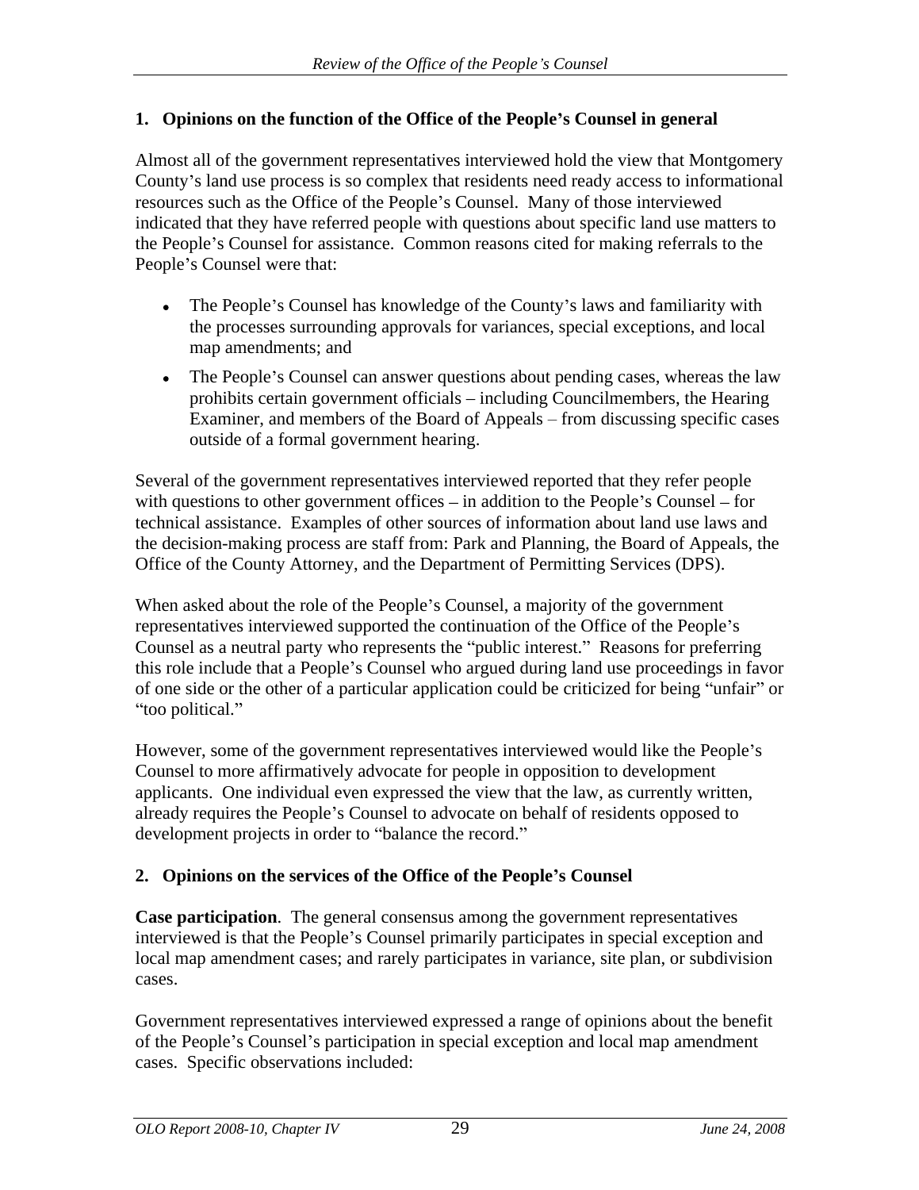### 1. Opinions on the function of the Office of the People's Counsel in general

Almost all of the government representatives interviewed hold the view that Montgomery County's land use process is so complex that residents need ready access to informational resources such as the Office of the People's Counsel. Many of those interviewed indicated that they have referred people with questions about specific land use matters to the People's Counsel for assistance. Common reasons cited for making referrals to the People's Counsel were that:

- The People's Counsel has knowledge of the County's laws and familiarity with the processes surrounding approvals for variances, special exceptions, and local map amendments; and
- The People's Counsel can answer questions about pending cases, whereas the law prohibits certain government officials – including Councilmembers, the Hearing Examiner, and members of the Board of Appeals – from discussing specific cases outside of a formal government hearing.

Several of the government representatives interviewed reported that they refer people with questions to other government offices – in addition to the People's Counsel – for technical assistance. Examples of other sources of information about land use laws and the decision-making process are staff from: Park and Planning, the Board of Appeals, the Office of the County Attorney, and the Department of Permitting Services (DPS).

When asked about the role of the People's Counsel, a majority of the government representatives interviewed supported the continuation of the Office of the People's Counsel as a neutral party who represents the "public interest." Reasons for preferring this role include that a People's Counsel who argued during land use proceedings in favor of one side or the other of a particular application could be criticized for being "unfair" or "too political."

However, some of the government representatives interviewed would like the People's Counsel to more affirmatively advocate for people in opposition to development applicants. One individual even expressed the view that the law, as currently written, already requires the People's Counsel to advocate on behalf of residents opposed to development projects in order to "balance the record."

### 2. Opinions on the services of the Office of the People's Counsel

**Case participation**. The general consensus among the government representatives interviewed is that the People's Counsel primarily participates in special exception and local map amendment cases; and rarely participates in variance, site plan, or subdivision cases.

Government representatives interviewed expressed a range of opinions about the benefit of the People's Counsel's participation in special exception and local map amendment cases. Specific observations included: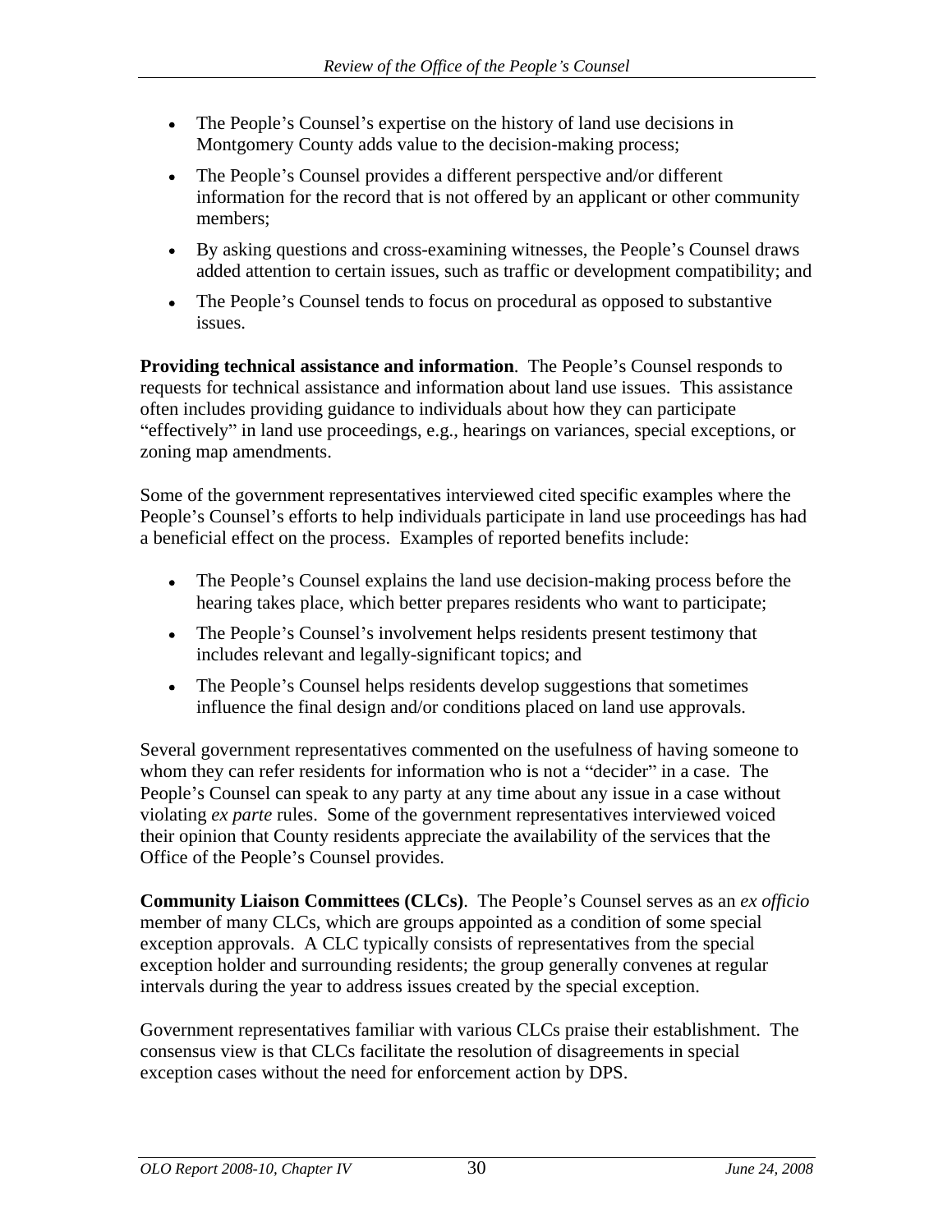- The People's Counsel's expertise on the history of land use decisions in Montgomery County adds value to the decision-making process;
- The People's Counsel provides a different perspective and/or different information for the record that is not offered by an applicant or other community members;
- By asking questions and cross-examining witnesses, the People's Counsel draws added attention to certain issues, such as traffic or development compatibility; and
- The People's Counsel tends to focus on procedural as opposed to substantive issues.

**Providing technical assistance and information**. The People's Counsel responds to requests for technical assistance and information about land use issues. This assistance often includes providing guidance to individuals about how they can participate "effectively" in land use proceedings, e.g., hearings on variances, special exceptions, or zoning map amendments.

Some of the government representatives interviewed cited specific examples where the People's Counsel's efforts to help individuals participate in land use proceedings has had a beneficial effect on the process. Examples of reported benefits include:

- The People's Counsel explains the land use decision-making process before the hearing takes place, which better prepares residents who want to participate;
- The People's Counsel's involvement helps residents present testimony that includes relevant and legally-significant topics; and
- The People's Counsel helps residents develop suggestions that sometimes influence the final design and/or conditions placed on land use approvals.

Several government representatives commented on the usefulness of having someone to whom they can refer residents for information who is not a "decider" in a case. The People's Counsel can speak to any party at any time about any issue in a case without violating *ex parte* rules. Some of the government representatives interviewed voiced their opinion that County residents appreciate the availability of the services that the Office of the People's Counsel provides.

**Community Liaison Committees (CLCs)**. The People's Counsel serves as an *ex officio* member of many CLCs, which are groups appointed as a condition of some special exception approvals. A CLC typically consists of representatives from the special exception holder and surrounding residents; the group generally convenes at regular intervals during the year to address issues created by the special exception.

Government representatives familiar with various CLCs praise their establishment. The consensus view is that CLCs facilitate the resolution of disagreements in special exception cases without the need for enforcement action by DPS.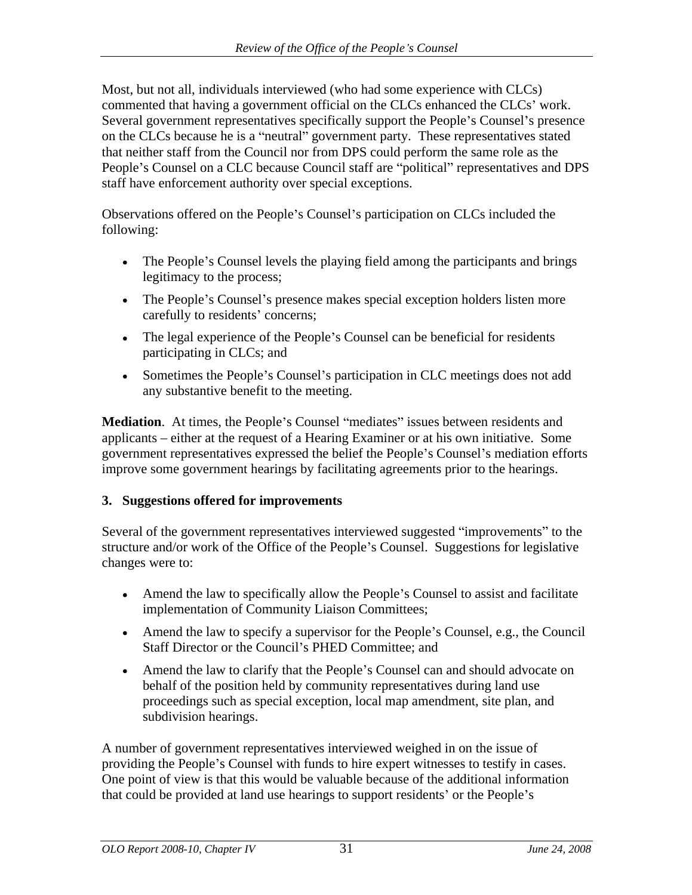Most, but not all, individuals interviewed (who had some experience with CLCs) commented that having a government official on the CLCs enhanced the CLCs' work. Several government representatives specifically support the People's Counsel's presence on the CLCs because he is a "neutral" government party. These representatives stated that neither staff from the Council nor from DPS could perform the same role as the People's Counsel on a CLC because Council staff are "political" representatives and DPS staff have enforcement authority over special exceptions.

Observations offered on the People's Counsel's participation on CLCs included the following:

- The People's Counsel levels the playing field among the participants and brings legitimacy to the process;
- The People's Counsel's presence makes special exception holders listen more carefully to residents' concerns;
- The legal experience of the People's Counsel can be beneficial for residents participating in CLCs; and
- Sometimes the People's Counsel's participation in CLC meetings does not add any substantive benefit to the meeting.

**Mediation**. At times, the People's Counsel "mediates" issues between residents and applicants – either at the request of a Hearing Examiner or at his own initiative. Some government representatives expressed the belief the People's Counsel's mediation efforts improve some government hearings by facilitating agreements prior to the hearings.

### 3. Suggestions offered for improvements

Several of the government representatives interviewed suggested "improvements" to the structure and/or work of the Office of the People's Counsel. Suggestions for legislative changes were to:

- Amend the law to specifically allow the People's Counsel to assist and facilitate implementation of Community Liaison Committees;
- Amend the law to specify a supervisor for the People's Counsel, e.g., the Council Staff Director or the Council's PHED Committee; and
- Amend the law to clarify that the People's Counsel can and should advocate on behalf of the position held by community representatives during land use proceedings such as special exception, local map amendment, site plan, and subdivision hearings.

A number of government representatives interviewed weighed in on the issue of providing the People's Counsel with funds to hire expert witnesses to testify in cases. One point of view is that this would be valuable because of the additional information that could be provided at land use hearings to support residents' or the People's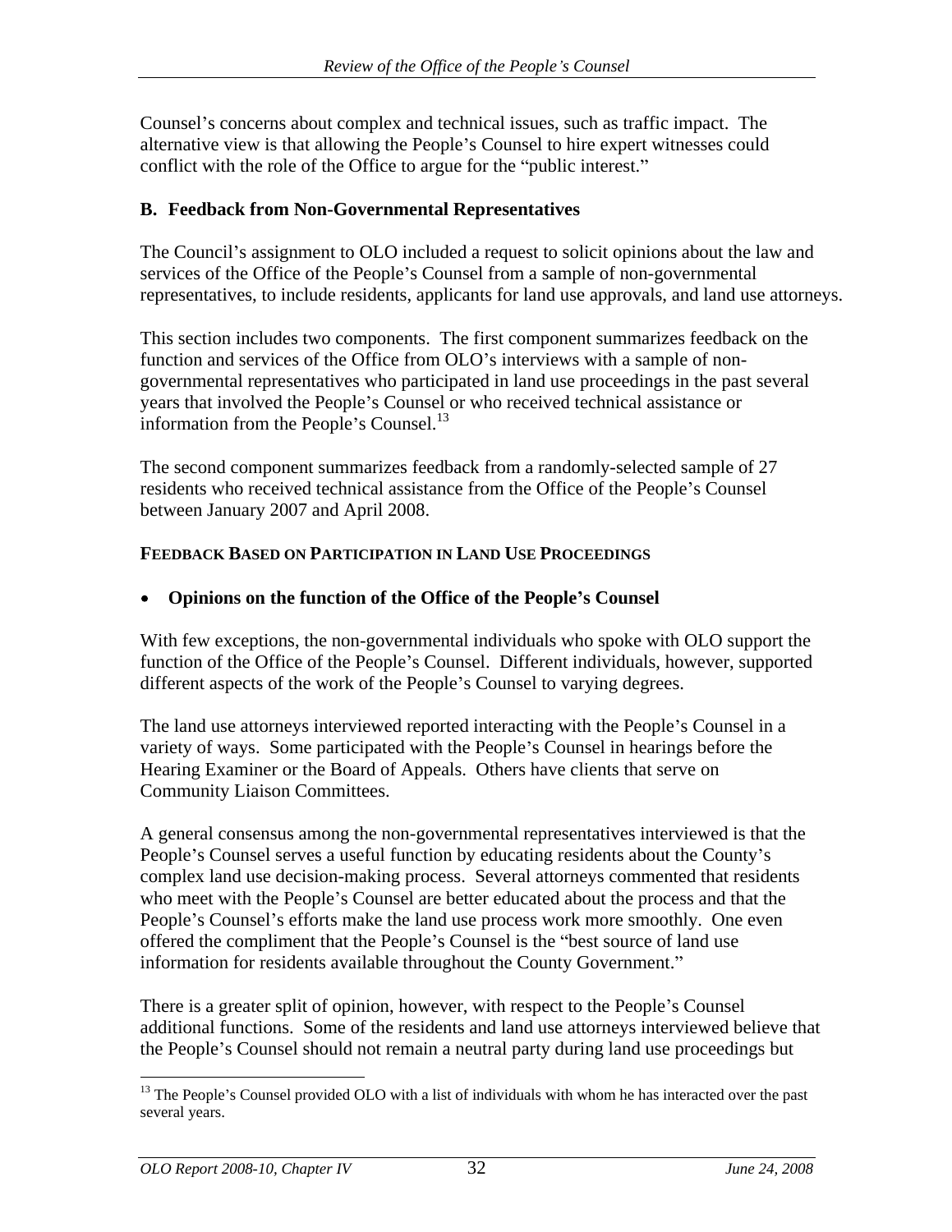Counsel's concerns about complex and technical issues, such as traffic impact. The alternative view is that allowing the People's Counsel to hire expert witnesses could conflict with the role of the Office to argue for the "public interest."

## B. Feedback from Non-Governmental Representatives

The Council's assignment to OLO included a request to solicit opinions about the law and services of the Office of the People's Counsel from a sample of non-governmental representatives, to include residents, applicants for land use approvals, and land use attorneys.

This section includes two components. The first component summarizes feedback on the function and services of the Office from OLO's interviews with a sample of non-governmental representatives who participated in land use proceedings in the past several years that involved the People's Counsel or who received technical assistance or information from the People's Counsel.[13]

The second component summarizes feedback from a randomly-selected sample of 27 residents who received technical assistance from the Office of the People's Counsel between January 2007 and April 2008.

### FEEDBACK BASED ON PARTICIPATION IN LAND USE PROCEEDINGS

- **Opinions on the function of the Office of the People's Counsel**

With few exceptions, the non-governmental individuals who spoke with OLO support the function of the Office of the People's Counsel. Different individuals, however, supported different aspects of the work of the People's Counsel to varying degrees.

The land use attorneys interviewed reported interacting with the People's Counsel in a variety of ways. Some participated with the People's Counsel in hearings before the Hearing Examiner or the Board of Appeals. Others have clients that serve on Community Liaison Committees.

A general consensus among the non-governmental representatives interviewed is that the People's Counsel serves a useful function by educating residents about the County's complex land use decision-making process. Several attorneys commented that residents who meet with the People's Counsel are better educated about the process and that the People's Counsel's efforts make the land use process work more smoothly. One even offered the compliment that the People's Counsel is the "best source of land use information for residents available throughout the County Government."

There is a greater split of opinion, however, with respect to the People's Counsel additional functions. Some of the residents and land use attorneys interviewed believe that the People's Counsel should not remain a neutral party during land use proceedings but

[13] The People's Counsel provided OLO with a list of individuals with whom he has interacted over the past several years.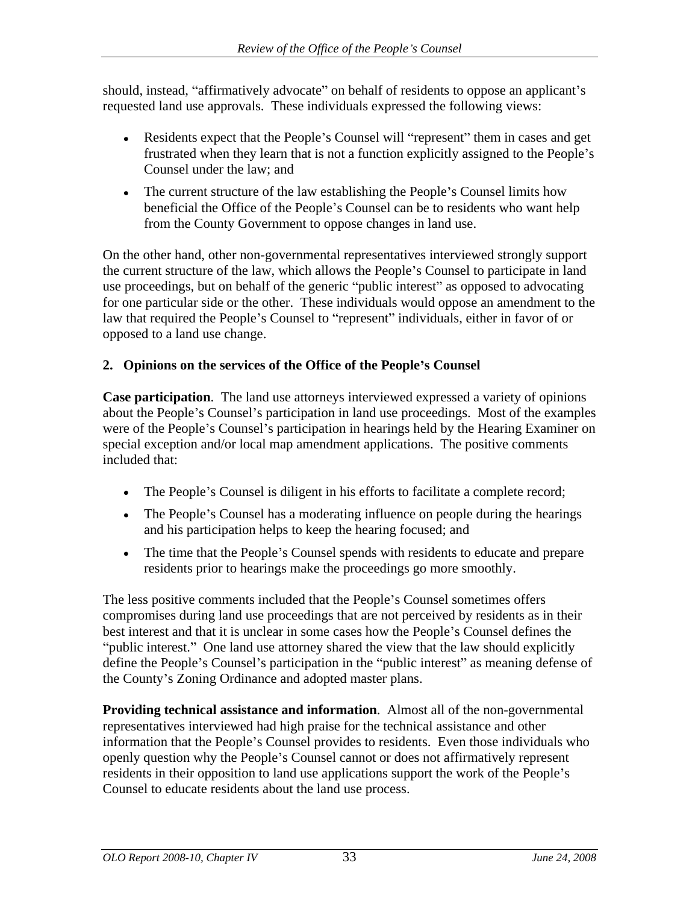should, instead, "affirmatively advocate" on behalf of residents to oppose an applicant's requested land use approvals. These individuals expressed the following views:

- Residents expect that the People's Counsel will "represent" them in cases and get frustrated when they learn that is not a function explicitly assigned to the People's Counsel under the law; and
- The current structure of the law establishing the People's Counsel limits how beneficial the Office of the People's Counsel can be to residents who want help from the County Government to oppose changes in land use.

On the other hand, other non-governmental representatives interviewed strongly support the current structure of the law, which allows the People's Counsel to participate in land use proceedings, but on behalf of the generic "public interest" as opposed to advocating for one particular side or the other. These individuals would oppose an amendment to the law that required the People's Counsel to "represent" individuals, either in favor of or opposed to a land use change.

### 2. Opinions on the services of the Office of the People's Counsel

**Case participation**. The land use attorneys interviewed expressed a variety of opinions about the People's Counsel's participation in land use proceedings. Most of the examples were of the People's Counsel's participation in hearings held by the Hearing Examiner on special exception and/or local map amendment applications. The positive comments included that:

- The People's Counsel is diligent in his efforts to facilitate a complete record;
- The People's Counsel has a moderating influence on people during the hearings and his participation helps to keep the hearing focused; and
- The time that the People's Counsel spends with residents to educate and prepare residents prior to hearings make the proceedings go more smoothly.

The less positive comments included that the People's Counsel sometimes offers compromises during land use proceedings that are not perceived by residents as in their best interest and that it is unclear in some cases how the People's Counsel defines the "public interest." One land use attorney shared the view that the law should explicitly define the People's Counsel's participation in the "public interest" as meaning defense of the County's Zoning Ordinance and adopted master plans.

**Providing technical assistance and information**. Almost all of the non-governmental representatives interviewed had high praise for the technical assistance and other information that the People's Counsel provides to residents. Even those individuals who openly question why the People's Counsel cannot or does not affirmatively represent residents in their opposition to land use applications support the work of the People's Counsel to educate residents about the land use process.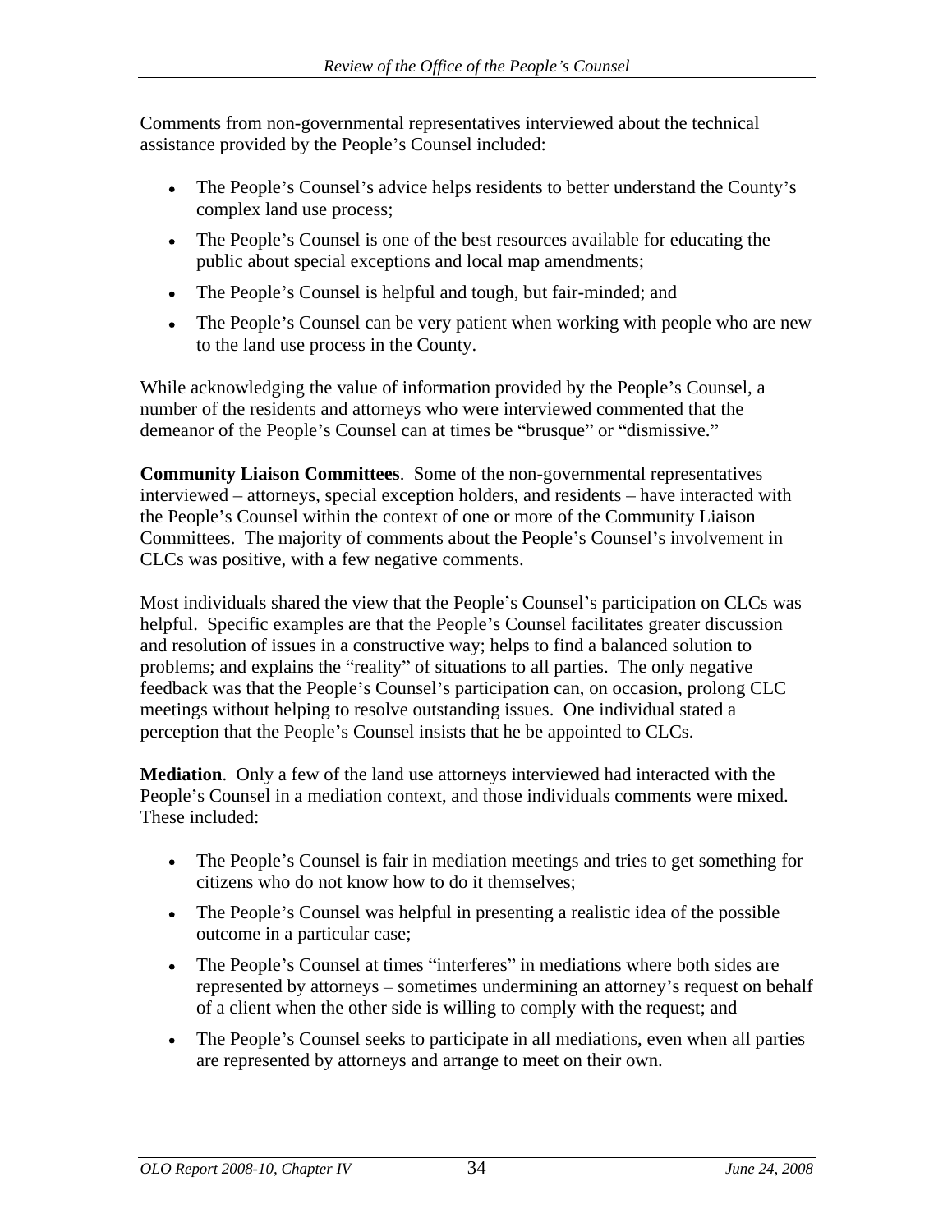Comments from non-governmental representatives interviewed about the technical assistance provided by the People's Counsel included:

- The People's Counsel's advice helps residents to better understand the County's complex land use process;
- The People's Counsel is one of the best resources available for educating the public about special exceptions and local map amendments;
- The People's Counsel is helpful and tough, but fair-minded; and
- The People's Counsel can be very patient when working with people who are new to the land use process in the County.

While acknowledging the value of information provided by the People's Counsel, a number of the residents and attorneys who were interviewed commented that the demeanor of the People's Counsel can at times be "brusque" or "dismissive."

**Community Liaison Committees**. Some of the non-governmental representatives interviewed – attorneys, special exception holders, and residents – have interacted with the People's Counsel within the context of one or more of the Community Liaison Committees. The majority of comments about the People's Counsel's involvement in CLCs was positive, with a few negative comments.

Most individuals shared the view that the People's Counsel's participation on CLCs was helpful. Specific examples are that the People's Counsel facilitates greater discussion and resolution of issues in a constructive way; helps to find a balanced solution to problems; and explains the "reality" of situations to all parties. The only negative feedback was that the People's Counsel's participation can, on occasion, prolong CLC meetings without helping to resolve outstanding issues. One individual stated a perception that the People's Counsel insists that he be appointed to CLCs.

**Mediation**. Only a few of the land use attorneys interviewed had interacted with the People's Counsel in a mediation context, and those individuals comments were mixed. These included:

- The People's Counsel is fair in mediation meetings and tries to get something for citizens who do not know how to do it themselves;
- The People's Counsel was helpful in presenting a realistic idea of the possible outcome in a particular case;
- The People's Counsel at times "interferes" in mediations where both sides are represented by attorneys – sometimes undermining an attorney's request on behalf of a client when the other side is willing to comply with the request; and
- The People's Counsel seeks to participate in all mediations, even when all parties are represented by attorneys and arrange to meet on their own.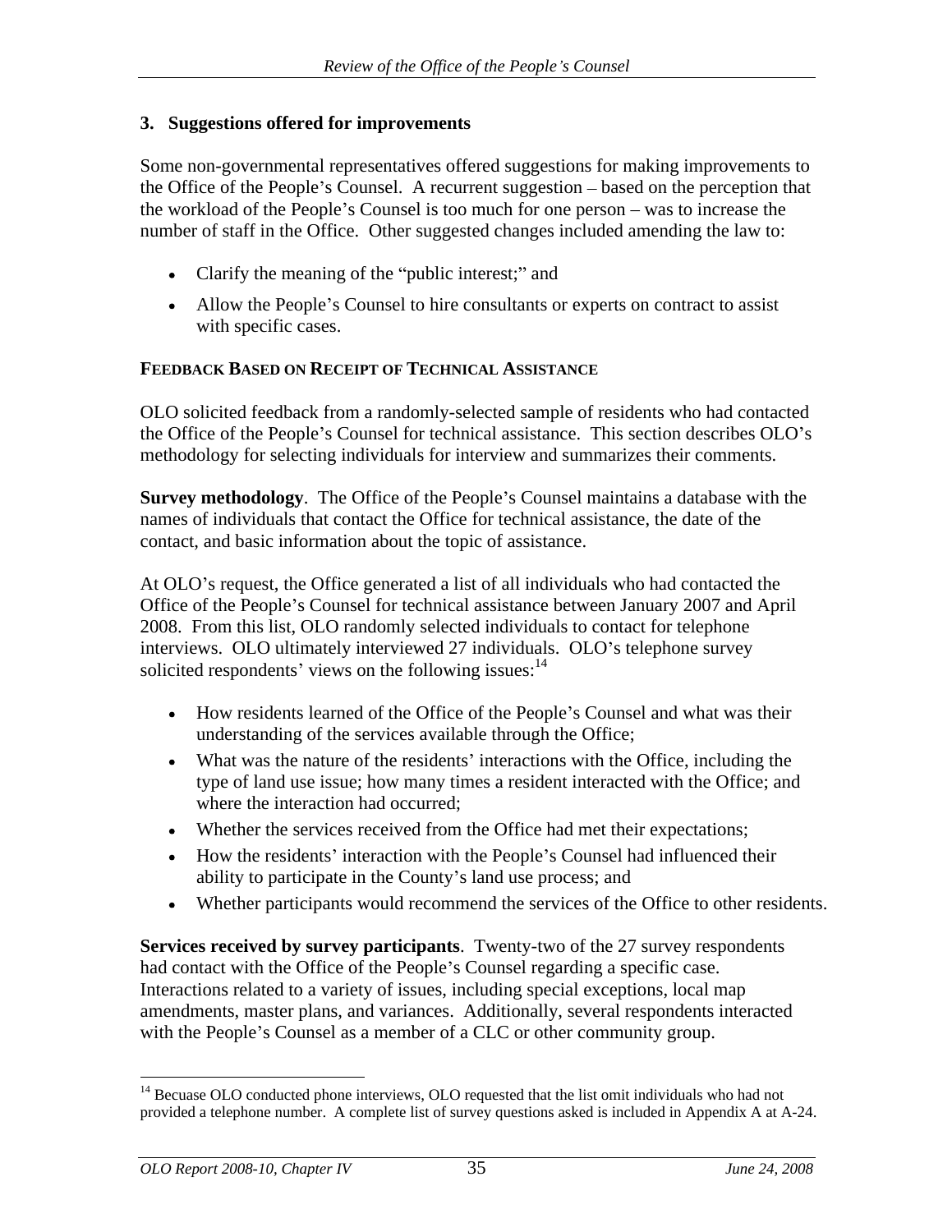### 3. Suggestions offered for improvements

Some non-governmental representatives offered suggestions for making improvements to the Office of the People's Counsel. A recurrent suggestion – based on the perception that the workload of the People's Counsel is too much for one person – was to increase the number of staff in the Office. Other suggested changes included amending the law to:

- Clarify the meaning of the "public interest;" and
- Allow the People's Counsel to hire consultants or experts on contract to assist with specific cases.

#### FEEDBACK BASED ON RECEIPT OF TECHNICAL ASSISTANCE

OLO solicited feedback from a randomly-selected sample of residents who had contacted the Office of the People's Counsel for technical assistance. This section describes OLO's methodology for selecting individuals for interview and summarizes their comments.

**Survey methodology**. The Office of the People's Counsel maintains a database with the names of individuals that contact the Office for technical assistance, the date of the contact, and basic information about the topic of assistance.

At OLO's request, the Office generated a list of all individuals who had contacted the Office of the People's Counsel for technical assistance between January 2007 and April 2008. From this list, OLO randomly selected individuals to contact for telephone interviews. OLO ultimately interviewed 27 individuals. OLO's telephone survey solicited respondents' views on the following issues:[14]

- How residents learned of the Office of the People's Counsel and what was their understanding of the services available through the Office;
- What was the nature of the residents' interactions with the Office, including the type of land use issue; how many times a resident interacted with the Office; and where the interaction had occurred;
- Whether the services received from the Office had met their expectations;
- How the residents' interaction with the People's Counsel had influenced their ability to participate in the County's land use process; and
- Whether participants would recommend the services of the Office to other residents.

**Services received by survey participants**. Twenty-two of the 27 survey respondents had contact with the Office of the People's Counsel regarding a specific case. Interactions related to a variety of issues, including special exceptions, local map amendments, master plans, and variances. Additionally, several respondents interacted with the People's Counsel as a member of a CLC or other community group.

[14] Becuase OLO conducted phone interviews, OLO requested that the list omit individuals who had not provided a telephone number. A complete list of survey questions asked is included in Appendix A at A-24.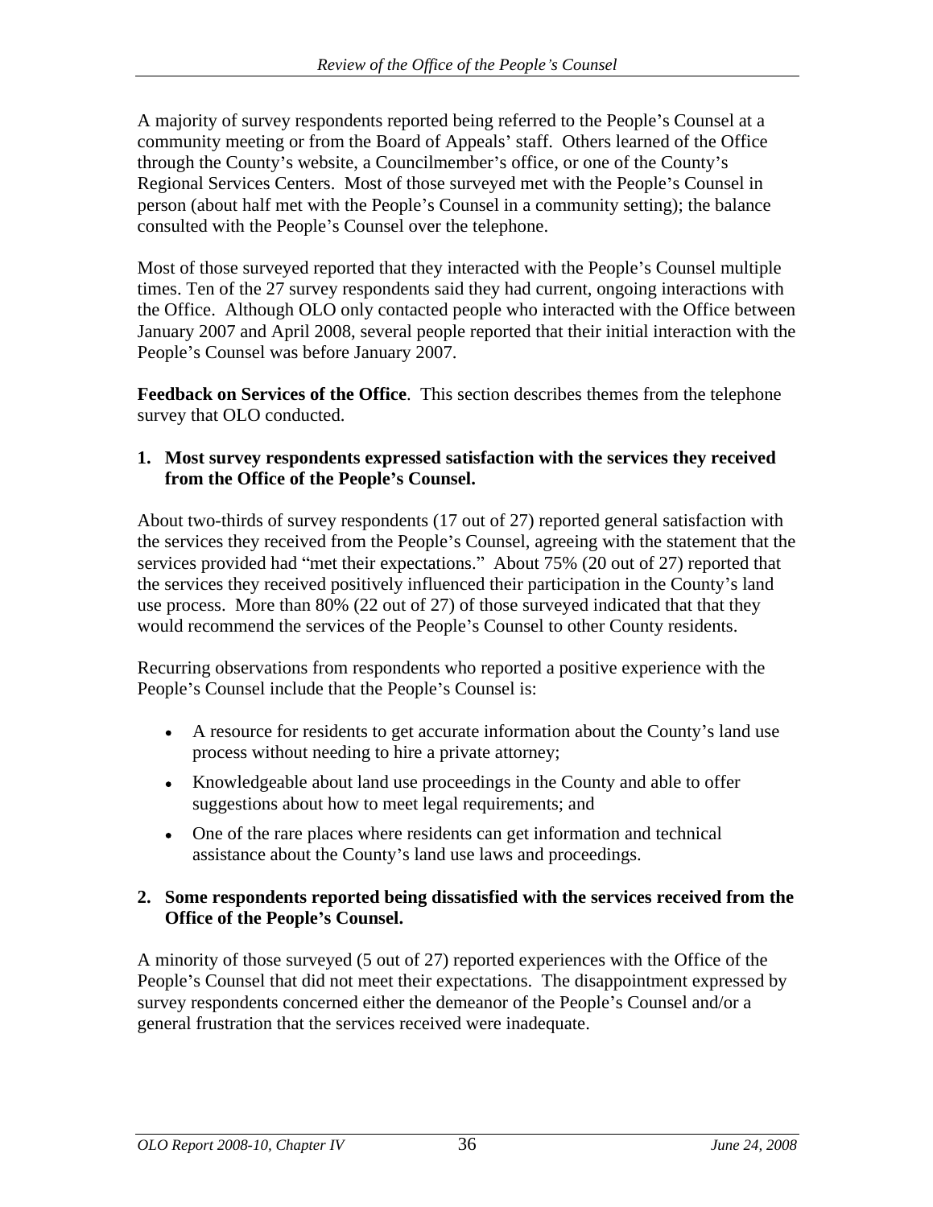A majority of survey respondents reported being referred to the People's Counsel at a community meeting or from the Board of Appeals' staff. Others learned of the Office through the County's website, a Councilmember's office, or one of the County's Regional Services Centers. Most of those surveyed met with the People's Counsel in person (about half met with the People's Counsel in a community setting); the balance consulted with the People's Counsel over the telephone.

Most of those surveyed reported that they interacted with the People's Counsel multiple times. Ten of the 27 survey respondents said they had current, ongoing interactions with the Office. Although OLO only contacted people who interacted with the Office between January 2007 and April 2008, several people reported that their initial interaction with the People's Counsel was before January 2007.

**Feedback on Services of the Office**. This section describes themes from the telephone survey that OLO conducted.

**1. Most survey respondents expressed satisfaction with the services they received from the Office of the People's Counsel.**

About two-thirds of survey respondents (17 out of 27) reported general satisfaction with the services they received from the People's Counsel, agreeing with the statement that the services provided had "met their expectations." About 75% (20 out of 27) reported that the services they received positively influenced their participation in the County's land use process. More than 80% (22 out of 27) of those surveyed indicated that that they would recommend the services of the People's Counsel to other County residents.

Recurring observations from respondents who reported a positive experience with the People's Counsel include that the People's Counsel is:

- A resource for residents to get accurate information about the County's land use process without needing to hire a private attorney;
- Knowledgeable about land use proceedings in the County and able to offer suggestions about how to meet legal requirements; and
- One of the rare places where residents can get information and technical assistance about the County's land use laws and proceedings.

**2. Some respondents reported being dissatisfied with the services received from the Office of the People's Counsel.**

A minority of those surveyed (5 out of 27) reported experiences with the Office of the People's Counsel that did not meet their expectations. The disappointment expressed by survey respondents concerned either the demeanor of the People's Counsel and/or a general frustration that the services received were inadequate.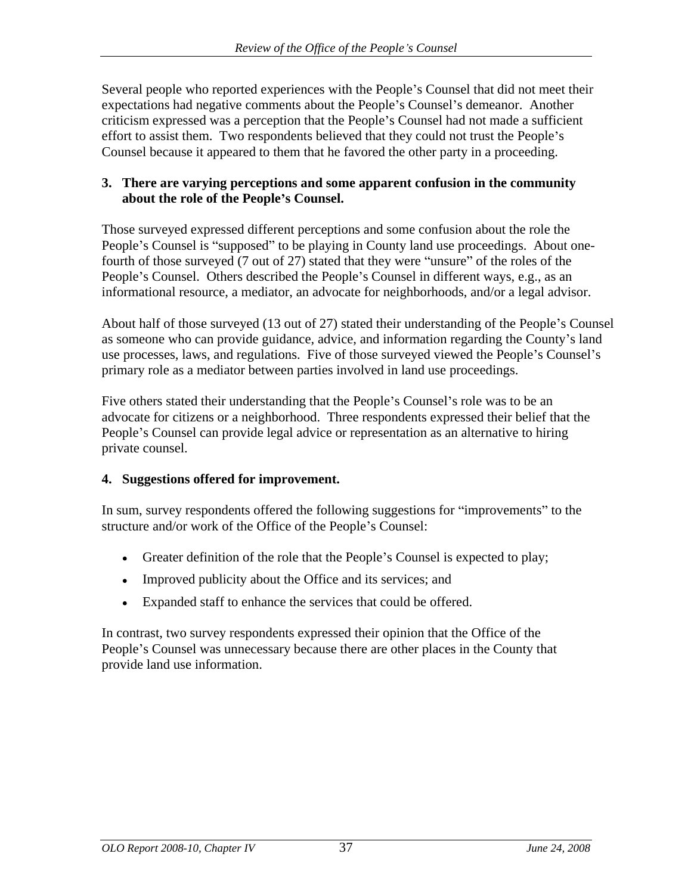Several people who reported experiences with the People's Counsel that did not meet their expectations had negative comments about the People's Counsel's demeanor. Another criticism expressed was a perception that the People's Counsel had not made a sufficient effort to assist them. Two respondents believed that they could not trust the People's Counsel because it appeared to them that he favored the other party in a proceeding.

**3. There are varying perceptions and some apparent confusion in the community about the role of the People's Counsel.**

Those surveyed expressed different perceptions and some confusion about the role the People's Counsel is "supposed" to be playing in County land use proceedings. About one-fourth of those surveyed (7 out of 27) stated that they were "unsure" of the roles of the People's Counsel. Others described the People's Counsel in different ways, e.g., as an informational resource, a mediator, an advocate for neighborhoods, and/or a legal advisor.

About half of those surveyed (13 out of 27) stated their understanding of the People's Counsel as someone who can provide guidance, advice, and information regarding the County's land use processes, laws, and regulations. Five of those surveyed viewed the People's Counsel's primary role as a mediator between parties involved in land use proceedings.

Five others stated their understanding that the People's Counsel's role was to be an advocate for citizens or a neighborhood. Three respondents expressed their belief that the People's Counsel can provide legal advice or representation as an alternative to hiring private counsel.

**4. Suggestions offered for improvement.**

In sum, survey respondents offered the following suggestions for "improvements" to the structure and/or work of the Office of the People's Counsel:

- Greater definition of the role that the People's Counsel is expected to play;
- Improved publicity about the Office and its services; and
- Expanded staff to enhance the services that could be offered.

In contrast, two survey respondents expressed their opinion that the Office of the People's Counsel was unnecessary because there are other places in the County that provide land use information.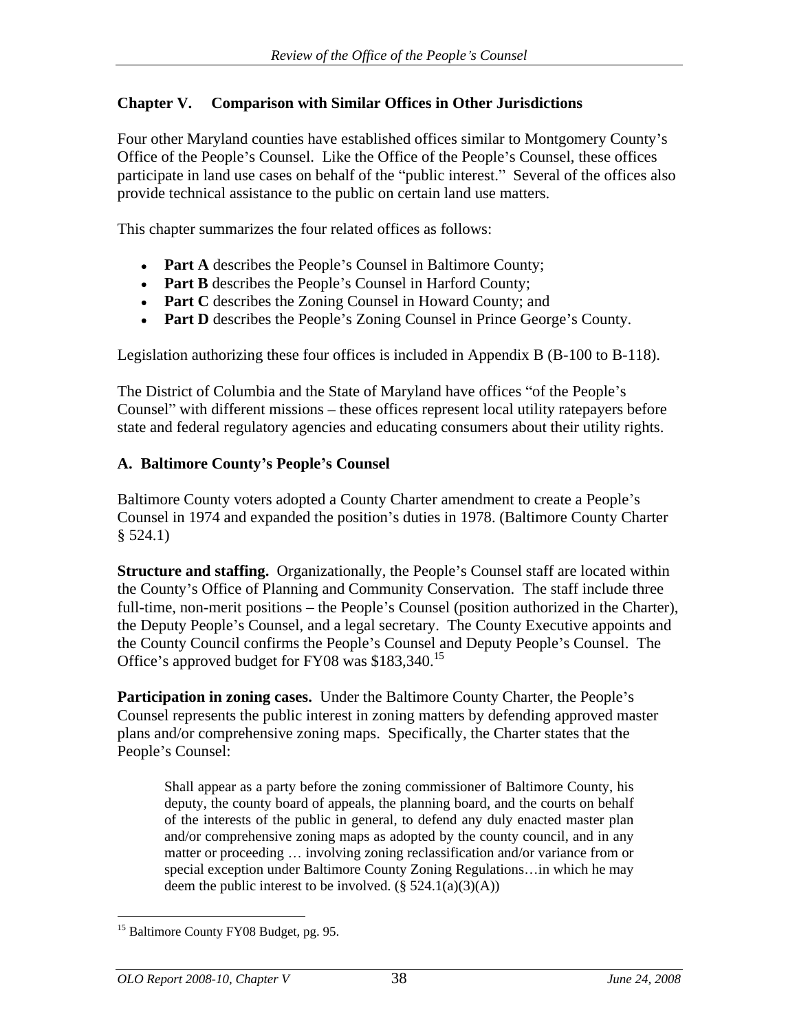## Chapter V. Comparison with Similar Offices in Other Jurisdictions

Four other Maryland counties have established offices similar to Montgomery County's Office of the People's Counsel. Like the Office of the People's Counsel, these offices participate in land use cases on behalf of the "public interest." Several of the offices also provide technical assistance to the public on certain land use matters.

This chapter summarizes the four related offices as follows:

- **Part A** describes the People's Counsel in Baltimore County;
- **Part B** describes the People's Counsel in Harford County;
- **Part C** describes the Zoning Counsel in Howard County; and
- **Part D** describes the People's Zoning Counsel in Prince George's County.

Legislation authorizing these four offices is included in Appendix B (B-100 to B-118).

The District of Columbia and the State of Maryland have offices "of the People's Counsel" with different missions – these offices represent local utility ratepayers before state and federal regulatory agencies and educating consumers about their utility rights.

### A. Baltimore County's People's Counsel

Baltimore County voters adopted a County Charter amendment to create a People's Counsel in 1974 and expanded the position's duties in 1978. (Baltimore County Charter § 524.1)

**Structure and staffing.** Organizationally, the People's Counsel staff are located within the County's Office of Planning and Community Conservation. The staff include three full-time, non-merit positions – the People's Counsel (position authorized in the Charter), the Deputy People's Counsel, and a legal secretary. The County Executive appoints and the County Council confirms the People's Counsel and Deputy People's Counsel. The Office's approved budget for FY08 was $183,340.[15]

**Participation in zoning cases.** Under the Baltimore County Charter, the People's Counsel represents the public interest in zoning matters by defending approved master plans and/or comprehensive zoning maps. Specifically, the Charter states that the People's Counsel:

> Shall appear as a party before the zoning commissioner of Baltimore County, his deputy, the county board of appeals, the planning board, and the courts on behalf of the interests of the public in general, to defend any duly enacted master plan and/or comprehensive zoning maps as adopted by the county council, and in any matter or proceeding … involving zoning reclassification and/or variance from or special exception under Baltimore County Zoning Regulations…in which he may deem the public interest to be involved. (§ 524.1(a)(3)(A))

[15] Baltimore County FY08 Budget, pg. 95.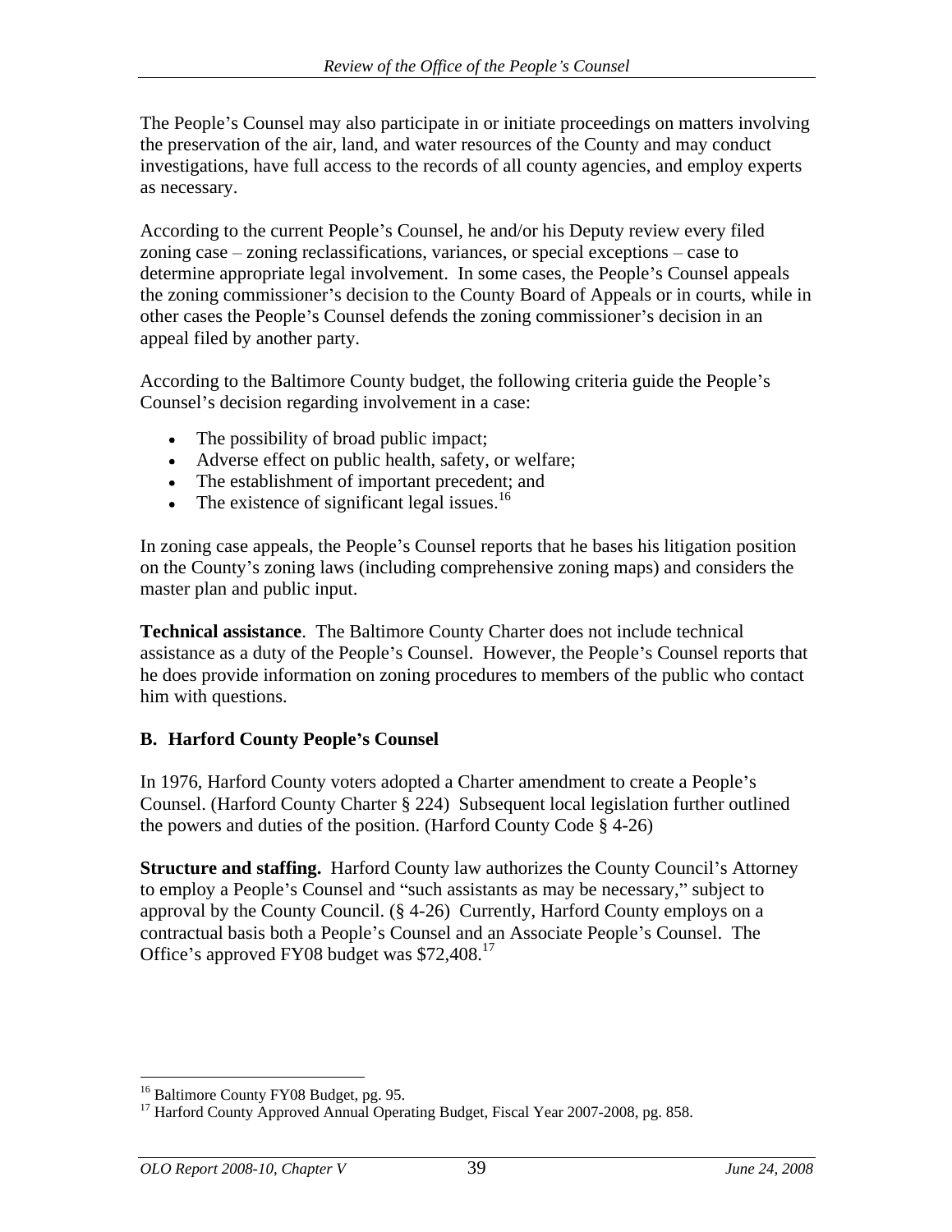The People's Counsel may also participate in or initiate proceedings on matters involving the preservation of the air, land, and water resources of the County and may conduct investigations, have full access to the records of all county agencies, and employ experts as necessary.

According to the current People's Counsel, he and/or his Deputy review every filed zoning case – zoning reclassifications, variances, or special exceptions – case to determine appropriate legal involvement. In some cases, the People's Counsel appeals the zoning commissioner's decision to the County Board of Appeals or in courts, while in other cases the People's Counsel defends the zoning commissioner's decision in an appeal filed by another party.

According to the Baltimore County budget, the following criteria guide the People's Counsel's decision regarding involvement in a case:

- The possibility of broad public impact;
- Adverse effect on public health, safety, or welfare;
- The establishment of important precedent; and
- The existence of significant legal issues.[16]

In zoning case appeals, the People's Counsel reports that he bases his litigation position on the County's zoning laws (including comprehensive zoning maps) and considers the master plan and public input.

**Technical assistance**. The Baltimore County Charter does not include technical assistance as a duty of the People's Counsel. However, the People's Counsel reports that he does provide information on zoning procedures to members of the public who contact him with questions.

### B. Harford County People's Counsel

In 1976, Harford County voters adopted a Charter amendment to create a People's Counsel. (Harford County Charter § 224) Subsequent local legislation further outlined the powers and duties of the position. (Harford County Code § 4-26)

**Structure and staffing.** Harford County law authorizes the County Council's Attorney to employ a People's Counsel and "such assistants as may be necessary," subject to approval by the County Council. (§ 4-26) Currently, Harford County employs on a contractual basis both a People's Counsel and an Associate People's Counsel. The Office's approved FY08 budget was $72,408.[17]

---

[16] Baltimore County FY08 Budget, pg. 95.

[17] Harford County Approved Annual Operating Budget, Fiscal Year 2007-2008, pg. 858.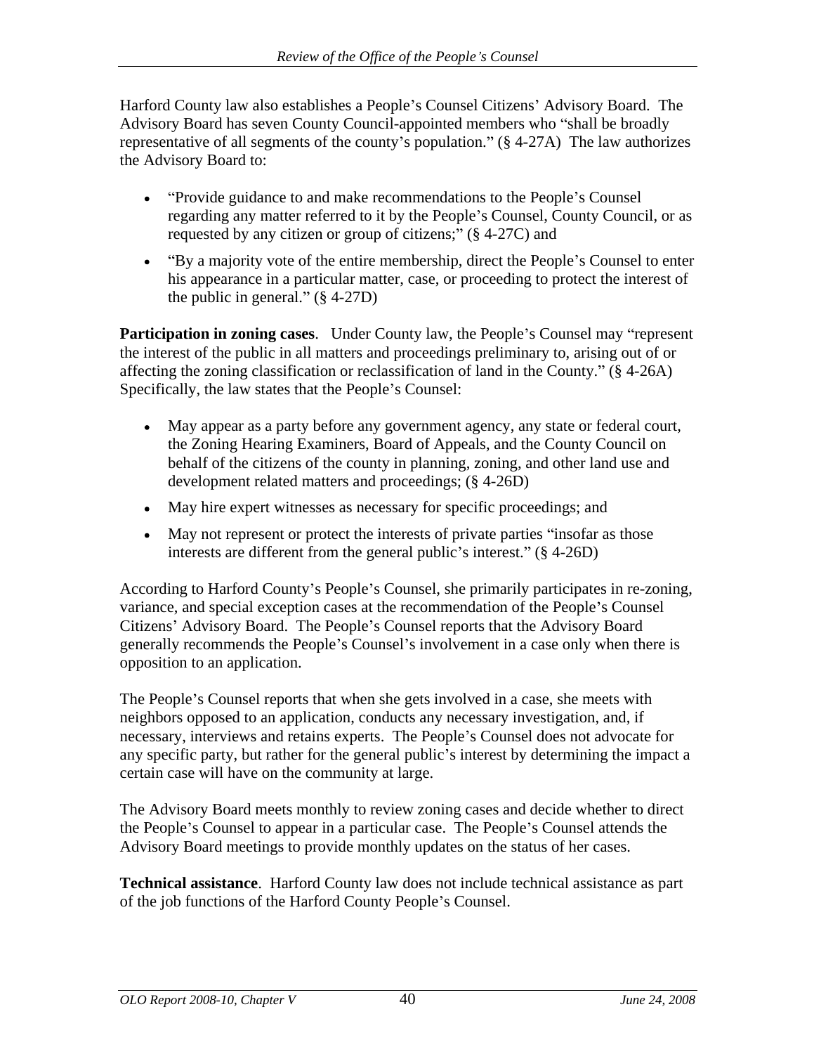Harford County law also establishes a People's Counsel Citizens' Advisory Board. The Advisory Board has seven County Council-appointed members who "shall be broadly representative of all segments of the county's population." (§ 4-27A) The law authorizes the Advisory Board to:

- "Provide guidance to and make recommendations to the People's Counsel regarding any matter referred to it by the People's Counsel, County Council, or as requested by any citizen or group of citizens;" (§ 4-27C) and
- "By a majority vote of the entire membership, direct the People's Counsel to enter his appearance in a particular matter, case, or proceeding to protect the interest of the public in general." (§ 4-27D)

**Participation in zoning cases**. Under County law, the People's Counsel may "represent the interest of the public in all matters and proceedings preliminary to, arising out of or affecting the zoning classification or reclassification of land in the County." (§ 4-26A) Specifically, the law states that the People's Counsel:

- May appear as a party before any government agency, any state or federal court, the Zoning Hearing Examiners, Board of Appeals, and the County Council on behalf of the citizens of the county in planning, zoning, and other land use and development related matters and proceedings; (§ 4-26D)
- May hire expert witnesses as necessary for specific proceedings; and
- May not represent or protect the interests of private parties "insofar as those interests are different from the general public's interest." (§ 4-26D)

According to Harford County's People's Counsel, she primarily participates in re-zoning, variance, and special exception cases at the recommendation of the People's Counsel Citizens' Advisory Board. The People's Counsel reports that the Advisory Board generally recommends the People's Counsel's involvement in a case only when there is opposition to an application.

The People's Counsel reports that when she gets involved in a case, she meets with neighbors opposed to an application, conducts any necessary investigation, and, if necessary, interviews and retains experts. The People's Counsel does not advocate for any specific party, but rather for the general public's interest by determining the impact a certain case will have on the community at large.

The Advisory Board meets monthly to review zoning cases and decide whether to direct the People's Counsel to appear in a particular case. The People's Counsel attends the Advisory Board meetings to provide monthly updates on the status of her cases.

**Technical assistance**. Harford County law does not include technical assistance as part of the job functions of the Harford County People's Counsel.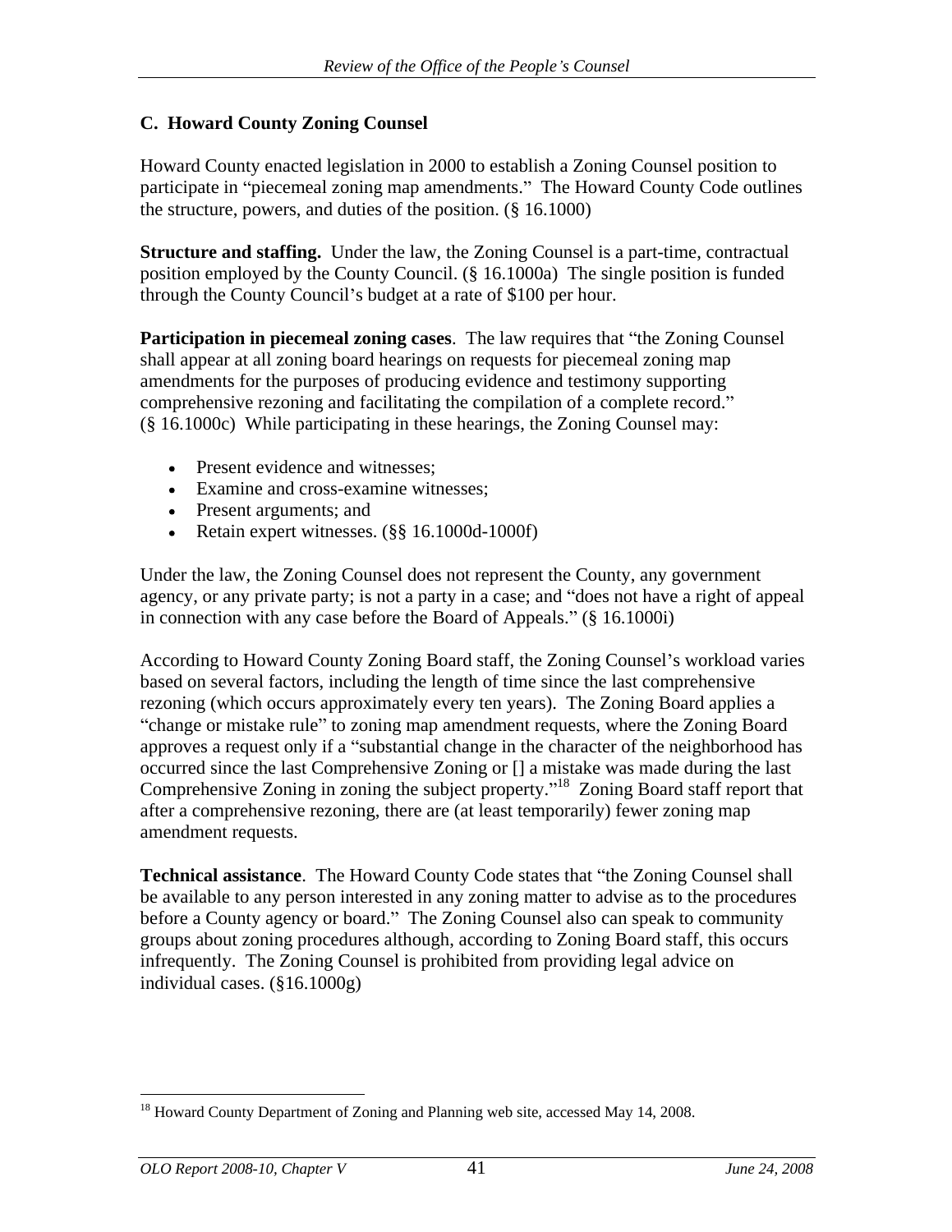### C. Howard County Zoning Counsel

Howard County enacted legislation in 2000 to establish a Zoning Counsel position to participate in "piecemeal zoning map amendments." The Howard County Code outlines the structure, powers, and duties of the position. (§ 16.1000)

**Structure and staffing.** Under the law, the Zoning Counsel is a part-time, contractual position employed by the County Council. (§ 16.1000a) The single position is funded through the County Council's budget at a rate of $100 per hour.

**Participation in piecemeal zoning cases**. The law requires that "the Zoning Counsel shall appear at all zoning board hearings on requests for piecemeal zoning map amendments for the purposes of producing evidence and testimony supporting comprehensive rezoning and facilitating the compilation of a complete record." (§ 16.1000c) While participating in these hearings, the Zoning Counsel may:

- Present evidence and witnesses;
- Examine and cross-examine witnesses;
- Present arguments; and
- Retain expert witnesses. (§§ 16.1000d-1000f)

Under the law, the Zoning Counsel does not represent the County, any government agency, or any private party; is not a party in a case; and "does not have a right of appeal in connection with any case before the Board of Appeals." (§ 16.1000i)

According to Howard County Zoning Board staff, the Zoning Counsel's workload varies based on several factors, including the length of time since the last comprehensive rezoning (which occurs approximately every ten years). The Zoning Board applies a "change or mistake rule" to zoning map amendment requests, where the Zoning Board approves a request only if a "substantial change in the character of the neighborhood has occurred since the last Comprehensive Zoning or [] a mistake was made during the last Comprehensive Zoning in zoning the subject property."[18] Zoning Board staff report that after a comprehensive rezoning, there are (at least temporarily) fewer zoning map amendment requests.

**Technical assistance**. The Howard County Code states that "the Zoning Counsel shall be available to any person interested in any zoning matter to advise as to the procedures before a County agency or board." The Zoning Counsel also can speak to community groups about zoning procedures although, according to Zoning Board staff, this occurs infrequently. The Zoning Counsel is prohibited from providing legal advice on individual cases. (§16.1000g)

[18] Howard County Department of Zoning and Planning web site, accessed May 14, 2008.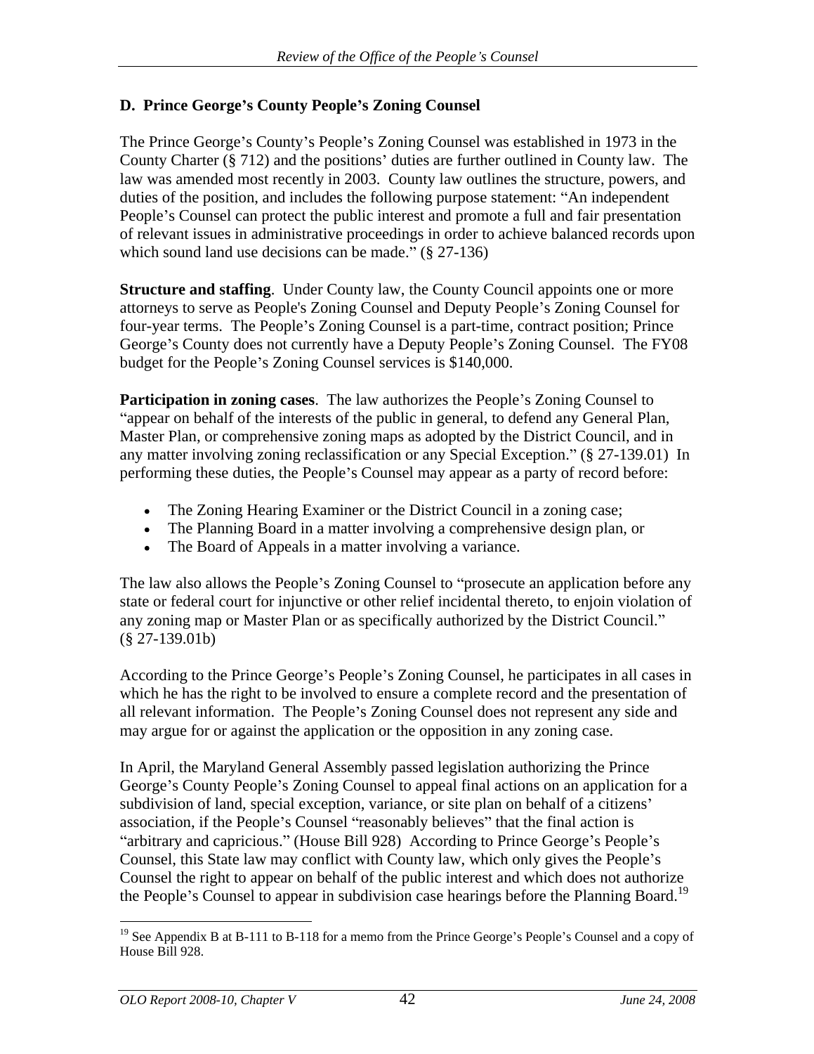### D. Prince George's County People's Zoning Counsel

The Prince George's County's People's Zoning Counsel was established in 1973 in the County Charter (§ 712) and the positions' duties are further outlined in County law. The law was amended most recently in 2003. County law outlines the structure, powers, and duties of the position, and includes the following purpose statement: "An independent People's Counsel can protect the public interest and promote a full and fair presentation of relevant issues in administrative proceedings in order to achieve balanced records upon which sound land use decisions can be made." (§ 27-136)

**Structure and staffing**. Under County law, the County Council appoints one or more attorneys to serve as People's Zoning Counsel and Deputy People's Zoning Counsel for four-year terms. The People's Zoning Counsel is a part-time, contract position; Prince George's County does not currently have a Deputy People's Zoning Counsel. The FY08 budget for the People's Zoning Counsel services is $140,000.

**Participation in zoning cases**. The law authorizes the People's Zoning Counsel to "appear on behalf of the interests of the public in general, to defend any General Plan, Master Plan, or comprehensive zoning maps as adopted by the District Council, and in any matter involving zoning reclassification or any Special Exception." (§ 27-139.01) In performing these duties, the People's Counsel may appear as a party of record before:

- The Zoning Hearing Examiner or the District Council in a zoning case;
- The Planning Board in a matter involving a comprehensive design plan, or
- The Board of Appeals in a matter involving a variance.

The law also allows the People's Zoning Counsel to "prosecute an application before any state or federal court for injunctive or other relief incidental thereto, to enjoin violation of any zoning map or Master Plan or as specifically authorized by the District Council." (§ 27-139.01b)

According to the Prince George's People's Zoning Counsel, he participates in all cases in which he has the right to be involved to ensure a complete record and the presentation of all relevant information. The People's Zoning Counsel does not represent any side and may argue for or against the application or the opposition in any zoning case.

In April, the Maryland General Assembly passed legislation authorizing the Prince George's County People's Zoning Counsel to appeal final actions on an application for a subdivision of land, special exception, variance, or site plan on behalf of a citizens' association, if the People's Counsel "reasonably believes" that the final action is "arbitrary and capricious." (House Bill 928) According to Prince George's People's Counsel, this State law may conflict with County law, which only gives the People's Counsel the right to appear on behalf of the public interest and which does not authorize the People's Counsel to appear in subdivision case hearings before the Planning Board.[19]

[19] See Appendix B at B-111 to B-118 for a memo from the Prince George's People's Counsel and a copy of House Bill 928.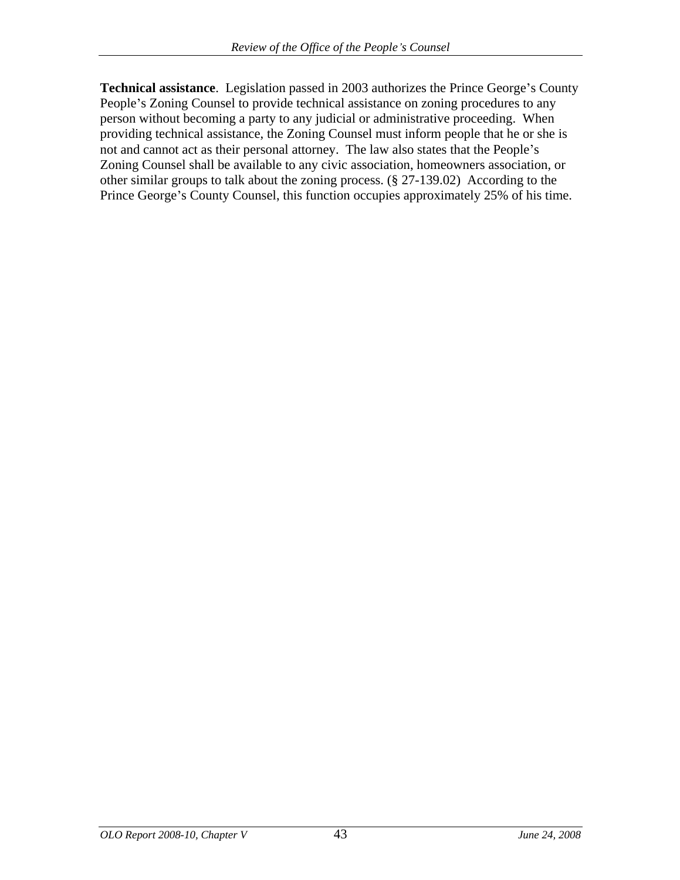**Technical assistance**. Legislation passed in 2003 authorizes the Prince George's County People's Zoning Counsel to provide technical assistance on zoning procedures to any person without becoming a party to any judicial or administrative proceeding. When providing technical assistance, the Zoning Counsel must inform people that he or she is not and cannot act as their personal attorney. The law also states that the People's Zoning Counsel shall be available to any civic association, homeowners association, or other similar groups to talk about the zoning process. (§ 27-139.02) According to the Prince George's County Counsel, this function occupies approximately 25% of his time.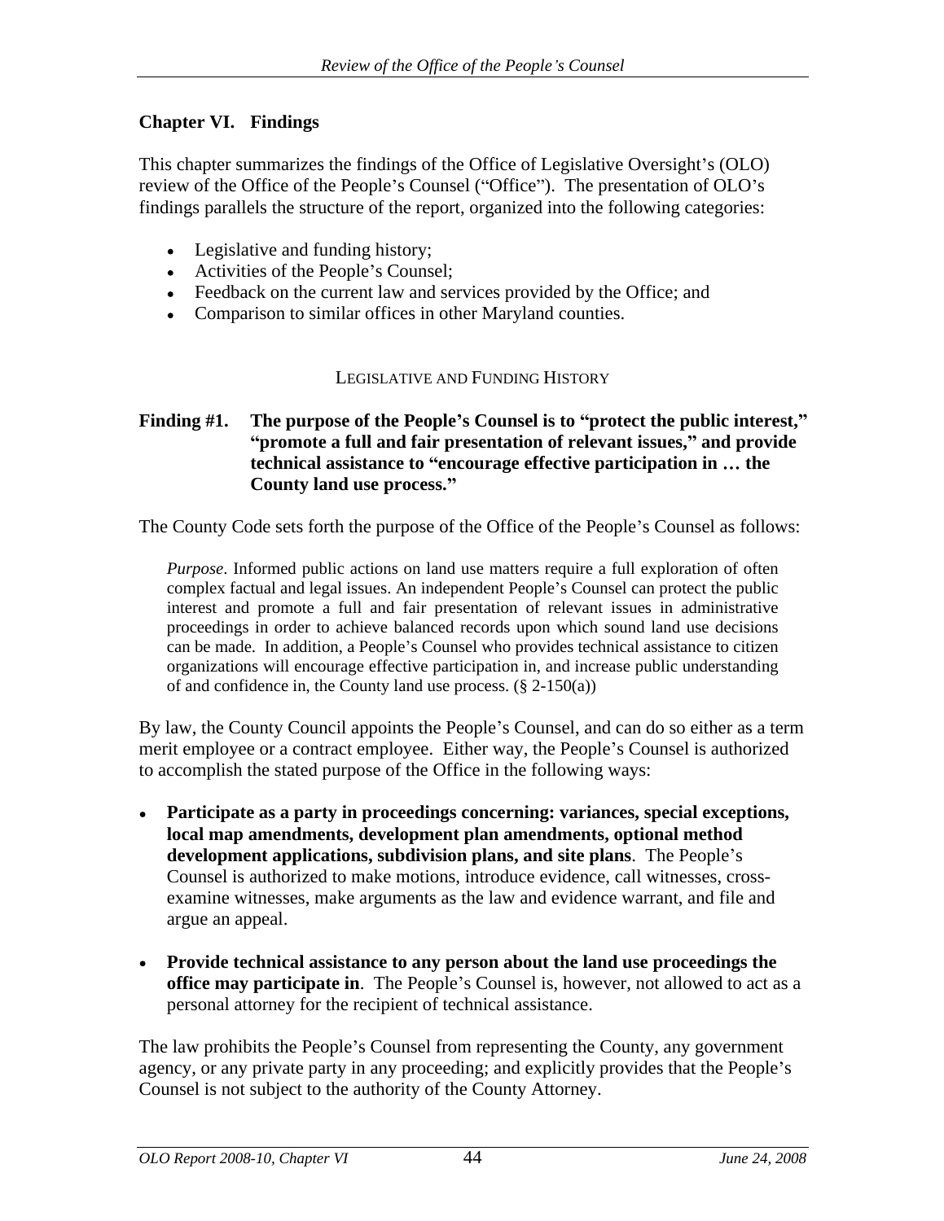## Chapter VI. Findings

This chapter summarizes the findings of the Office of Legislative Oversight's (OLO) review of the Office of the People's Counsel ("Office"). The presentation of OLO's findings parallels the structure of the report, organized into the following categories:

- Legislative and funding history;
- Activities of the People's Counsel;
- Feedback on the current law and services provided by the Office; and
- Comparison to similar offices in other Maryland counties.

### LEGISLATIVE AND FUNDING HISTORY

**Finding #1. The purpose of the People's Counsel is to "protect the public interest," "promote a full and fair presentation of relevant issues," and provide technical assistance to "encourage effective participation in … the County land use process."**

The County Code sets forth the purpose of the Office of the People's Counsel as follows:

> *Purpose*. Informed public actions on land use matters require a full exploration of often complex factual and legal issues. An independent People's Counsel can protect the public interest and promote a full and fair presentation of relevant issues in administrative proceedings in order to achieve balanced records upon which sound land use decisions can be made. In addition, a People's Counsel who provides technical assistance to citizen organizations will encourage effective participation in, and increase public understanding of and confidence in, the County land use process. (§ 2-150(a))

By law, the County Council appoints the People's Counsel, and can do so either as a term merit employee or a contract employee. Either way, the People's Counsel is authorized to accomplish the stated purpose of the Office in the following ways:

- **Participate as a party in proceedings concerning: variances, special exceptions, local map amendments, development plan amendments, optional method development applications, subdivision plans, and site plans**. The People's Counsel is authorized to make motions, introduce evidence, call witnesses, cross-examine witnesses, make arguments as the law and evidence warrant, and file and argue an appeal.

- **Provide technical assistance to any person about the land use proceedings the office may participate in**. The People's Counsel is, however, not allowed to act as a personal attorney for the recipient of technical assistance.

The law prohibits the People's Counsel from representing the County, any government agency, or any private party in any proceeding; and explicitly provides that the People's Counsel is not subject to the authority of the County Attorney.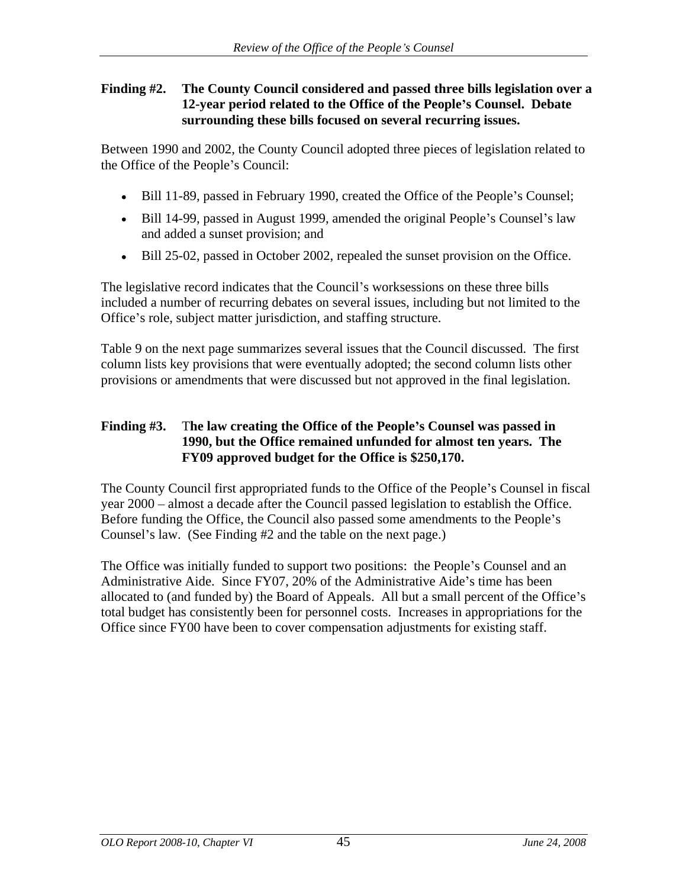**Finding #2. The County Council considered and passed three bills legislation over a 12-year period related to the Office of the People's Counsel. Debate surrounding these bills focused on several recurring issues.**

Between 1990 and 2002, the County Council adopted three pieces of legislation related to the Office of the People's Council:

- Bill 11-89, passed in February 1990, created the Office of the People's Counsel;
- Bill 14-99, passed in August 1999, amended the original People's Counsel's law and added a sunset provision; and
- Bill 25-02, passed in October 2002, repealed the sunset provision on the Office.

The legislative record indicates that the Council's worksessions on these three bills included a number of recurring debates on several issues, including but not limited to the Office's role, subject matter jurisdiction, and staffing structure.

Table 9 on the next page summarizes several issues that the Council discussed. The first column lists key provisions that were eventually adopted; the second column lists other provisions or amendments that were discussed but not approved in the final legislation.

**Finding #3. The law creating the Office of the People's Counsel was passed in 1990, but the Office remained unfunded for almost ten years. The FY09 approved budget for the Office is $250,170.**

The County Council first appropriated funds to the Office of the People's Counsel in fiscal year 2000 – almost a decade after the Council passed legislation to establish the Office. Before funding the Office, the Council also passed some amendments to the People's Counsel's law. (See Finding #2 and the table on the next page.)

The Office was initially funded to support two positions: the People's Counsel and an Administrative Aide. Since FY07, 20% of the Administrative Aide's time has been allocated to (and funded by) the Board of Appeals. All but a small percent of the Office's total budget has consistently been for personnel costs. Increases in appropriations for the Office since FY00 have been to cover compensation adjustments for existing staff.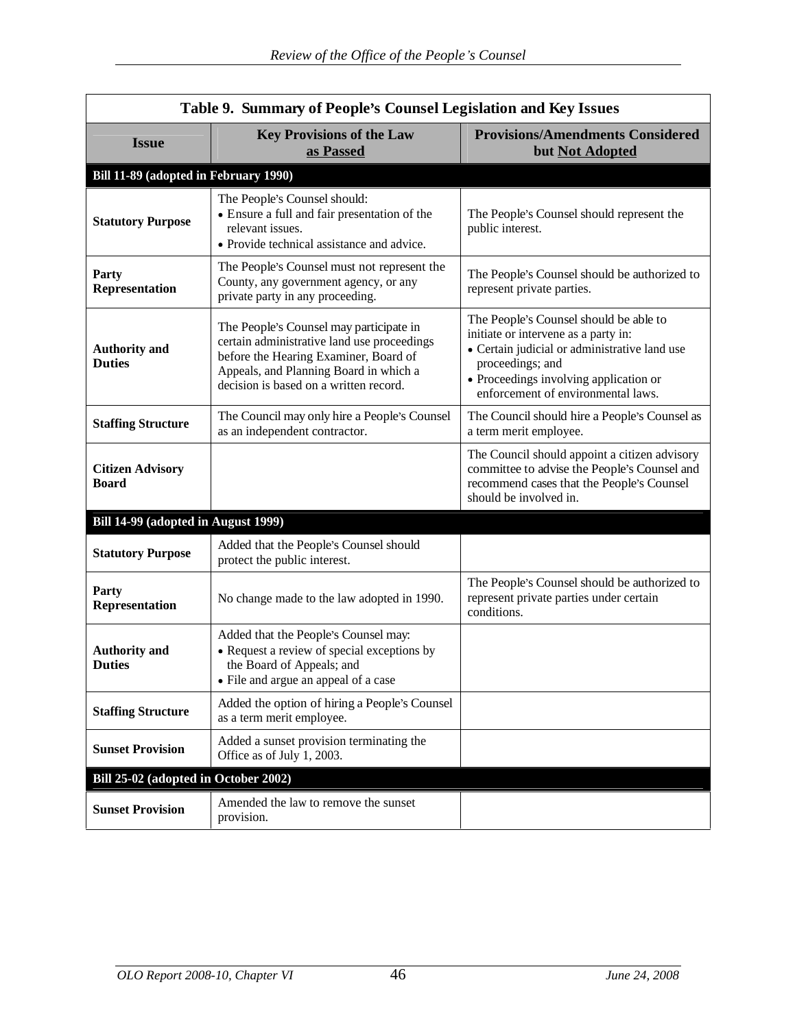| Table 9. Summary of People's Counsel Legislation and Key Issues | | |
|---|---|---|
| **Issue** | **Key Provisions of the Law as Passed** | **Provisions/Amendments Considered but Not Adopted** |
| **Bill 11-89 (adopted in February 1990)** | | |
| **Statutory Purpose** | The People's Counsel should: • Ensure a full and fair presentation of the relevant issues. • Provide technical assistance and advice. | The People's Counsel should represent the public interest. |
| **Party Representation** | The People's Counsel must not represent the County, any government agency, or any private party in any proceeding. | The People's Counsel should be authorized to represent private parties. |
| **Authority and Duties** | The People's Counsel may participate in certain administrative land use proceedings before the Hearing Examiner, Board of Appeals, and Planning Board in which a decision is based on a written record. | The People's Counsel should be able to initiate or intervene as a party in: • Certain judicial or administrative land use proceedings; and • Proceedings involving application or enforcement of environmental laws. |
| **Staffing Structure** | The Council may only hire a People's Counsel as an independent contractor. | The Council should hire a People's Counsel as a term merit employee. |
| **Citizen Advisory Board** | | The Council should appoint a citizen advisory committee to advise the People's Counsel and recommend cases that the People's Counsel should be involved in. |
| **Bill 14-99 (adopted in August 1999)** | | |
| **Statutory Purpose** | Added that the People's Counsel should protect the public interest. | |
| **Party Representation** | No change made to the law adopted in 1990. | The People's Counsel should be authorized to represent private parties under certain conditions. |
| **Authority and Duties** | Added that the People's Counsel may: • Request a review of special exceptions by the Board of Appeals; and • File and argue an appeal of a case | |
| **Staffing Structure** | Added the option of hiring a People's Counsel as a term merit employee. | |
| **Sunset Provision** | Added a sunset provision terminating the Office as of July 1, 2003. | |
| **Bill 25-02 (adopted in October 2002)** | | |
| **Sunset Provision** | Amended the law to remove the sunset provision. | |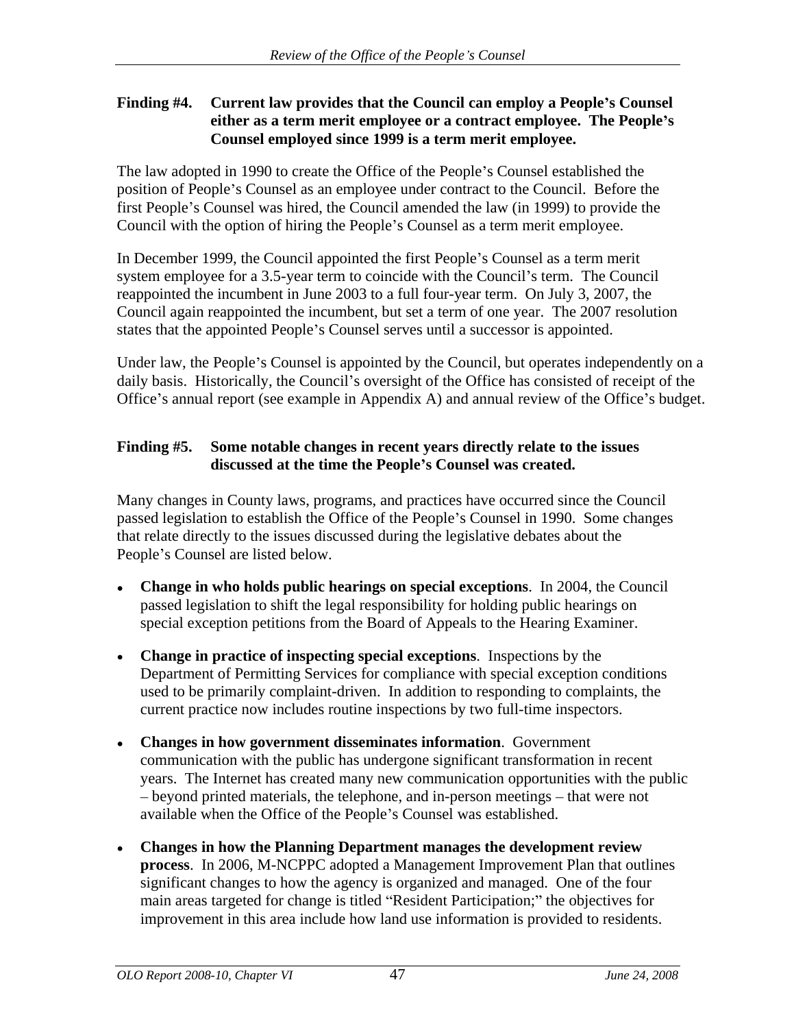**Finding #4. Current law provides that the Council can employ a People's Counsel either as a term merit employee or a contract employee. The People's Counsel employed since 1999 is a term merit employee.**

The law adopted in 1990 to create the Office of the People's Counsel established the position of People's Counsel as an employee under contract to the Council. Before the first People's Counsel was hired, the Council amended the law (in 1999) to provide the Council with the option of hiring the People's Counsel as a term merit employee.

In December 1999, the Council appointed the first People's Counsel as a term merit system employee for a 3.5-year term to coincide with the Council's term. The Council reappointed the incumbent in June 2003 to a full four-year term. On July 3, 2007, the Council again reappointed the incumbent, but set a term of one year. The 2007 resolution states that the appointed People's Counsel serves until a successor is appointed.

Under law, the People's Counsel is appointed by the Council, but operates independently on a daily basis. Historically, the Council's oversight of the Office has consisted of receipt of the Office's annual report (see example in Appendix A) and annual review of the Office's budget.

**Finding #5. Some notable changes in recent years directly relate to the issues discussed at the time the People's Counsel was created.**

Many changes in County laws, programs, and practices have occurred since the Council passed legislation to establish the Office of the People's Counsel in 1990. Some changes that relate directly to the issues discussed during the legislative debates about the People's Counsel are listed below.

- **Change in who holds public hearings on special exceptions**. In 2004, the Council passed legislation to shift the legal responsibility for holding public hearings on special exception petitions from the Board of Appeals to the Hearing Examiner.

- **Change in practice of inspecting special exceptions**. Inspections by the Department of Permitting Services for compliance with special exception conditions used to be primarily complaint-driven. In addition to responding to complaints, the current practice now includes routine inspections by two full-time inspectors.

- **Changes in how government disseminates information**. Government communication with the public has undergone significant transformation in recent years. The Internet has created many new communication opportunities with the public – beyond printed materials, the telephone, and in-person meetings – that were not available when the Office of the People's Counsel was established.

- **Changes in how the Planning Department manages the development review process**. In 2006, M-NCPPC adopted a Management Improvement Plan that outlines significant changes to how the agency is organized and managed. One of the four main areas targeted for change is titled "Resident Participation;" the objectives for improvement in this area include how land use information is provided to residents.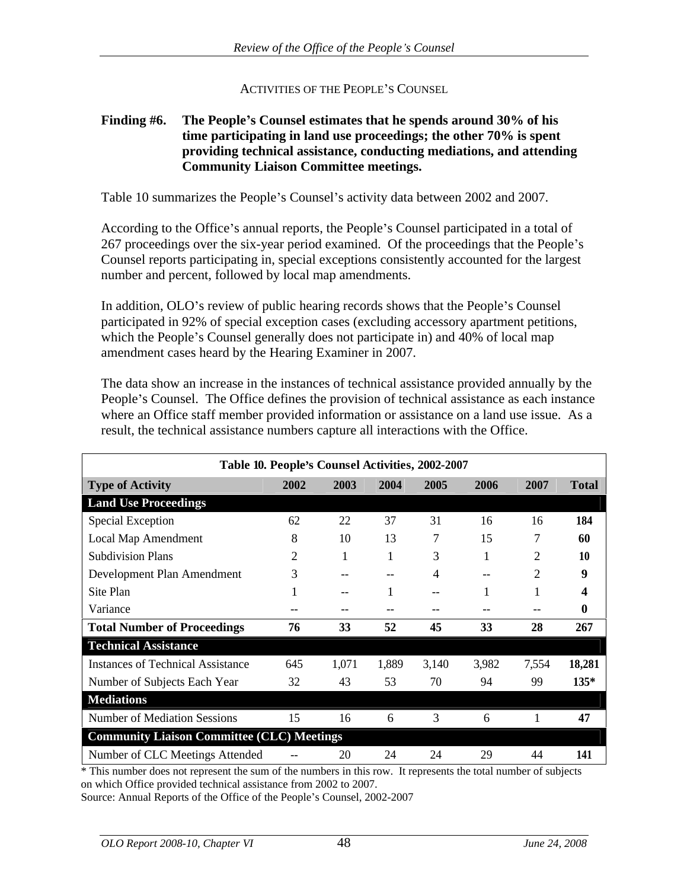## ACTIVITIES OF THE PEOPLE'S COUNSEL

**Finding #6. The People's Counsel estimates that he spends around 30% of his time participating in land use proceedings; the other 70% is spent providing technical assistance, conducting mediations, and attending Community Liaison Committee meetings.**

Table 10 summarizes the People's Counsel's activity data between 2002 and 2007.

According to the Office's annual reports, the People's Counsel participated in a total of 267 proceedings over the six-year period examined. Of the proceedings that the People's Counsel reports participating in, special exceptions consistently accounted for the largest number and percent, followed by local map amendments.

In addition, OLO's review of public hearing records shows that the People's Counsel participated in 92% of special exception cases (excluding accessory apartment petitions, which the People's Counsel generally does not participate in) and 40% of local map amendment cases heard by the Hearing Examiner in 2007.

The data show an increase in the instances of technical assistance provided annually by the People's Counsel. The Office defines the provision of technical assistance as each instance where an Office staff member provided information or assistance on a land use issue. As a result, the technical assistance numbers capture all interactions with the Office.

**Table 10. People's Counsel Activities, 2002-2007**

| Type of Activity | 2002 | 2003 | 2004 | 2005 | 2006 | 2007 | Total |
|---|---|---|---|---|---|---|---|
| **Land Use Proceedings** | | | | | | | |
| Special Exception | 62 | 22 | 37 | 31 | 16 | 16 | **184** |
| Local Map Amendment | 8 | 10 | 13 | 7 | 15 | 7 | **60** |
| Subdivision Plans | 2 | 1 | 1 | 3 | 1 | 2 | **10** |
| Development Plan Amendment | 3 | -- | -- | 4 | -- | 2 | **9** |
| Site Plan | 1 | -- | 1 | -- | 1 | 1 | **4** |
| Variance | -- | -- | -- | -- | -- | -- | **0** |
| **Total Number of Proceedings** | **76** | **33** | **52** | **45** | **33** | **28** | **267** |
| **Technical Assistance** | | | | | | | |
| Instances of Technical Assistance | 645 | 1,071 | 1,889 | 3,140 | 3,982 | 7,554 | **18,281** |
| Number of Subjects Each Year | 32 | 43 | 53 | 70 | 94 | 99 | **135*** |
| **Mediations** | | | | | | | |
| Number of Mediation Sessions | 15 | 16 | 6 | 3 | 6 | 1 | **47** |
| **Community Liaison Committee (CLC) Meetings** | | | | | | | |
| Number of CLC Meetings Attended | -- | 20 | 24 | 24 | 29 | 44 | **141** |

\* This number does not represent the sum of the numbers in this row. It represents the total number of subjects on which Office provided technical assistance from 2002 to 2007.

Source: Annual Reports of the Office of the People's Counsel, 2002-2007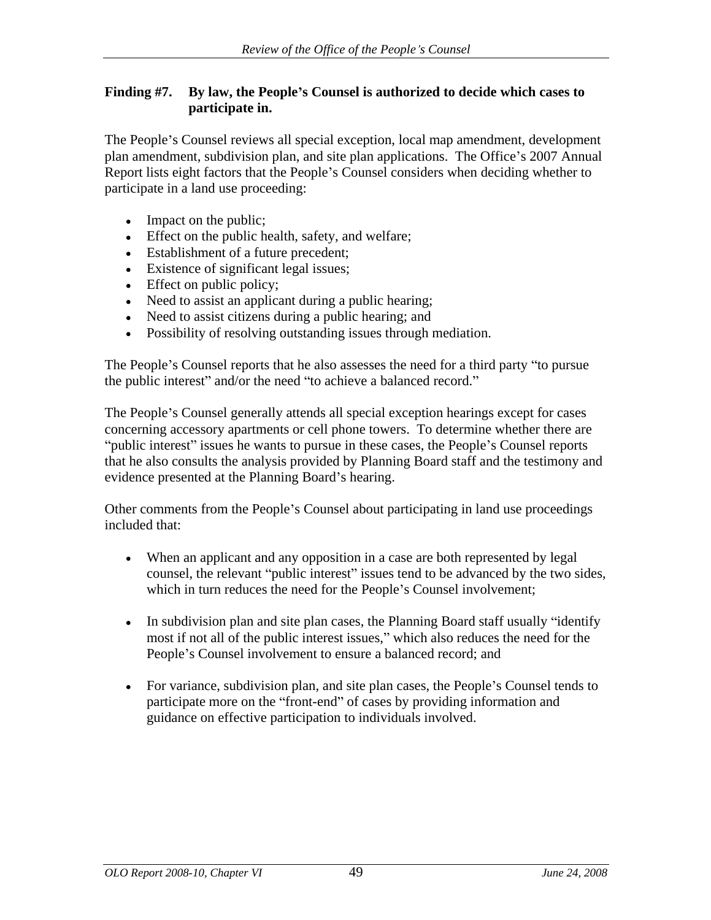**Finding #7. By law, the People's Counsel is authorized to decide which cases to participate in.**

The People's Counsel reviews all special exception, local map amendment, development plan amendment, subdivision plan, and site plan applications. The Office's 2007 Annual Report lists eight factors that the People's Counsel considers when deciding whether to participate in a land use proceeding:

- Impact on the public;
- Effect on the public health, safety, and welfare;
- Establishment of a future precedent;
- Existence of significant legal issues;
- Effect on public policy;
- Need to assist an applicant during a public hearing;
- Need to assist citizens during a public hearing; and
- Possibility of resolving outstanding issues through mediation.

The People's Counsel reports that he also assesses the need for a third party "to pursue the public interest" and/or the need "to achieve a balanced record."

The People's Counsel generally attends all special exception hearings except for cases concerning accessory apartments or cell phone towers. To determine whether there are "public interest" issues he wants to pursue in these cases, the People's Counsel reports that he also consults the analysis provided by Planning Board staff and the testimony and evidence presented at the Planning Board's hearing.

Other comments from the People's Counsel about participating in land use proceedings included that:

- When an applicant and any opposition in a case are both represented by legal counsel, the relevant "public interest" issues tend to be advanced by the two sides, which in turn reduces the need for the People's Counsel involvement;

- In subdivision plan and site plan cases, the Planning Board staff usually "identify most if not all of the public interest issues," which also reduces the need for the People's Counsel involvement to ensure a balanced record; and

- For variance, subdivision plan, and site plan cases, the People's Counsel tends to participate more on the "front-end" of cases by providing information and guidance on effective participation to individuals involved.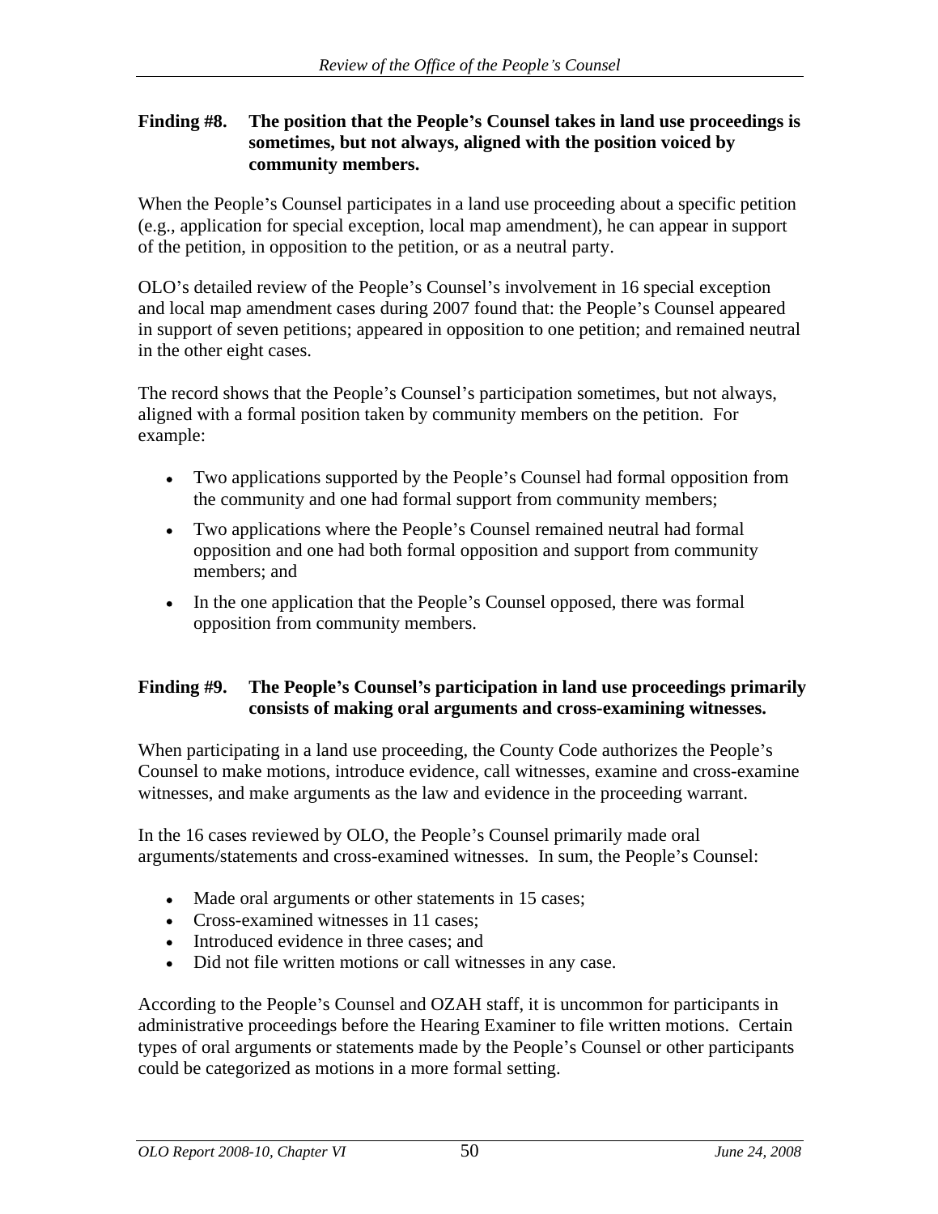**Finding #8. The position that the People's Counsel takes in land use proceedings is sometimes, but not always, aligned with the position voiced by community members.**

When the People's Counsel participates in a land use proceeding about a specific petition (e.g., application for special exception, local map amendment), he can appear in support of the petition, in opposition to the petition, or as a neutral party.

OLO's detailed review of the People's Counsel's involvement in 16 special exception and local map amendment cases during 2007 found that: the People's Counsel appeared in support of seven petitions; appeared in opposition to one petition; and remained neutral in the other eight cases.

The record shows that the People's Counsel's participation sometimes, but not always, aligned with a formal position taken by community members on the petition. For example:

- Two applications supported by the People's Counsel had formal opposition from the community and one had formal support from community members;
- Two applications where the People's Counsel remained neutral had formal opposition and one had both formal opposition and support from community members; and
- In the one application that the People's Counsel opposed, there was formal opposition from community members.

**Finding #9. The People's Counsel's participation in land use proceedings primarily consists of making oral arguments and cross-examining witnesses.**

When participating in a land use proceeding, the County Code authorizes the People's Counsel to make motions, introduce evidence, call witnesses, examine and cross-examine witnesses, and make arguments as the law and evidence in the proceeding warrant.

In the 16 cases reviewed by OLO, the People's Counsel primarily made oral arguments/statements and cross-examined witnesses. In sum, the People's Counsel:

- Made oral arguments or other statements in 15 cases;
- Cross-examined witnesses in 11 cases;
- Introduced evidence in three cases; and
- Did not file written motions or call witnesses in any case.

According to the People's Counsel and OZAH staff, it is uncommon for participants in administrative proceedings before the Hearing Examiner to file written motions. Certain types of oral arguments or statements made by the People's Counsel or other participants could be categorized as motions in a more formal setting.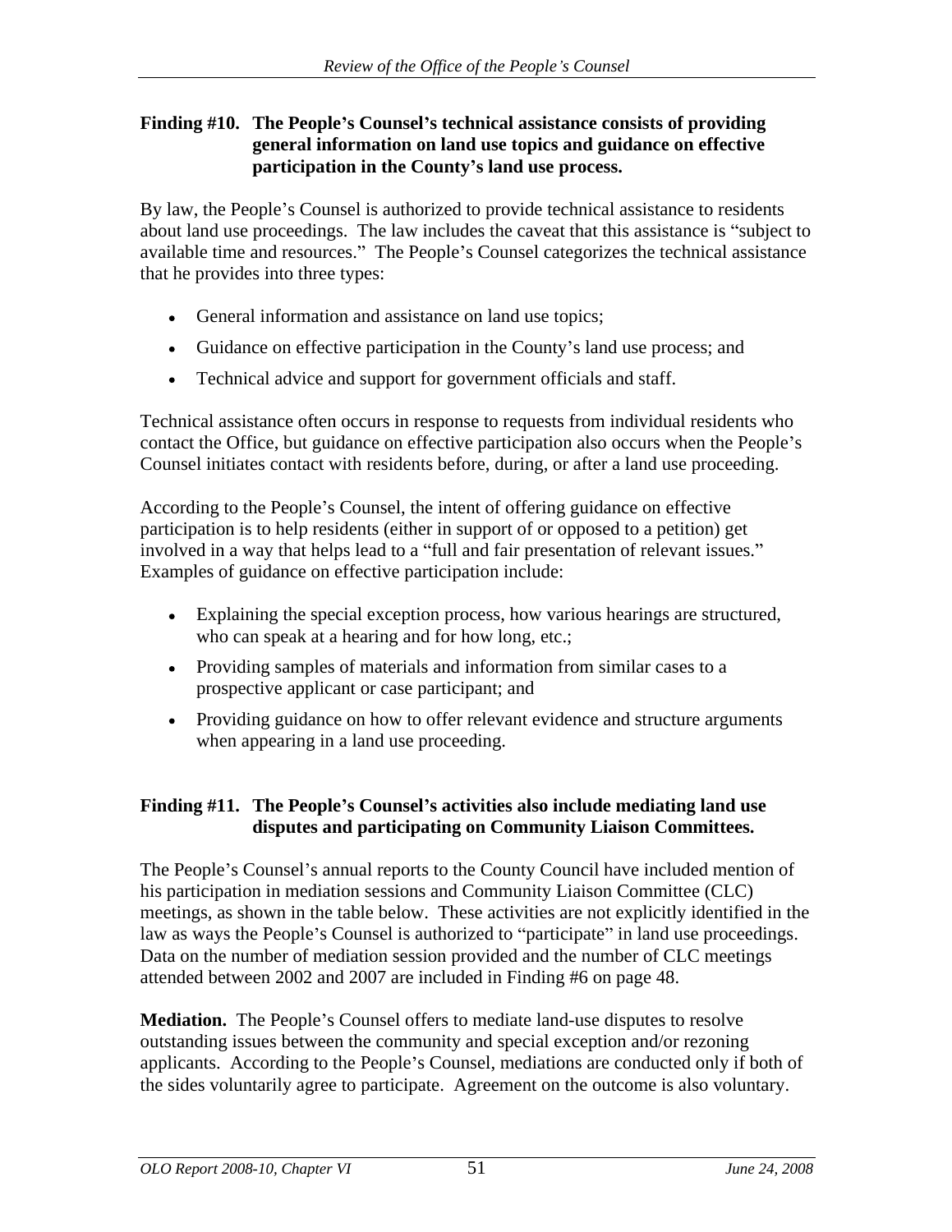**Finding #10. The People's Counsel's technical assistance consists of providing general information on land use topics and guidance on effective participation in the County's land use process.**

By law, the People's Counsel is authorized to provide technical assistance to residents about land use proceedings. The law includes the caveat that this assistance is "subject to available time and resources." The People's Counsel categorizes the technical assistance that he provides into three types:

- General information and assistance on land use topics;
- Guidance on effective participation in the County's land use process; and
- Technical advice and support for government officials and staff.

Technical assistance often occurs in response to requests from individual residents who contact the Office, but guidance on effective participation also occurs when the People's Counsel initiates contact with residents before, during, or after a land use proceeding.

According to the People's Counsel, the intent of offering guidance on effective participation is to help residents (either in support of or opposed to a petition) get involved in a way that helps lead to a "full and fair presentation of relevant issues." Examples of guidance on effective participation include:

- Explaining the special exception process, how various hearings are structured, who can speak at a hearing and for how long, etc.;
- Providing samples of materials and information from similar cases to a prospective applicant or case participant; and
- Providing guidance on how to offer relevant evidence and structure arguments when appearing in a land use proceeding.

**Finding #11. The People's Counsel's activities also include mediating land use disputes and participating on Community Liaison Committees.**

The People's Counsel's annual reports to the County Council have included mention of his participation in mediation sessions and Community Liaison Committee (CLC) meetings, as shown in the table below. These activities are not explicitly identified in the law as ways the People's Counsel is authorized to "participate" in land use proceedings. Data on the number of mediation session provided and the number of CLC meetings attended between 2002 and 2007 are included in Finding #6 on page 48.

**Mediation.** The People's Counsel offers to mediate land-use disputes to resolve outstanding issues between the community and special exception and/or rezoning applicants. According to the People's Counsel, mediations are conducted only if both of the sides voluntarily agree to participate. Agreement on the outcome is also voluntary.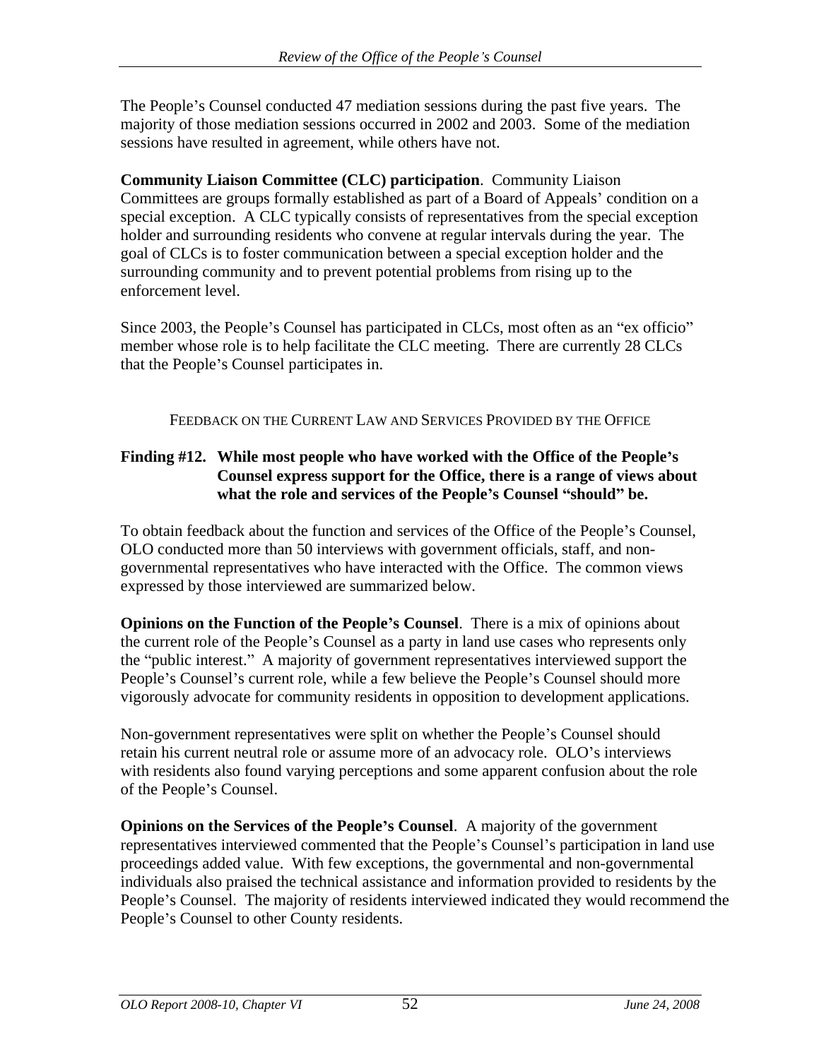The People's Counsel conducted 47 mediation sessions during the past five years. The majority of those mediation sessions occurred in 2002 and 2003. Some of the mediation sessions have resulted in agreement, while others have not.

**Community Liaison Committee (CLC) participation**. Community Liaison Committees are groups formally established as part of a Board of Appeals' condition on a special exception. A CLC typically consists of representatives from the special exception holder and surrounding residents who convene at regular intervals during the year. The goal of CLCs is to foster communication between a special exception holder and the surrounding community and to prevent potential problems from rising up to the enforcement level.

Since 2003, the People's Counsel has participated in CLCs, most often as an "ex officio" member whose role is to help facilitate the CLC meeting. There are currently 28 CLCs that the People's Counsel participates in.

## FEEDBACK ON THE CURRENT LAW AND SERVICES PROVIDED BY THE OFFICE

**Finding #12. While most people who have worked with the Office of the People's Counsel express support for the Office, there is a range of views about what the role and services of the People's Counsel "should" be.**

To obtain feedback about the function and services of the Office of the People's Counsel, OLO conducted more than 50 interviews with government officials, staff, and non-governmental representatives who have interacted with the Office. The common views expressed by those interviewed are summarized below.

**Opinions on the Function of the People's Counsel**. There is a mix of opinions about the current role of the People's Counsel as a party in land use cases who represents only the "public interest." A majority of government representatives interviewed support the People's Counsel's current role, while a few believe the People's Counsel should more vigorously advocate for community residents in opposition to development applications.

Non-government representatives were split on whether the People's Counsel should retain his current neutral role or assume more of an advocacy role. OLO's interviews with residents also found varying perceptions and some apparent confusion about the role of the People's Counsel.

**Opinions on the Services of the People's Counsel**. A majority of the government representatives interviewed commented that the People's Counsel's participation in land use proceedings added value. With few exceptions, the governmental and non-governmental individuals also praised the technical assistance and information provided to residents by the People's Counsel. The majority of residents interviewed indicated they would recommend the People's Counsel to other County residents.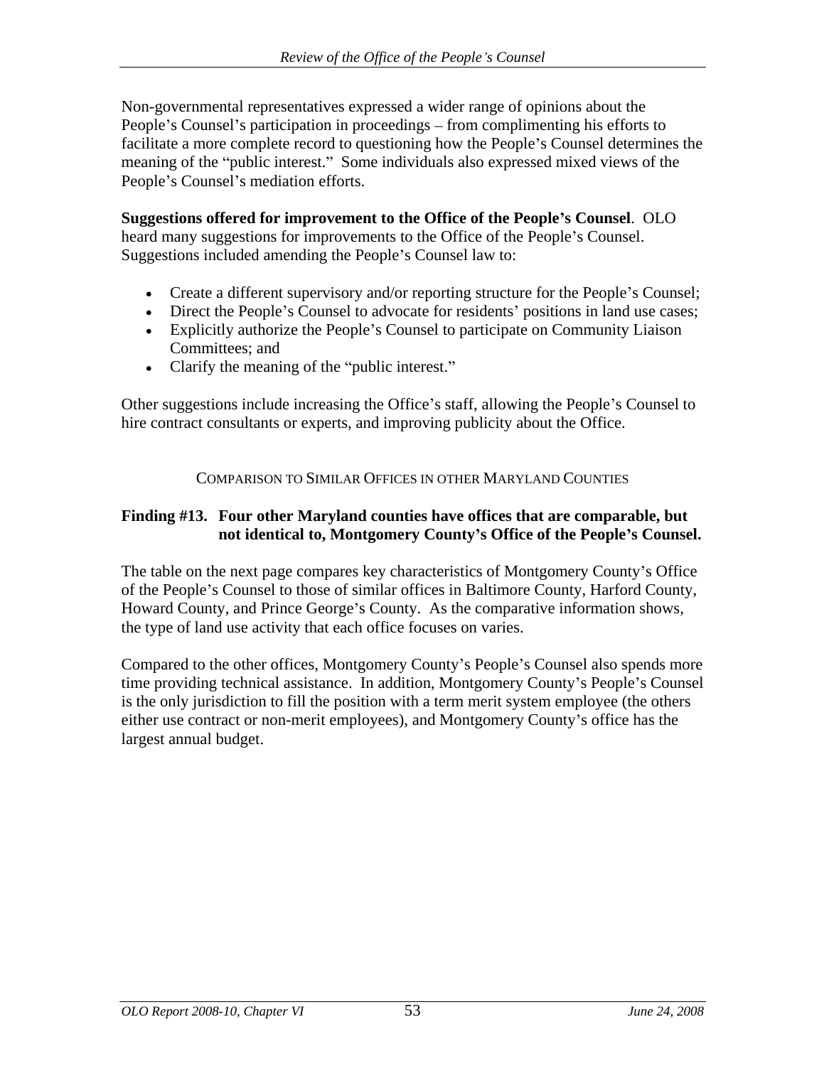Non-governmental representatives expressed a wider range of opinions about the People's Counsel's participation in proceedings – from complimenting his efforts to facilitate a more complete record to questioning how the People's Counsel determines the meaning of the "public interest." Some individuals also expressed mixed views of the People's Counsel's mediation efforts.

**Suggestions offered for improvement to the Office of the People's Counsel**. OLO heard many suggestions for improvements to the Office of the People's Counsel. Suggestions included amending the People's Counsel law to:

- Create a different supervisory and/or reporting structure for the People's Counsel;
- Direct the People's Counsel to advocate for residents' positions in land use cases;
- Explicitly authorize the People's Counsel to participate on Community Liaison Committees; and
- Clarify the meaning of the "public interest."

Other suggestions include increasing the Office's staff, allowing the People's Counsel to hire contract consultants or experts, and improving publicity about the Office.

## COMPARISON TO SIMILAR OFFICES IN OTHER MARYLAND COUNTIES

**Finding #13. Four other Maryland counties have offices that are comparable, but not identical to, Montgomery County's Office of the People's Counsel.**

The table on the next page compares key characteristics of Montgomery County's Office of the People's Counsel to those of similar offices in Baltimore County, Harford County, Howard County, and Prince George's County. As the comparative information shows, the type of land use activity that each office focuses on varies.

Compared to the other offices, Montgomery County's People's Counsel also spends more time providing technical assistance. In addition, Montgomery County's People's Counsel is the only jurisdiction to fill the position with a term merit system employee (the others either use contract or non-merit employees), and Montgomery County's office has the largest annual budget.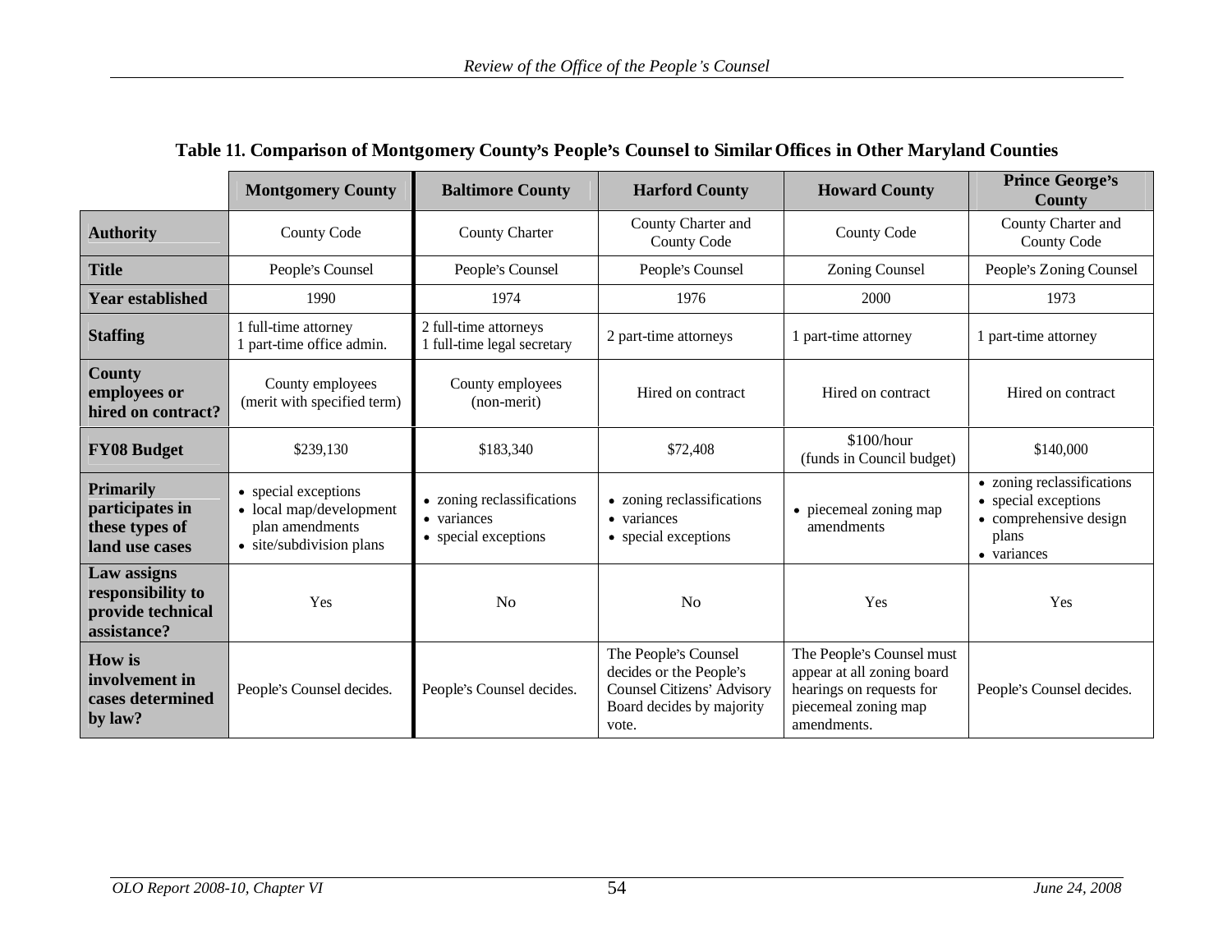**Table 11. Comparison of Montgomery County's People's Counsel to Similar Offices in Other Maryland Counties**

| | Montgomery County | Baltimore County | Harford County | Howard County | Prince George's County |
|---|---|---|---|---|---|
| **Authority** | County Code | County Charter | County Charter and County Code | County Code | County Charter and County Code |
| **Title** | People's Counsel | People's Counsel | People's Counsel | Zoning Counsel | People's Zoning Counsel |
| **Year established** | 1990 | 1974 | 1976 | 2000 | 1973 |
| **Staffing** | 1 full-time attorney<br>1 part-time office admin. | 2 full-time attorneys<br>1 full-time legal secretary | 2 part-time attorneys | 1 part-time attorney | 1 part-time attorney |
| **County employees or hired on contract?** | County employees (merit with specified term) | County employees (non-merit) | Hired on contract | Hired on contract | Hired on contract |
| **FY08 Budget** | $239,130 | $183,340 | $72,408 | $100/hour (funds in Council budget) | $140,000 |
| **Primarily participates in these types of land use cases** | • special exceptions<br>• local map/development plan amendments<br>• site/subdivision plans | • zoning reclassifications<br>• variances<br>• special exceptions | • zoning reclassifications<br>• variances<br>• special exceptions | • piecemeal zoning map amendments | • zoning reclassifications<br>• special exceptions<br>• comprehensive design plans<br>• variances |
| **Law assigns responsibility to provide technical assistance?** | Yes | No | No | Yes | Yes |
| **How is involvement in cases determined by law?** | People's Counsel decides. | People's Counsel decides. | The People's Counsel decides or the People's Counsel Citizens' Advisory Board decides by majority vote. | The People's Counsel must appear at all zoning board hearings on requests for piecemeal zoning map amendments. | People's Counsel decides. |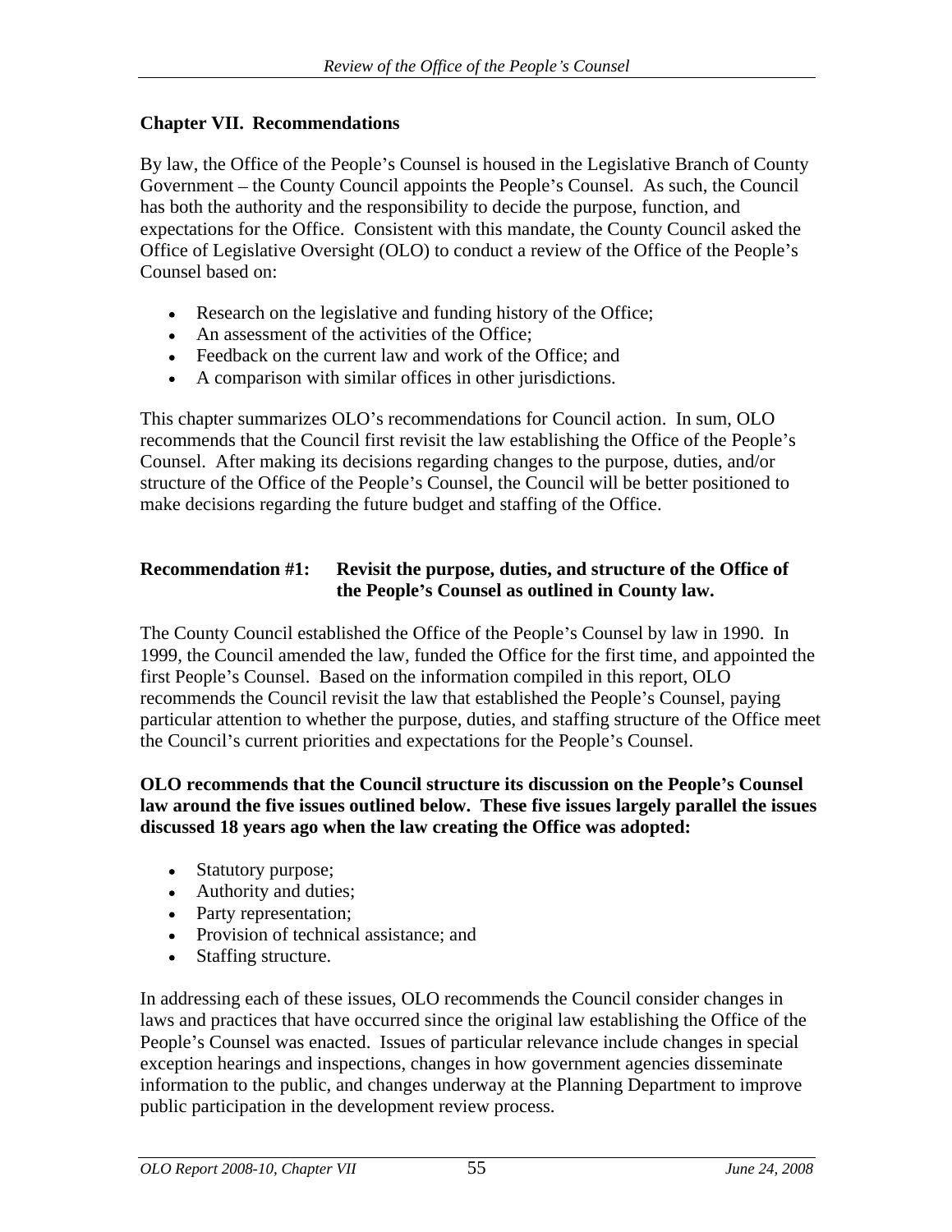## Chapter VII. Recommendations

By law, the Office of the People's Counsel is housed in the Legislative Branch of County Government – the County Council appoints the People's Counsel. As such, the Council has both the authority and the responsibility to decide the purpose, function, and expectations for the Office. Consistent with this mandate, the County Council asked the Office of Legislative Oversight (OLO) to conduct a review of the Office of the People's Counsel based on:

- Research on the legislative and funding history of the Office;
- An assessment of the activities of the Office;
- Feedback on the current law and work of the Office; and
- A comparison with similar offices in other jurisdictions.

This chapter summarizes OLO's recommendations for Council action. In sum, OLO recommends that the Council first revisit the law establishing the Office of the People's Counsel. After making its decisions regarding changes to the purpose, duties, and/or structure of the Office of the People's Counsel, the Council will be better positioned to make decisions regarding the future budget and staffing of the Office.

### Recommendation #1: Revisit the purpose, duties, and structure of the Office of the People's Counsel as outlined in County law.

The County Council established the Office of the People's Counsel by law in 1990. In 1999, the Council amended the law, funded the Office for the first time, and appointed the first People's Counsel. Based on the information compiled in this report, OLO recommends the Council revisit the law that established the People's Counsel, paying particular attention to whether the purpose, duties, and staffing structure of the Office meet the Council's current priorities and expectations for the People's Counsel.

**OLO recommends that the Council structure its discussion on the People's Counsel law around the five issues outlined below. These five issues largely parallel the issues discussed 18 years ago when the law creating the Office was adopted:**

- Statutory purpose;
- Authority and duties;
- Party representation;
- Provision of technical assistance; and
- Staffing structure.

In addressing each of these issues, OLO recommends the Council consider changes in laws and practices that have occurred since the original law establishing the Office of the People's Counsel was enacted. Issues of particular relevance include changes in special exception hearings and inspections, changes in how government agencies disseminate information to the public, and changes underway at the Planning Department to improve public participation in the development review process.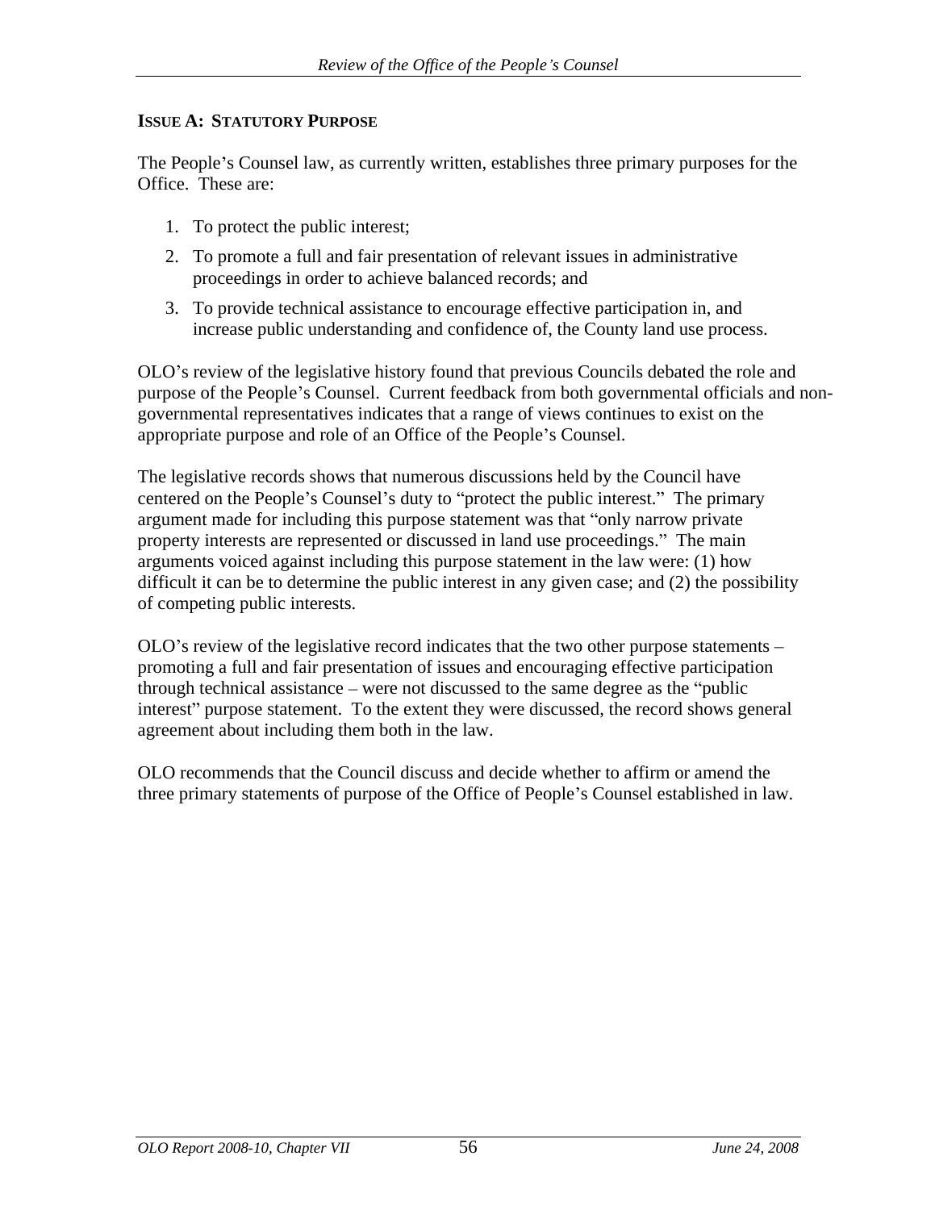### ISSUE A: STATUTORY PURPOSE

The People's Counsel law, as currently written, establishes three primary purposes for the Office. These are:

1. To protect the public interest;
2. To promote a full and fair presentation of relevant issues in administrative proceedings in order to achieve balanced records; and
3. To provide technical assistance to encourage effective participation in, and increase public understanding and confidence of, the County land use process.

OLO's review of the legislative history found that previous Councils debated the role and purpose of the People's Counsel. Current feedback from both governmental officials and non-governmental representatives indicates that a range of views continues to exist on the appropriate purpose and role of an Office of the People's Counsel.

The legislative records shows that numerous discussions held by the Council have centered on the People's Counsel's duty to "protect the public interest." The primary argument made for including this purpose statement was that "only narrow private property interests are represented or discussed in land use proceedings." The main arguments voiced against including this purpose statement in the law were: (1) how difficult it can be to determine the public interest in any given case; and (2) the possibility of competing public interests.

OLO's review of the legislative record indicates that the two other purpose statements – promoting a full and fair presentation of issues and encouraging effective participation through technical assistance – were not discussed to the same degree as the "public interest" purpose statement. To the extent they were discussed, the record shows general agreement about including them both in the law.

OLO recommends that the Council discuss and decide whether to affirm or amend the three primary statements of purpose of the Office of People's Counsel established in law.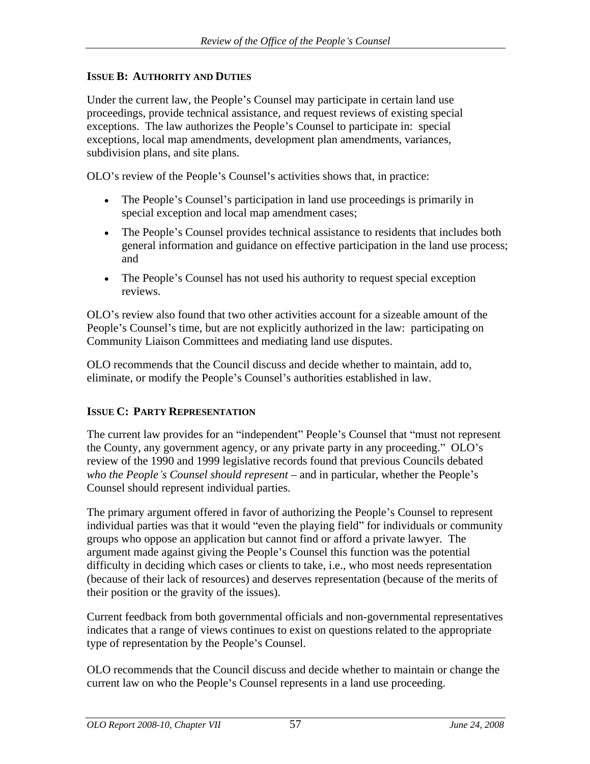### ISSUE B: AUTHORITY AND DUTIES

Under the current law, the People's Counsel may participate in certain land use proceedings, provide technical assistance, and request reviews of existing special exceptions. The law authorizes the People's Counsel to participate in: special exceptions, local map amendments, development plan amendments, variances, subdivision plans, and site plans.

OLO's review of the People's Counsel's activities shows that, in practice:

- The People's Counsel's participation in land use proceedings is primarily in special exception and local map amendment cases;
- The People's Counsel provides technical assistance to residents that includes both general information and guidance on effective participation in the land use process; and
- The People's Counsel has not used his authority to request special exception reviews.

OLO's review also found that two other activities account for a sizeable amount of the People's Counsel's time, but are not explicitly authorized in the law: participating on Community Liaison Committees and mediating land use disputes.

OLO recommends that the Council discuss and decide whether to maintain, add to, eliminate, or modify the People's Counsel's authorities established in law.

### ISSUE C: PARTY REPRESENTATION

The current law provides for an "independent" People's Counsel that "must not represent the County, any government agency, or any private party in any proceeding." OLO's review of the 1990 and 1999 legislative records found that previous Councils debated *who the People's Counsel should represent* – and in particular, whether the People's Counsel should represent individual parties.

The primary argument offered in favor of authorizing the People's Counsel to represent individual parties was that it would "even the playing field" for individuals or community groups who oppose an application but cannot find or afford a private lawyer. The argument made against giving the People's Counsel this function was the potential difficulty in deciding which cases or clients to take, i.e., who most needs representation (because of their lack of resources) and deserves representation (because of the merits of their position or the gravity of the issues).

Current feedback from both governmental officials and non-governmental representatives indicates that a range of views continues to exist on questions related to the appropriate type of representation by the People's Counsel.

OLO recommends that the Council discuss and decide whether to maintain or change the current law on who the People's Counsel represents in a land use proceeding.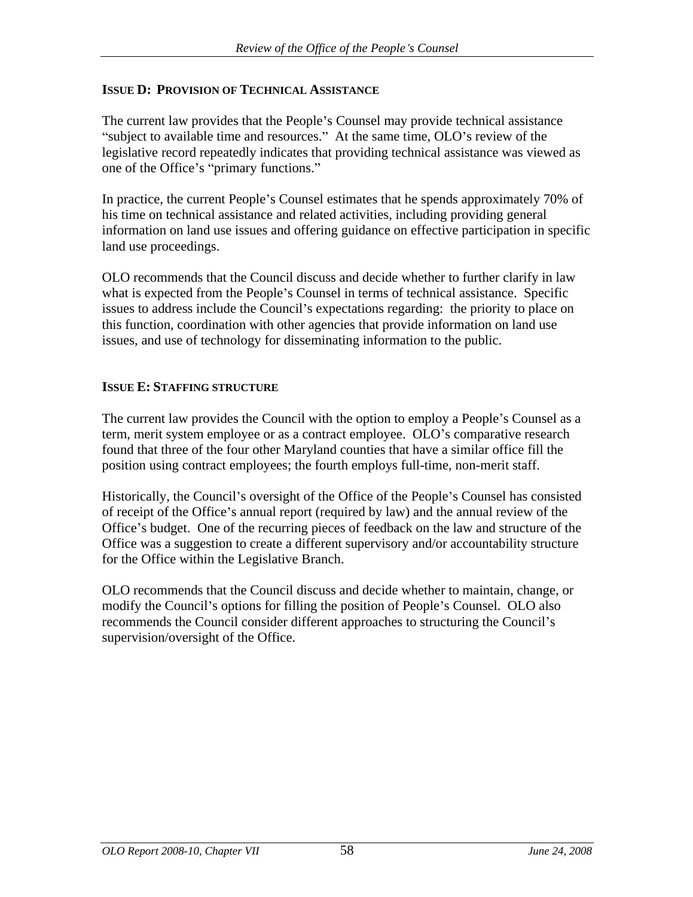### ISSUE D: PROVISION OF TECHNICAL ASSISTANCE

The current law provides that the People's Counsel may provide technical assistance "subject to available time and resources." At the same time, OLO's review of the legislative record repeatedly indicates that providing technical assistance was viewed as one of the Office's "primary functions."

In practice, the current People's Counsel estimates that he spends approximately 70% of his time on technical assistance and related activities, including providing general information on land use issues and offering guidance on effective participation in specific land use proceedings.

OLO recommends that the Council discuss and decide whether to further clarify in law what is expected from the People's Counsel in terms of technical assistance. Specific issues to address include the Council's expectations regarding: the priority to place on this function, coordination with other agencies that provide information on land use issues, and use of technology for disseminating information to the public.

### ISSUE E: STAFFING STRUCTURE

The current law provides the Council with the option to employ a People's Counsel as a term, merit system employee or as a contract employee. OLO's comparative research found that three of the four other Maryland counties that have a similar office fill the position using contract employees; the fourth employs full-time, non-merit staff.

Historically, the Council's oversight of the Office of the People's Counsel has consisted of receipt of the Office's annual report (required by law) and the annual review of the Office's budget. One of the recurring pieces of feedback on the law and structure of the Office was a suggestion to create a different supervisory and/or accountability structure for the Office within the Legislative Branch.

OLO recommends that the Council discuss and decide whether to maintain, change, or modify the Council's options for filling the position of People's Counsel. OLO also recommends the Council consider different approaches to structuring the Council's supervision/oversight of the Office.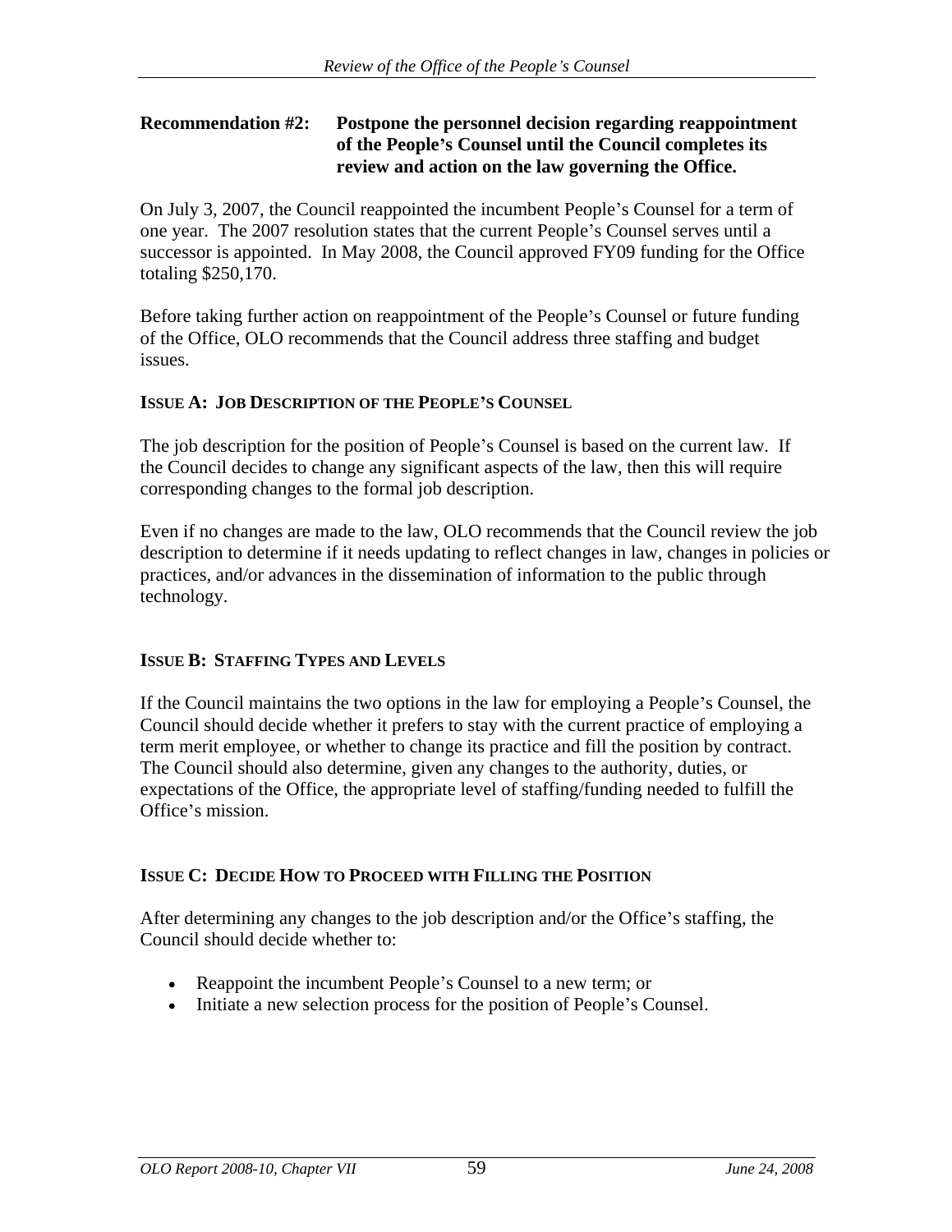**Recommendation #2: Postpone the personnel decision regarding reappointment of the People's Counsel until the Council completes its review and action on the law governing the Office.**

On July 3, 2007, the Council reappointed the incumbent People's Counsel for a term of one year. The 2007 resolution states that the current People's Counsel serves until a successor is appointed. In May 2008, the Council approved FY09 funding for the Office totaling $250,170.

Before taking further action on reappointment of the People's Counsel or future funding of the Office, OLO recommends that the Council address three staffing and budget issues.

#### ISSUE A: JOB DESCRIPTION OF THE PEOPLE'S COUNSEL

The job description for the position of People's Counsel is based on the current law. If the Council decides to change any significant aspects of the law, then this will require corresponding changes to the formal job description.

Even if no changes are made to the law, OLO recommends that the Council review the job description to determine if it needs updating to reflect changes in law, changes in policies or practices, and/or advances in the dissemination of information to the public through technology.

#### ISSUE B: STAFFING TYPES AND LEVELS

If the Council maintains the two options in the law for employing a People's Counsel, the Council should decide whether it prefers to stay with the current practice of employing a term merit employee, or whether to change its practice and fill the position by contract. The Council should also determine, given any changes to the authority, duties, or expectations of the Office, the appropriate level of staffing/funding needed to fulfill the Office's mission.

#### ISSUE C: DECIDE HOW TO PROCEED WITH FILLING THE POSITION

After determining any changes to the job description and/or the Office's staffing, the Council should decide whether to:

- Reappoint the incumbent People's Counsel to a new term; or
- Initiate a new selection process for the position of People's Counsel.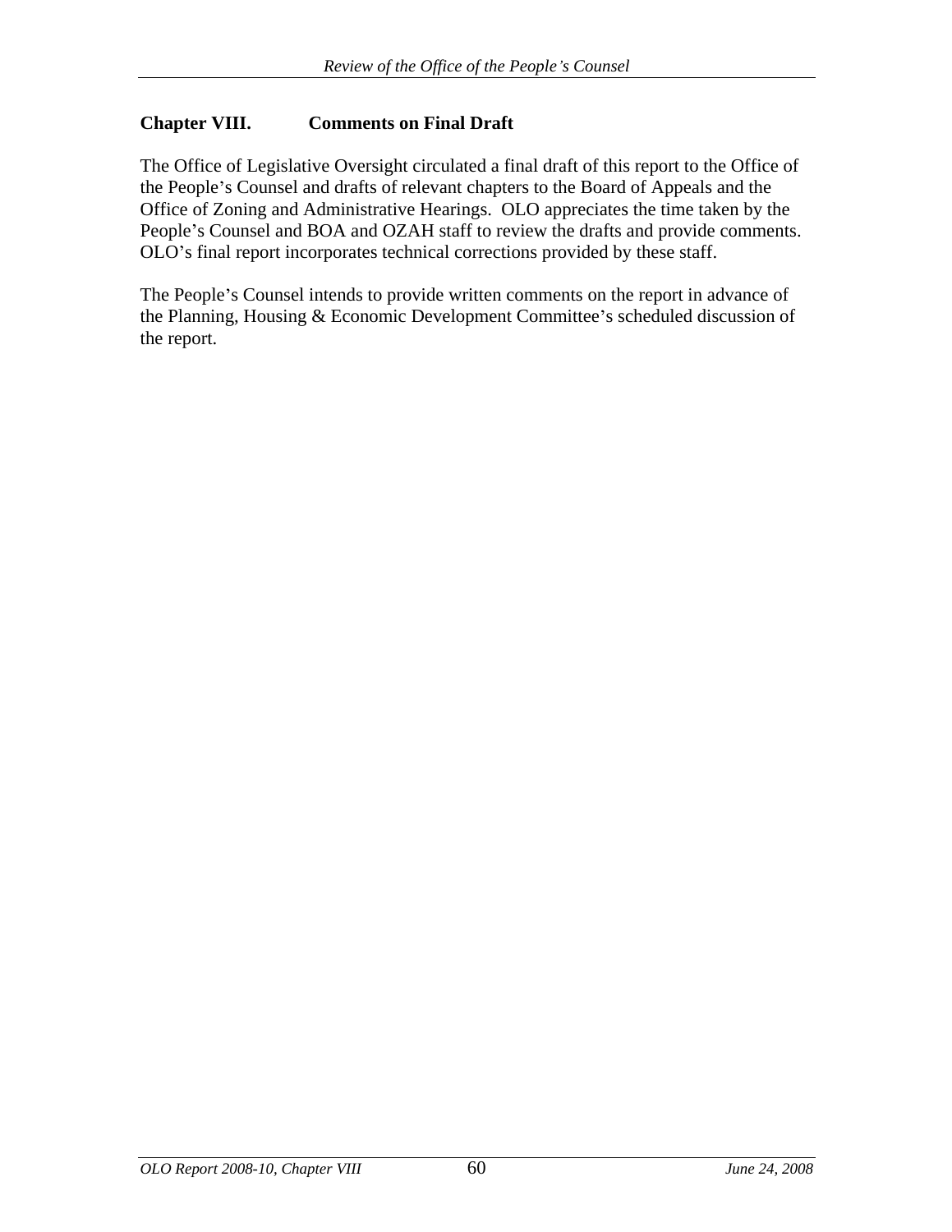## Chapter VIII. Comments on Final Draft

The Office of Legislative Oversight circulated a final draft of this report to the Office of the People's Counsel and drafts of relevant chapters to the Board of Appeals and the Office of Zoning and Administrative Hearings. OLO appreciates the time taken by the People's Counsel and BOA and OZAH staff to review the drafts and provide comments. OLO's final report incorporates technical corrections provided by these staff.

The People's Counsel intends to provide written comments on the report in advance of the Planning, Housing & Economic Development Committee's scheduled discussion of the report.